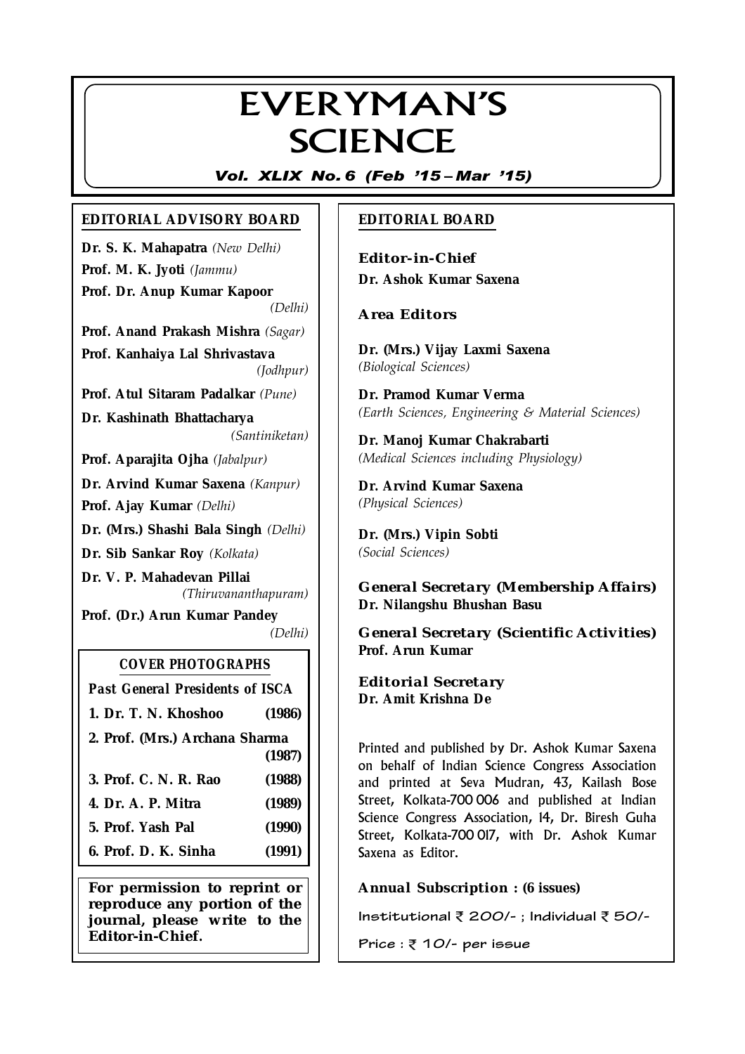# EVERYMAN'S SCIENCE

***Vol. XLIX No. 6 (Feb '15 – Mar '15)***

## EDITORIAL ADVISORY BOARD

**Dr. S. K. Mahapatra** *(New Delhi)*

**Prof. M. K. Jyoti** *(Jammu)*

**Prof. Dr. Anup Kumar Kapoor** *(Delhi)*

**Prof. Anand Prakash Mishra** *(Sagar)*

**Prof. Kanhaiya Lal Shrivastava** *(Jodhpur)*

**Prof. Atul Sitaram Padalkar** *(Pune)*

**Dr. Kashinath Bhattacharya** *(Santiniketan)*

**Prof. Aparajita Ojha** *(Jabalpur)*

**Dr. Arvind Kumar Saxena** *(Kanpur)*

**Prof. Ajay Kumar** *(Delhi)*

**Dr. (Mrs.) Shashi Bala Singh** *(Delhi)*

**Dr. Sib Sankar Roy** *(Kolkata)*

**Dr. V. P. Mahadevan Pillai** *(Thiruvananthapuram)*

**Prof. (Dr.) Arun Kumar Pandey** *(Delhi)*

## COVER PHOTOGRAPHS

**Past General Presidents of ISCA**

| | |
|---|---|
| **1. Dr. T. N. Khoshoo** | **(1986)** |
| **2. Prof. (Mrs.) Archana Sharma** | **(1987)** |
| **3. Prof. C. N. R. Rao** | **(1988)** |
| **4. Dr. A. P. Mitra** | **(1989)** |
| **5. Prof. Yash Pal** | **(1990)** |
| **6. Prof. D. K. Sinha** | **(1991)** |

**For permission to reprint or reproduce any portion of the journal, please write to the Editor-in-Chief.**

## EDITORIAL BOARD

**Editor-in-Chief**
**Dr. Ashok Kumar Saxena**

**Area Editors**

**Dr. (Mrs.) Vijay Laxmi Saxena**
*(Biological Sciences)*

**Dr. Pramod Kumar Verma**
*(Earth Sciences, Engineering & Material Sciences)*

**Dr. Manoj Kumar Chakrabarti**
*(Medical Sciences including Physiology)*

**Dr. Arvind Kumar Saxena**
*(Physical Sciences)*

**Dr. (Mrs.) Vipin Sobti**
*(Social Sciences)*

**General Secretary (Membership Affairs)**
**Dr. Nilangshu Bhushan Basu**

**General Secretary (Scientific Activities)**
**Prof. Arun Kumar**

**Editorial Secretary**
**Dr. Amit Krishna De**

Printed and published by Dr. Ashok Kumar Saxena on behalf of Indian Science Congress Association and printed at Seva Mudran, 43, Kailash Bose Street, Kolkata-700 006 and published at Indian Science Congress Association, 14, Dr. Biresh Guha Street, Kolkata-700 017, with Dr. Ashok Kumar Saxena as Editor.

**Annual Subscription : (6 issues)**

Institutional ₹ 200/- ; Individual ₹ 50/-

Price : ₹ 10/- per issue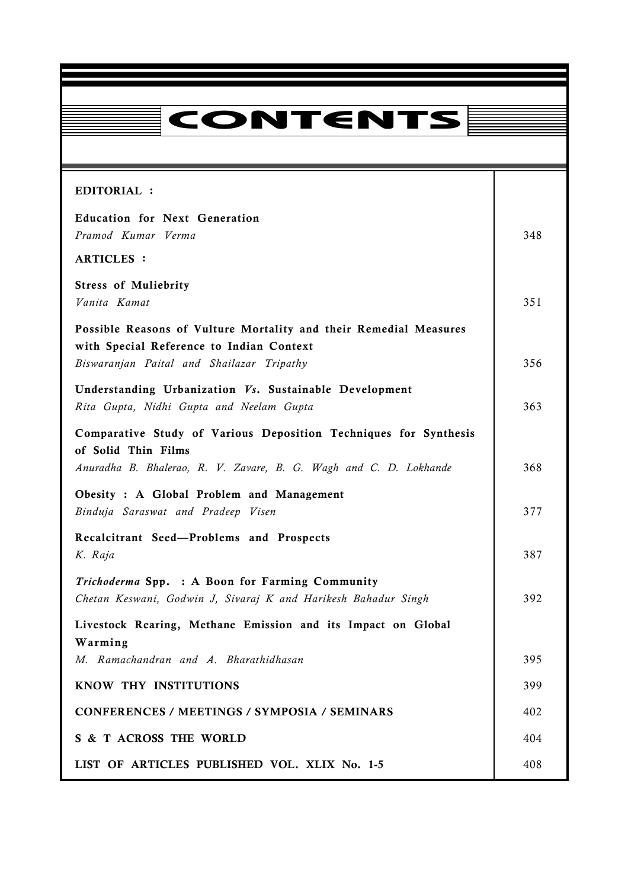# CONTENTS

| | |
|---|---|
| **EDITORIAL :** | |
| **Education for Next Generation**<br>*Pramod Kumar Verma* | 348 |
| **ARTICLES :** | |
| **Stress of Muliebrity**<br>*Vanita Kamat* | 351 |
| **Possible Reasons of Vulture Mortality and their Remedial Measures with Special Reference to Indian Context**<br>*Biswaranjan Paital and Shailazar Tripathy* | 356 |
| **Understanding Urbanization *Vs*. Sustainable Development**<br>*Rita Gupta, Nidhi Gupta and Neelam Gupta* | 363 |
| **Comparative Study of Various Deposition Techniques for Synthesis of Solid Thin Films**<br>*Anuradha B. Bhalerao, R. V. Zavare, B. G. Wagh and C. D. Lokhande* | 368 |
| **Obesity : A Global Problem and Management**<br>*Binduja Saraswat and Pradeep Visen* | 377 |
| **Recalcitrant Seed—Problems and Prospects**<br>*K. Raja* | 387 |
| ***Trichoderma* Spp. : A Boon for Farming Community**<br>*Chetan Keswani, Godwin J, Sivaraj K and Harikesh Bahadur Singh* | 392 |
| **Livestock Rearing, Methane Emission and its Impact on Global Warming**<br>*M. Ramachandran and A. Bharathidhasan* | 395 |
| **KNOW THY INSTITUTIONS** | 399 |
| **CONFERENCES / MEETINGS / SYMPOSIA / SEMINARS** | 402 |
| **S & T ACROSS THE WORLD** | 404 |
| **LIST OF ARTICLES PUBLISHED VOL. XLIX No. 1-5** | 408 |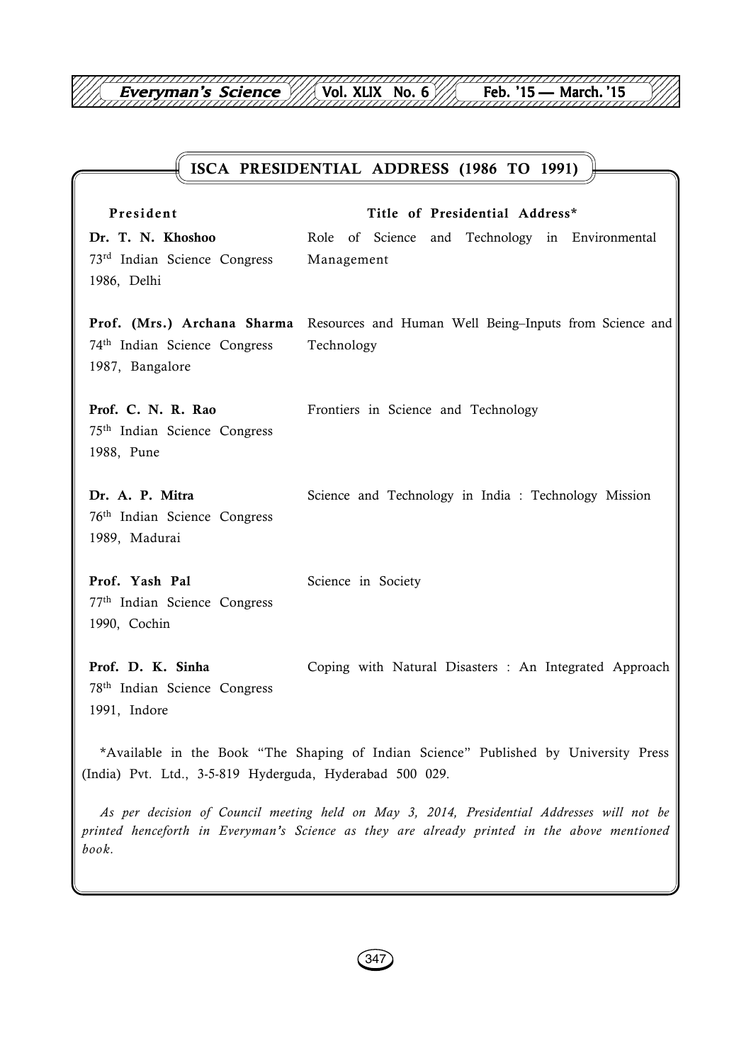## ISCA PRESIDENTIAL ADDRESS (1986 TO 1991)

| President | Title of Presidential Address* |
|---|---|
| **Dr. T. N. Khoshoo**<br>73rd Indian Science Congress<br>1986, Delhi | Role of Science and Technology in Environmental Management |
| **Prof. (Mrs.) Archana Sharma**<br>74th Indian Science Congress<br>1987, Bangalore | Resources and Human Well Being–Inputs from Science and Technology |
| **Prof. C. N. R. Rao**<br>75th Indian Science Congress<br>1988, Pune | Frontiers in Science and Technology |
| **Dr. A. P. Mitra**<br>76th Indian Science Congress<br>1989, Madurai | Science and Technology in India : Technology Mission |
| **Prof. Yash Pal**<br>77th Indian Science Congress<br>1990, Cochin | Science in Society |
| **Prof. D. K. Sinha**<br>78th Indian Science Congress<br>1991, Indore | Coping with Natural Disasters : An Integrated Approach |

*Available in the Book "The Shaping of Indian Science" Published by University Press (India) Pvt. Ltd., 3-5-819 Hyderguda, Hyderabad 500 029.

*As per decision of Council meeting held on May 3, 2014, Presidential Addresses will not be printed henceforth in Everyman's Science as they are already printed in the above mentioned book.*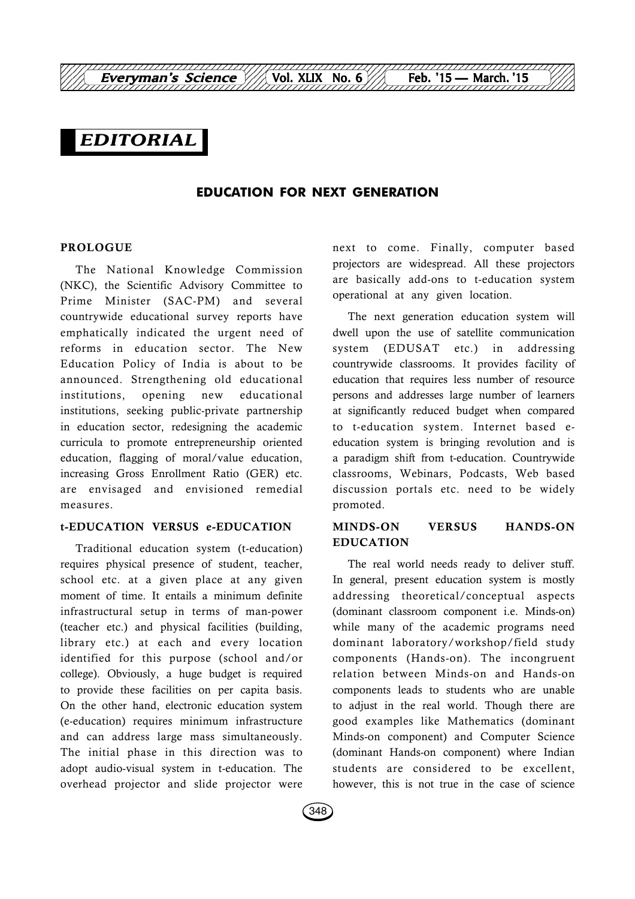# EDITORIAL

## EDUCATION FOR NEXT GENERATION

### PROLOGUE

The National Knowledge Commission (NKC), the Scientific Advisory Committee to Prime Minister (SAC-PM) and several countrywide educational survey reports have emphatically indicated the urgent need of reforms in education sector. The New Education Policy of India is about to be announced. Strengthening old educational institutions, opening new educational institutions, seeking public-private partnership in education sector, redesigning the academic curricula to promote entrepreneurship oriented education, flagging of moral/value education, increasing Gross Enrollment Ratio (GER) etc. are envisaged and envisioned remedial measures.

### t-EDUCATION VERSUS e-EDUCATION

Traditional education system (t-education) requires physical presence of student, teacher, school etc. at a given place at any given moment of time. It entails a minimum definite infrastructural setup in terms of man-power (teacher etc.) and physical facilities (building, library etc.) at each and every location identified for this purpose (school and/or college). Obviously, a huge budget is required to provide these facilities on per capita basis. On the other hand, electronic education system (e-education) requires minimum infrastructure and can address large mass simultaneously. The initial phase in this direction was to adopt audio-visual system in t-education. The overhead projector and slide projector were next to come. Finally, computer based projectors are widespread. All these projectors are basically add-ons to t-education system operational at any given location.

The next generation education system will dwell upon the use of satellite communication system (EDUSAT etc.) in addressing countrywide classrooms. It provides facility of education that requires less number of resource persons and addresses large number of learners at significantly reduced budget when compared to t-education system. Internet based e-education system is bringing revolution and is a paradigm shift from t-education. Countrywide classrooms, Webinars, Podcasts, Web based discussion portals etc. need to be widely promoted.

### MINDS-ON VERSUS HANDS-ON EDUCATION

The real world needs ready to deliver stuff. In general, present education system is mostly addressing theoretical/conceptual aspects (dominant classroom component i.e. Minds-on) while many of the academic programs need dominant laboratory/workshop/field study components (Hands-on). The incongruent relation between Minds-on and Hands-on components leads to students who are unable to adjust in the real world. Though there are good examples like Mathematics (dominant Minds-on component) and Computer Science (dominant Hands-on component) where Indian students are considered to be excellent, however, this is not true in the case of science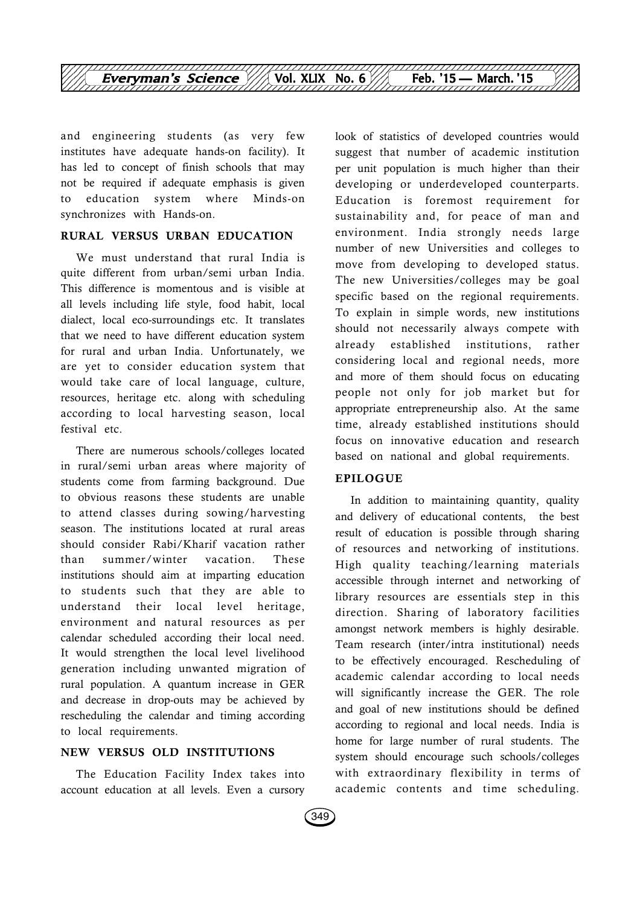and engineering students (as very few institutes have adequate hands-on facility). It has led to concept of finish schools that may not be required if adequate emphasis is given to education system where Minds-on synchronizes with Hands-on.

## RURAL VERSUS URBAN EDUCATION

We must understand that rural India is quite different from urban/semi urban India. This difference is momentous and is visible at all levels including life style, food habit, local dialect, local eco-surroundings etc. It translates that we need to have different education system for rural and urban India. Unfortunately, we are yet to consider education system that would take care of local language, culture, resources, heritage etc. along with scheduling according to local harvesting season, local festival etc.

There are numerous schools/colleges located in rural/semi urban areas where majority of students come from farming background. Due to obvious reasons these students are unable to attend classes during sowing/harvesting season. The institutions located at rural areas should consider Rabi/Kharif vacation rather than summer/winter vacation. These institutions should aim at imparting education to students such that they are able to understand their local level heritage, environment and natural resources as per calendar scheduled according their local need. It would strengthen the local level livelihood generation including unwanted migration of rural population. A quantum increase in GER and decrease in drop-outs may be achieved by rescheduling the calendar and timing according to local requirements.

## NEW VERSUS OLD INSTITUTIONS

The Education Facility Index takes into account education at all levels. Even a cursory look of statistics of developed countries would suggest that number of academic institution per unit population is much higher than their developing or underdeveloped counterparts. Education is foremost requirement for sustainability and, for peace of man and environment. India strongly needs large number of new Universities and colleges to move from developing to developed status. The new Universities/colleges may be goal specific based on the regional requirements. To explain in simple words, new institutions should not necessarily always compete with already established institutions, rather considering local and regional needs, more and more of them should focus on educating people not only for job market but for appropriate entrepreneurship also. At the same time, already established institutions should focus on innovative education and research based on national and global requirements.

## EPILOGUE

In addition to maintaining quantity, quality and delivery of educational contents, the best result of education is possible through sharing of resources and networking of institutions. High quality teaching/learning materials accessible through internet and networking of library resources are essentials step in this direction. Sharing of laboratory facilities amongst network members is highly desirable. Team research (inter/intra institutional) needs to be effectively encouraged. Rescheduling of academic calendar according to local needs will significantly increase the GER. The role and goal of new institutions should be defined according to regional and local needs. India is home for large number of rural students. The system should encourage such schools/colleges with extraordinary flexibility in terms of academic contents and time scheduling.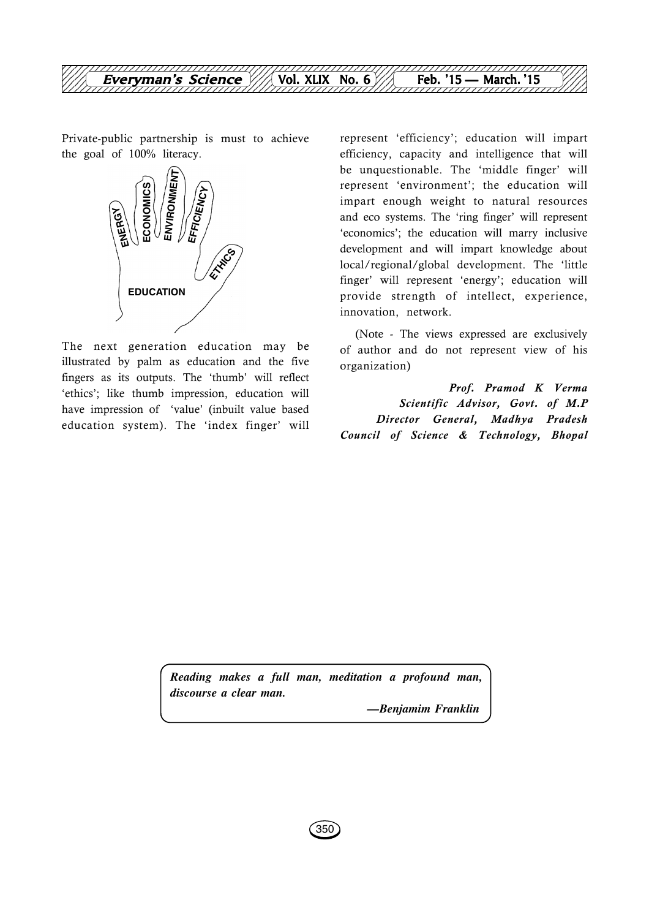Private-public partnership is must to achieve the goal of 100% literacy.

The next generation education may be illustrated by palm as education and the five fingers as its outputs. The 'thumb' will reflect 'ethics'; like thumb impression, education will have impression of 'value' (inbuilt value based education system). The 'index finger' will represent 'efficiency'; education will impart efficiency, capacity and intelligence that will be unquestionable. The 'middle finger' will represent 'environment'; the education will impart enough weight to natural resources and eco systems. The 'ring finger' will represent 'economics'; the education will marry inclusive development and will impart knowledge about local/regional/global development. The 'little finger' will represent 'energy'; education will provide strength of intellect, experience, innovation, network.

(Note - The views expressed are exclusively of author and do not represent view of his organization)

***Prof. Pramod K Verma***
***Scientific Advisor, Govt. of M.P***
***Director General, Madhya Pradesh Council of Science & Technology, Bhopal***

> ***Reading makes a full man, meditation a profound man, discourse a clear man.***
>
> ***—Benjamim Franklin***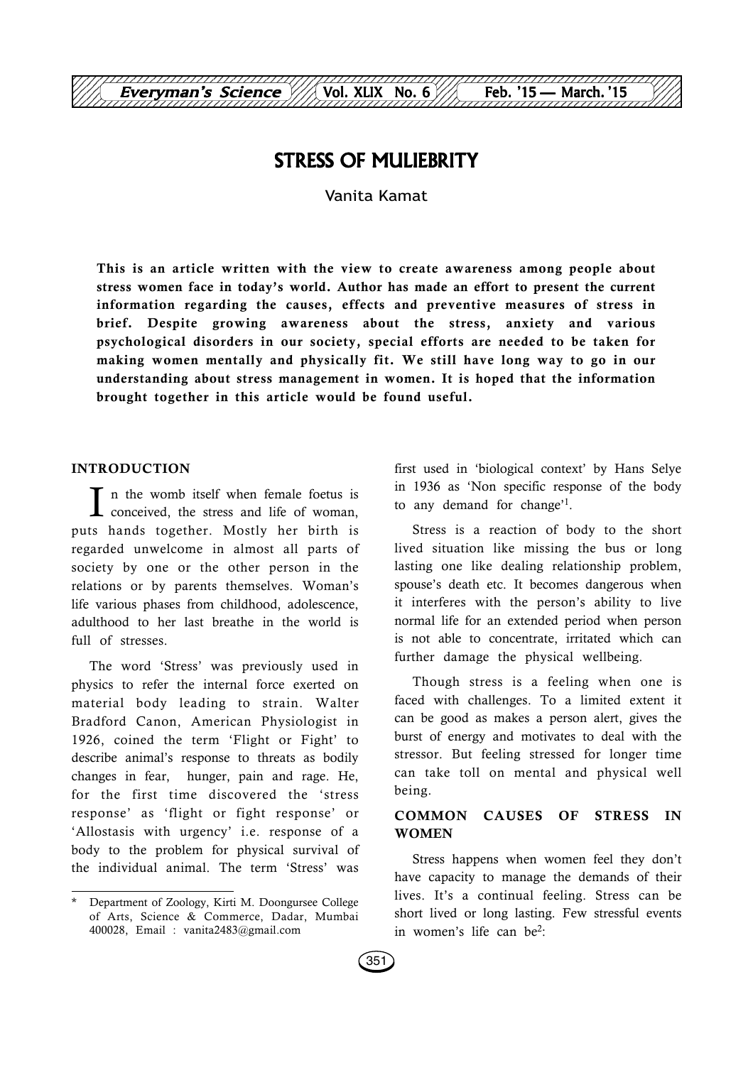# STRESS OF MULIEBRITY

Vanita Kamat

**This is an article written with the view to create awareness among people about stress women face in today's world. Author has made an effort to present the current information regarding the causes, effects and preventive measures of stress in brief. Despite growing awareness about the stress, anxiety and various psychological disorders in our society, special efforts are needed to be taken for making women mentally and physically fit. We still have long way to go in our understanding about stress management in women. It is hoped that the information brought together in this article would be found useful.**

## INTRODUCTION

In the womb itself when female foetus is conceived, the stress and life of woman, puts hands together. Mostly her birth is regarded unwelcome in almost all parts of society by one or the other person in the relations or by parents themselves. Woman's life various phases from childhood, adolescence, adulthood to her last breathe in the world is full of stresses.

The word 'Stress' was previously used in physics to refer the internal force exerted on material body leading to strain. Walter Bradford Canon, American Physiologist in 1926, coined the term 'Flight or Fight' to describe animal's response to threats as bodily changes in fear, hunger, pain and rage. He, for the first time discovered the 'stress response' as 'flight or fight response' or 'Allostasis with urgency' i.e. response of a body to the problem for physical survival of the individual animal. The term 'Stress' was first used in 'biological context' by Hans Selye in 1936 as 'Non specific response of the body to any demand for change'[1].

Stress is a reaction of body to the short lived situation like missing the bus or long lasting one like dealing relationship problem, spouse's death etc. It becomes dangerous when it interferes with the person's ability to live normal life for an extended period when person is not able to concentrate, irritated which can further damage the physical wellbeing.

Though stress is a feeling when one is faced with challenges. To a limited extent it can be good as makes a person alert, gives the burst of energy and motivates to deal with the stressor. But feeling stressed for longer time can take toll on mental and physical well being.

## COMMON CAUSES OF STRESS IN WOMEN

Stress happens when women feel they don't have capacity to manage the demands of their lives. It's a continual feeling. Stress can be short lived or long lasting. Few stressful events in women's life can be[2]:

---

\* Department of Zoology, Kirti M. Doongursee College of Arts, Science & Commerce, Dadar, Mumbai 400028, Email : vanita2483@gmail.com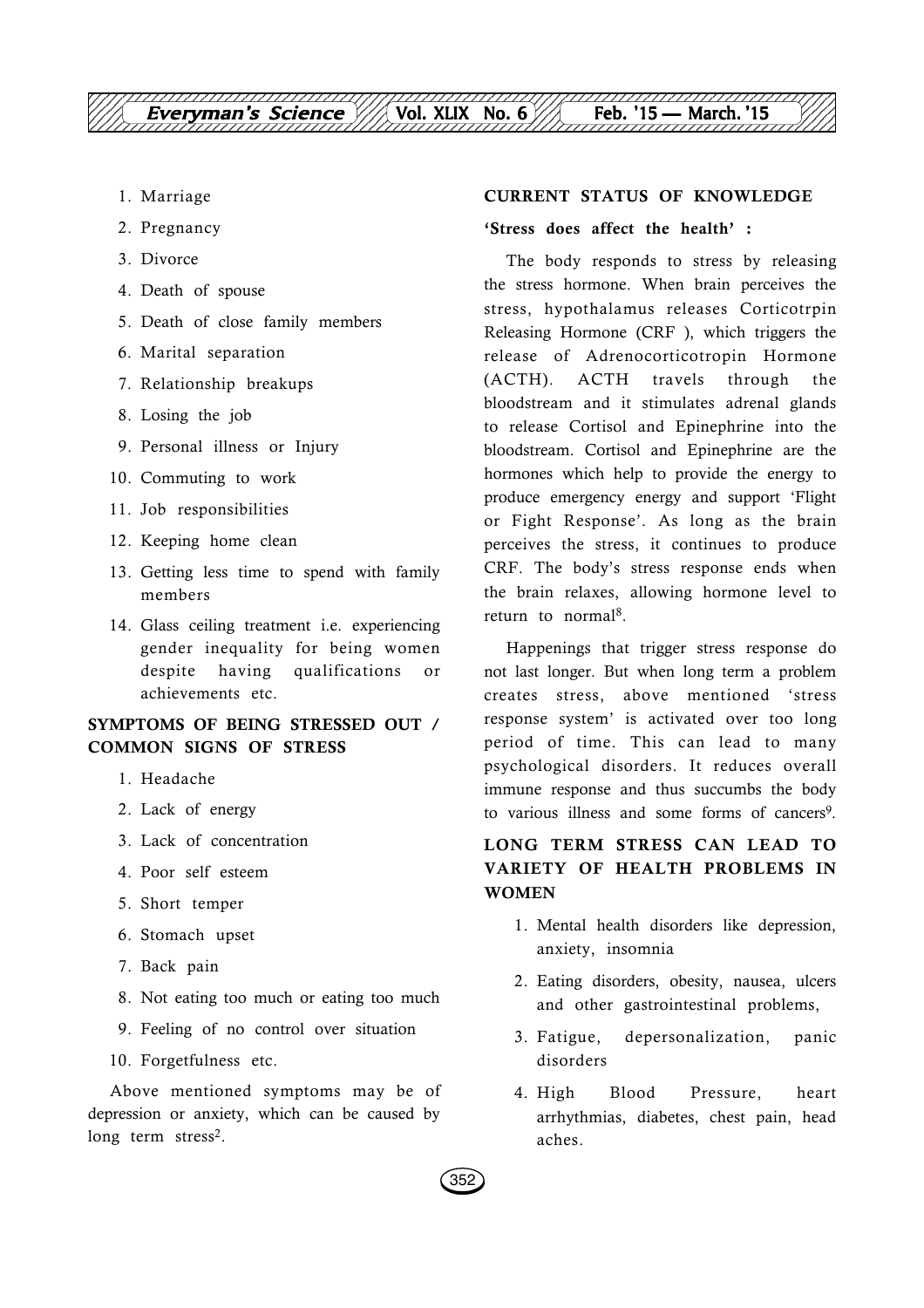1. Marriage
2. Pregnancy
3. Divorce
4. Death of spouse
5. Death of close family members
6. Marital separation
7. Relationship breakups
8. Losing the job
9. Personal illness or Injury
10. Commuting to work
11. Job responsibilities
12. Keeping home clean
13. Getting less time to spend with family members
14. Glass ceiling treatment i.e. experiencing gender inequality for being women despite having qualifications or achievements etc.

## SYMPTOMS OF BEING STRESSED OUT / COMMON SIGNS OF STRESS

1. Headache
2. Lack of energy
3. Lack of concentration
4. Poor self esteem
5. Short temper
6. Stomach upset
7. Back pain
8. Not eating too much or eating too much
9. Feeling of no control over situation
10. Forgetfulness etc.

Above mentioned symptoms may be of depression or anxiety, which can be caused by long term stress[2].

## CURRENT STATUS OF KNOWLEDGE

**'Stress does affect the health' :**

The body responds to stress by releasing the stress hormone. When brain perceives the stress, hypothalamus releases Corticotrpin Releasing Hormone (CRF ), which triggers the release of Adrenocorticotropin Hormone (ACTH). ACTH travels through the bloodstream and it stimulates adrenal glands to release Cortisol and Epinephrine into the bloodstream. Cortisol and Epinephrine are the hormones which help to provide the energy to produce emergency energy and support 'Flight or Fight Response'. As long as the brain perceives the stress, it continues to produce CRF. The body's stress response ends when the brain relaxes, allowing hormone level to return to normal[8].

Happenings that trigger stress response do not last longer. But when long term a problem creates stress, above mentioned 'stress response system' is activated over too long period of time. This can lead to many psychological disorders. It reduces overall immune response and thus succumbs the body to various illness and some forms of cancers[9].

## LONG TERM STRESS CAN LEAD TO VARIETY OF HEALTH PROBLEMS IN WOMEN

1. Mental health disorders like depression, anxiety, insomnia
2. Eating disorders, obesity, nausea, ulcers and other gastrointestinal problems,
3. Fatigue, depersonalization, panic disorders
4. High Blood Pressure, heart arrhythmias, diabetes, chest pain, head aches.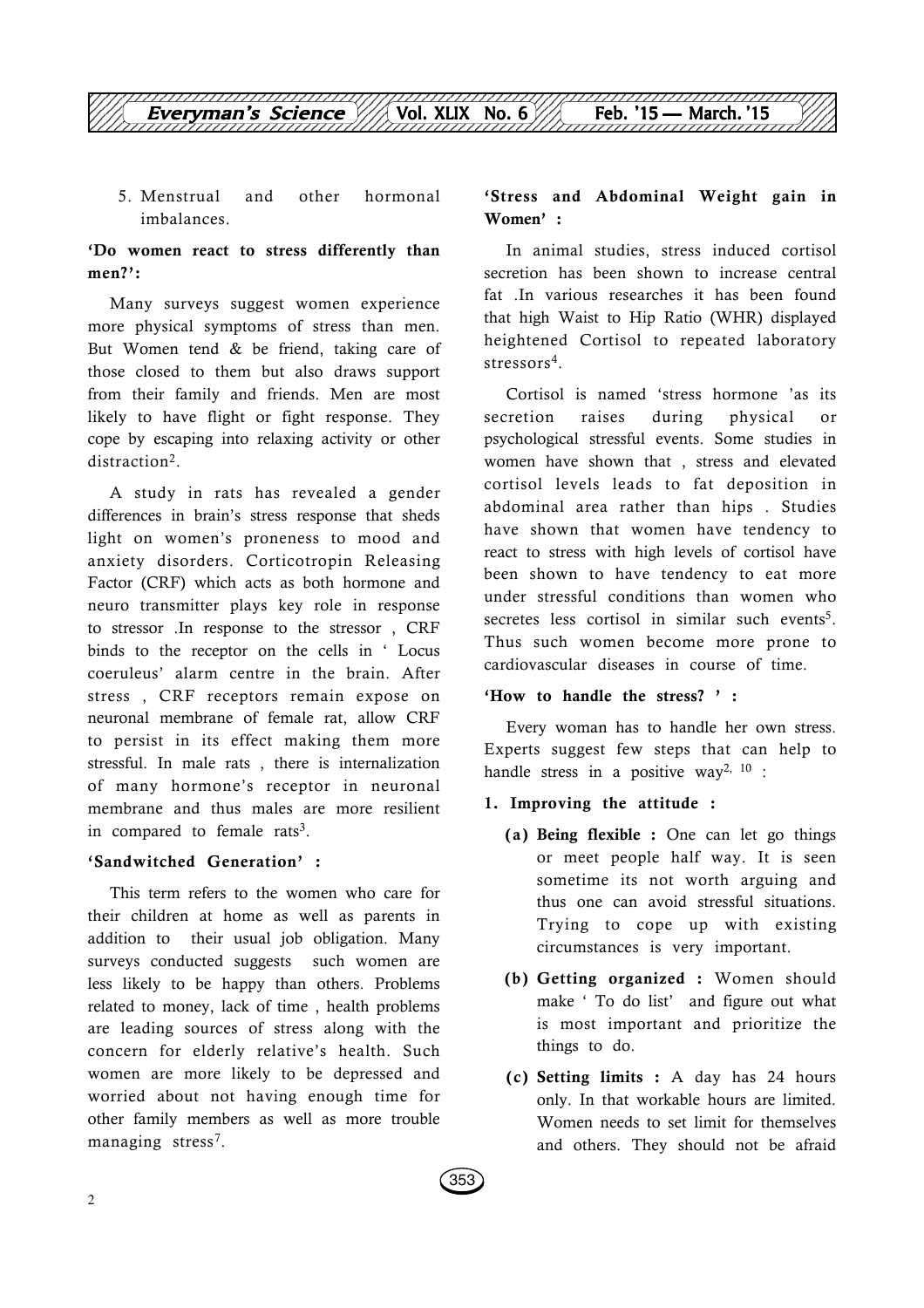5. Menstrual and other hormonal imbalances.

**'Do women react to stress differently than men?':**

Many surveys suggest women experience more physical symptoms of stress than men. But Women tend & be friend, taking care of those closed to them but also draws support from their family and friends. Men are most likely to have flight or fight response. They cope by escaping into relaxing activity or other distraction[2].

A study in rats has revealed a gender differences in brain's stress response that sheds light on women's proneness to mood and anxiety disorders. Corticotropin Releasing Factor (CRF) which acts as both hormone and neuro transmitter plays key role in response to stressor .In response to the stressor , CRF binds to the receptor on the cells in ' Locus coeruleus' alarm centre in the brain. After stress , CRF receptors remain expose on neuronal membrane of female rat, allow CRF to persist in its effect making them more stressful. In male rats , there is internalization of many hormone's receptor in neuronal membrane and thus males are more resilient in compared to female rats[3].

**'Sandwitched Generation' :**

This term refers to the women who care for their children at home as well as parents in addition to their usual job obligation. Many surveys conducted suggests such women are less likely to be happy than others. Problems related to money, lack of time , health problems are leading sources of stress along with the concern for elderly relative's health. Such women are more likely to be depressed and worried about not having enough time for other family members as well as more trouble managing stress[7].

**'Stress and Abdominal Weight gain in Women' :**

In animal studies, stress induced cortisol secretion has been shown to increase central fat .In various researches it has been found that high Waist to Hip Ratio (WHR) displayed heightened Cortisol to repeated laboratory stressors[4].

Cortisol is named 'stress hormone 'as its secretion raises during physical or psychological stressful events. Some studies in women have shown that , stress and elevated cortisol levels leads to fat deposition in abdominal area rather than hips . Studies have shown that women have tendency to react to stress with high levels of cortisol have been shown to have tendency to eat more under stressful conditions than women who secretes less cortisol in similar such events[5]. Thus such women become more prone to cardiovascular diseases in course of time.

**'How to handle the stress? ' :**

Every woman has to handle her own stress. Experts suggest few steps that can help to handle stress in a positive way[2, 10] :

**1. Improving the attitude :**

- **(a) Being flexible :** One can let go things or meet people half way. It is seen sometime its not worth arguing and thus one can avoid stressful situations. Trying to cope up with existing circumstances is very important.
- **(b) Getting organized :** Women should make ' To do list' and figure out what is most important and prioritize the things to do.
- **(c) Setting limits :** A day has 24 hours only. In that workable hours are limited. Women needs to set limit for themselves and others. They should not be afraid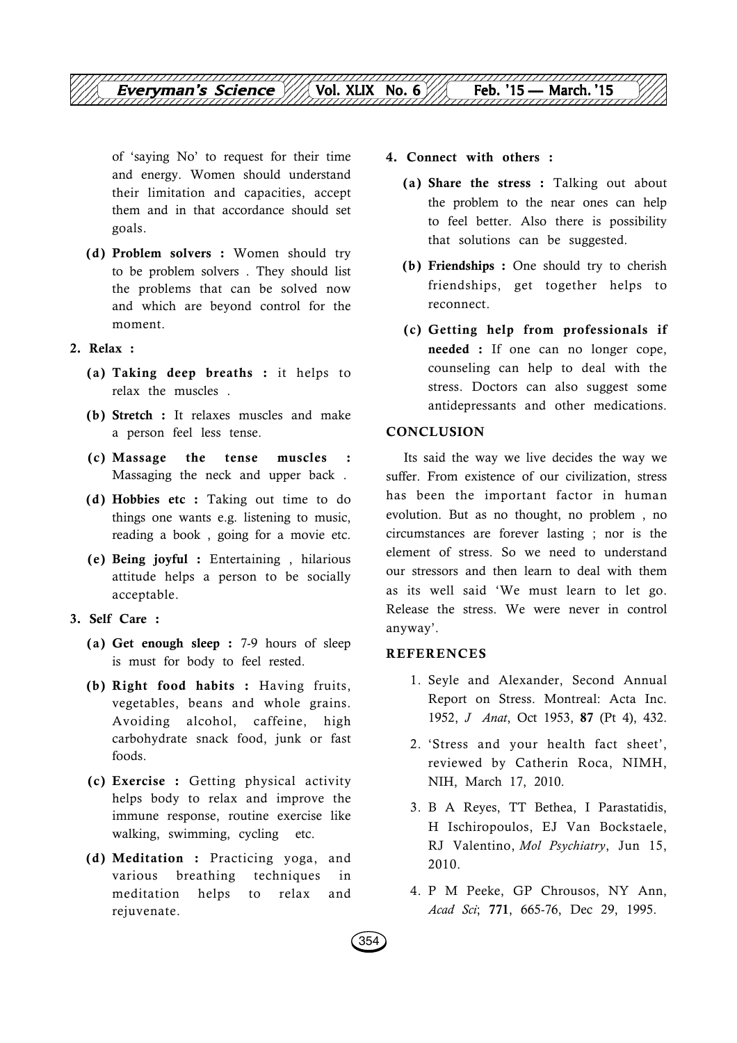of 'saying No' to request for their time and energy. Women should understand their limitation and capacities, accept them and in that accordance should set goals.

**(d) Problem solvers :** Women should try to be problem solvers . They should list the problems that can be solved now and which are beyond control for the moment.

**2. Relax :**

**(a) Taking deep breaths :** it helps to relax the muscles .

**(b) Stretch :** It relaxes muscles and make a person feel less tense.

**(c) Massage the tense muscles :** Massaging the neck and upper back .

**(d) Hobbies etc :** Taking out time to do things one wants e.g. listening to music, reading a book , going for a movie etc.

**(e) Being joyful :** Entertaining , hilarious attitude helps a person to be socially acceptable.

**3. Self Care :**

**(a) Get enough sleep :** 7-9 hours of sleep is must for body to feel rested.

**(b) Right food habits :** Having fruits, vegetables, beans and whole grains. Avoiding alcohol, caffeine, high carbohydrate snack food, junk or fast foods.

**(c) Exercise :** Getting physical activity helps body to relax and improve the immune response, routine exercise like walking, swimming, cycling etc.

**(d) Meditation :** Practicing yoga, and various breathing techniques in meditation helps to relax and rejuvenate.

**4. Connect with others :**

**(a) Share the stress :** Talking out about the problem to the near ones can help to feel better. Also there is possibility that solutions can be suggested.

**(b) Friendships :** One should try to cherish friendships, get together helps to reconnect.

**(c) Getting help from professionals if needed :** If one can no longer cope, counseling can help to deal with the stress. Doctors can also suggest some antidepressants and other medications.

## CONCLUSION

Its said the way we live decides the way we suffer. From existence of our civilization, stress has been the important factor in human evolution. But as no thought, no problem , no circumstances are forever lasting ; nor is the element of stress. So we need to understand our stressors and then learn to deal with them as its well said 'We must learn to let go. Release the stress. We were never in control anyway'.

## REFERENCES

1. Seyle and Alexander, Second Annual Report on Stress. Montreal: Acta Inc. 1952, *J Anat*, Oct 1953, **87** (Pt 4), 432.
2. 'Stress and your health fact sheet', reviewed by Catherin Roca, NIMH, NIH, March 17, 2010.
3. B A Reyes, TT Bethea, I Parastatidis, H Ischiropoulos, EJ Van Bockstaele, RJ Valentino, *Mol Psychiatry*, Jun 15, 2010.
4. P M Peeke, GP Chrousos, NY Ann, *Acad Sci*; **771**, 665-76, Dec 29, 1995.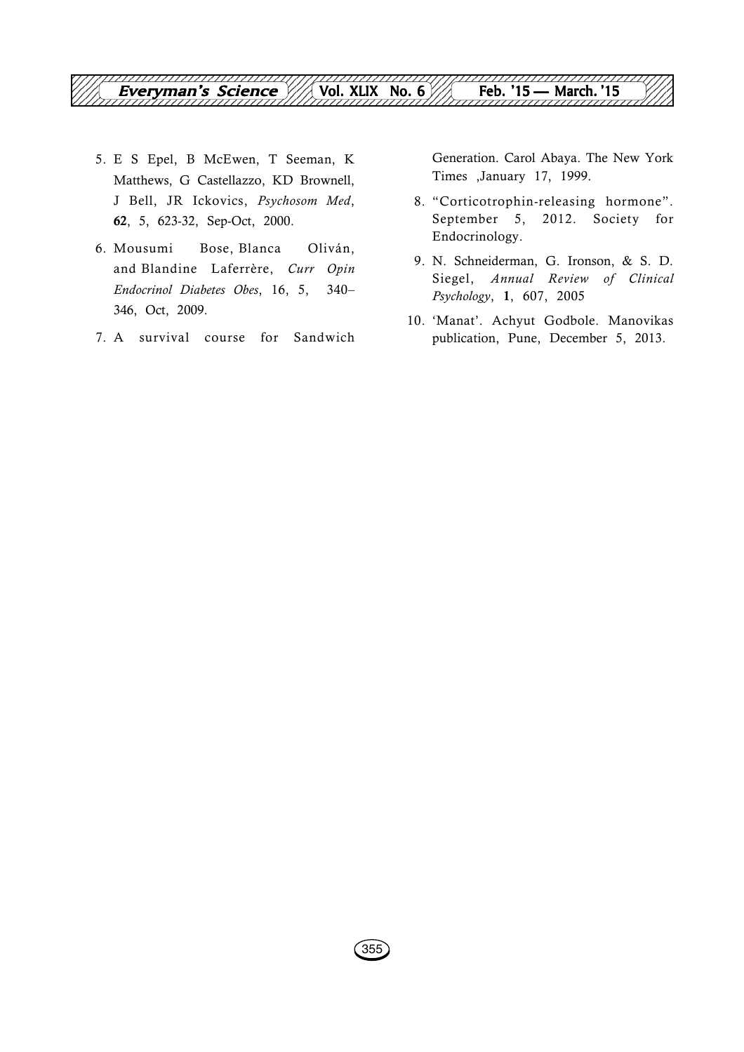5. E S Epel, B McEwen, T Seeman, K Matthews, G Castellazzo, KD Brownell, J Bell, JR Ickovics, *Psychosom Med*, **62**, 5, 623-32, Sep-Oct, 2000.
6. Mousumi Bose, Blanca Oliván, and Blandine Laferrère, *Curr Opin Endocrinol Diabetes Obes*, 16, 5, 340–346, Oct, 2009.
7. A survival course for Sandwich Generation. Carol Abaya. The New York Times ,January 17, 1999.
8. "Corticotrophin-releasing hormone". September 5, 2012. Society for Endocrinology.
9. N. Schneiderman, G. Ironson, & S. D. Siegel, *Annual Review of Clinical Psychology*, **1**, 607, 2005
10. 'Manat'. Achyut Godbole. Manovikas publication, Pune, December 5, 2013.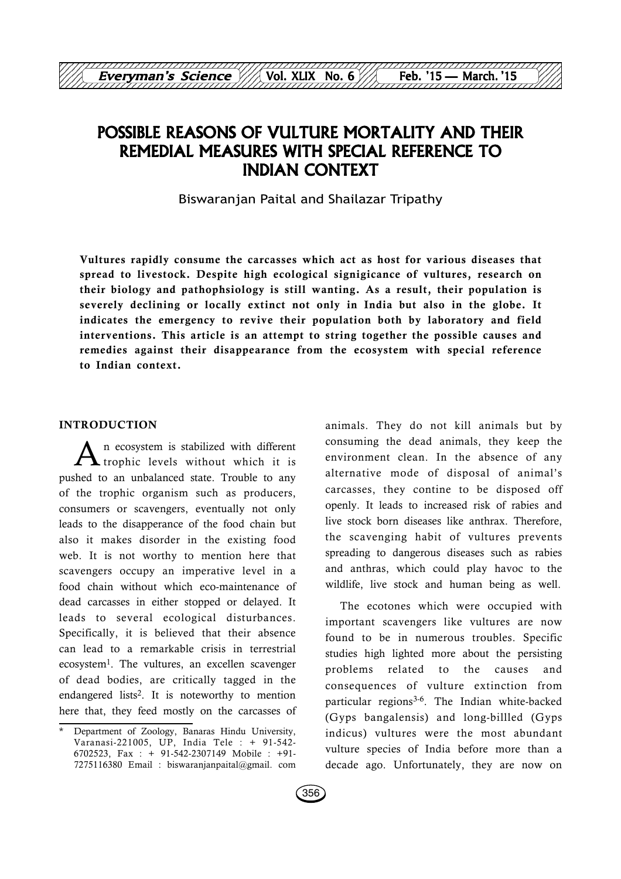# POSSIBLE REASONS OF VULTURE MORTALITY AND THEIR REMEDIAL MEASURES WITH SPECIAL REFERENCE TO INDIAN CONTEXT

Biswaranjan Paital and Shailazar Tripathy

**Vultures rapidly consume the carcasses which act as host for various diseases that spread to livestock. Despite high ecological signigicance of vultures, research on their biology and pathophsiology is still wanting. As a result, their population is severely declining or locally extinct not only in India but also in the globe. It indicates the emergency to revive their population both by laboratory and field interventions. This article is an attempt to string together the possible causes and remedies against their disappearance from the ecosystem with special reference to Indian context.**

## INTRODUCTION

An ecosystem is stabilized with different trophic levels without which it is pushed to an unbalanced state. Trouble to any of the trophic organism such as producers, consumers or scavengers, eventually not only leads to the disapperance of the food chain but also it makes disorder in the existing food web. It is not worthy to mention here that scavengers occupy an imperative level in a food chain without which eco-maintenance of dead carcasses in either stopped or delayed. It leads to several ecological disturbances. Specifically, it is believed that their absence can lead to a remarkable crisis in terrestrial ecosystem[1]. The vultures, an excellen scavenger of dead bodies, are critically tagged in the endangered lists[2]. It is noteworthy to mention here that, they feed mostly on the carcasses of animals. They do not kill animals but by consuming the dead animals, they keep the environment clean. In the absence of any alternative mode of disposal of animal's carcasses, they contine to be disposed off openly. It leads to increased risk of rabies and live stock born diseases like anthrax. Therefore, the scavenging habit of vultures prevents spreading to dangerous diseases such as rabies and anthras, which could play havoc to the wildlife, live stock and human being as well.

The ecotones which were occupied with important scavengers like vultures are now found to be in numerous troubles. Specific studies high lighted more about the persisting problems related to the causes and consequences of vulture extinction from particular regions[3-6]. The Indian white-backed (Gyps bangalensis) and long-billled (Gyps indicus) vultures were the most abundant vulture species of India before more than a decade ago. Unfortunately, they are now on

\* Department of Zoology, Banaras Hindu University, Varanasi-221005, UP, India Tele : + 91-542-6702523, Fax : + 91-542-2307149 Mobile : +91-7275116380 Email : biswaranjanpaital@gmail. com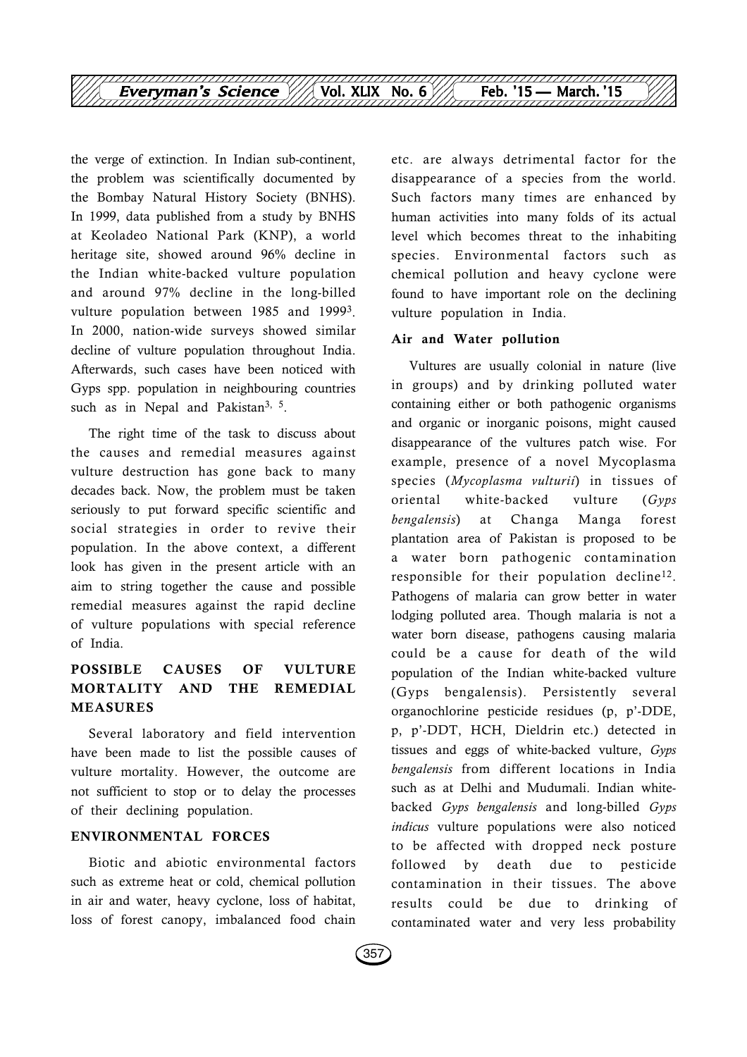the verge of extinction. In Indian sub-continent, the problem was scientifically documented by the Bombay Natural History Society (BNHS). In 1999, data published from a study by BNHS at Keoladeo National Park (KNP), a world heritage site, showed around 96% decline in the Indian white-backed vulture population and around 97% decline in the long-billed vulture population between 1985 and 1999[3]. In 2000, nation-wide surveys showed similar decline of vulture population throughout India. Afterwards, such cases have been noticed with Gyps spp. population in neighbouring countries such as in Nepal and Pakistan[3, 5].

The right time of the task to discuss about the causes and remedial measures against vulture destruction has gone back to many decades back. Now, the problem must be taken seriously to put forward specific scientific and social strategies in order to revive their population. In the above context, a different look has given in the present article with an aim to string together the cause and possible remedial measures against the rapid decline of vulture populations with special reference of India.

## POSSIBLE CAUSES OF VULTURE MORTALITY AND THE REMEDIAL MEASURES

Several laboratory and field intervention have been made to list the possible causes of vulture mortality. However, the outcome are not sufficient to stop or to delay the processes of their declining population.

### ENVIRONMENTAL FORCES

Biotic and abiotic environmental factors such as extreme heat or cold, chemical pollution in air and water, heavy cyclone, loss of habitat, loss of forest canopy, imbalanced food chain etc. are always detrimental factor for the disappearance of a species from the world. Such factors many times are enhanced by human activities into many folds of its actual level which becomes threat to the inhabiting species. Environmental factors such as chemical pollution and heavy cyclone were found to have important role on the declining vulture population in India.

#### Air and Water pollution

Vultures are usually colonial in nature (live in groups) and by drinking polluted water containing either or both pathogenic organisms and organic or inorganic poisons, might caused disappearance of the vultures patch wise. For example, presence of a novel Mycoplasma species (*Mycoplasma vulturii*) in tissues of oriental white-backed vulture (*Gyps bengalensis*) at Changa Manga forest plantation area of Pakistan is proposed to be a water born pathogenic contamination responsible for their population decline[12]. Pathogens of malaria can grow better in water lodging polluted area. Though malaria is not a water born disease, pathogens causing malaria could be a cause for death of the wild population of the Indian white-backed vulture (Gyps bengalensis). Persistently several organochlorine pesticide residues (p, p'-DDE, p, p'-DDT, HCH, Dieldrin etc.) detected in tissues and eggs of white-backed vulture, *Gyps bengalensis* from different locations in India such as at Delhi and Mudumali. Indian white-backed *Gyps bengalensis* and long-billed *Gyps indicus* vulture populations were also noticed to be affected with dropped neck posture followed by death due to pesticide contamination in their tissues. The above results could be due to drinking of contaminated water and very less probability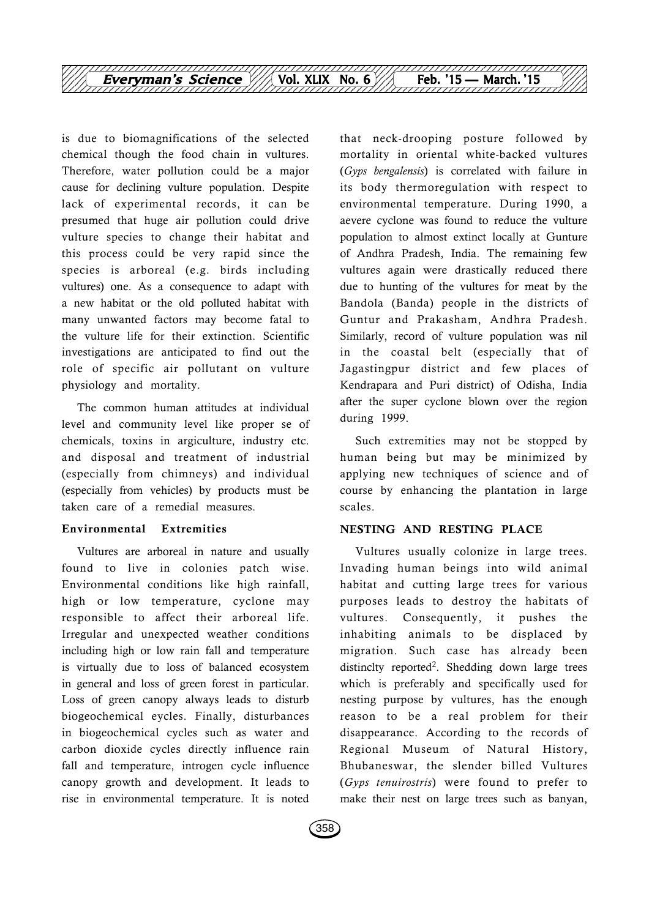is due to biomagnifications of the selected chemical though the food chain in vultures. Therefore, water pollution could be a major cause for declining vulture population. Despite lack of experimental records, it can be presumed that huge air pollution could drive vulture species to change their habitat and this process could be very rapid since the species is arboreal (e.g. birds including vultures) one. As a consequence to adapt with a new habitat or the old polluted habitat with many unwanted factors may become fatal to the vulture life for their extinction. Scientific investigations are anticipated to find out the role of specific air pollutant on vulture physiology and mortality.

The common human attitudes at individual level and community level like proper se of chemicals, toxins in argiculture, industry etc. and disposal and treatment of industrial (especially from chimneys) and individual (especially from vehicles) by products must be taken care of a remedial measures.

### Environmental Extremities

Vultures are arboreal in nature and usually found to live in colonies patch wise. Environmental conditions like high rainfall, high or low temperature, cyclone may responsible to affect their arboreal life. Irregular and unexpected weather conditions including high or low rain fall and temperature is virtually due to loss of balanced ecosystem in general and loss of green forest in particular. Loss of green canopy always leads to disturb biogeochemical eycles. Finally, disturbances in biogeochemical cycles such as water and carbon dioxide cycles directly influence rain fall and temperature, introgen cycle influence canopy growth and development. It leads to rise in environmental temperature. It is noted that neck-drooping posture followed by mortality in oriental white-backed vultures (*Gyps bengalensis*) is correlated with failure in its body thermoregulation with respect to environmental temperature. During 1990, a aevere cyclone was found to reduce the vulture population to almost extinct locally at Gunture of Andhra Pradesh, India. The remaining few vultures again were drastically reduced there due to hunting of the vultures for meat by the Bandola (Banda) people in the districts of Guntur and Prakasham, Andhra Pradesh. Similarly, record of vulture population was nil in the coastal belt (especially that of Jagastingpur district and few places of Kendrapara and Puri district) of Odisha, India after the super cyclone blown over the region during 1999.

Such extremities may not be stopped by human being but may be minimized by applying new techniques of science and of course by enhancing the plantation in large scales.

## NESTING AND RESTING PLACE

Vultures usually colonize in large trees. Invading human beings into wild animal habitat and cutting large trees for various purposes leads to destroy the habitats of vultures. Consequently, it pushes the inhabiting animals to be displaced by migration. Such case has already been distinclty reported[2]. Shedding down large trees which is preferably and specifically used for nesting purpose by vultures, has the enough reason to be a real problem for their disappearance. According to the records of Regional Museum of Natural History, Bhubaneswar, the slender billed Vultures (*Gyps tenuirostris*) were found to prefer to make their nest on large trees such as banyan,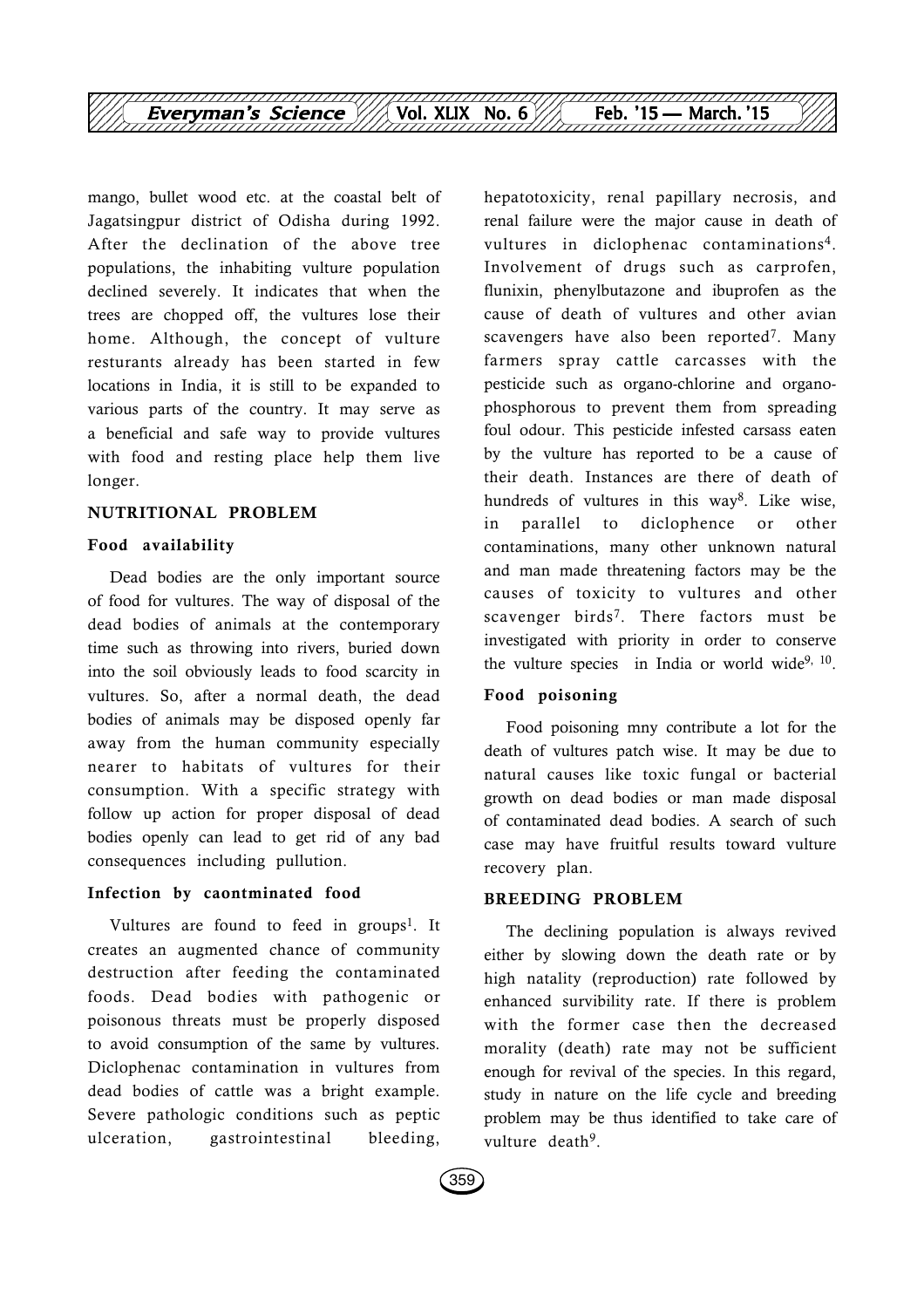mango, bullet wood etc. at the coastal belt of Jagatsingpur district of Odisha during 1992. After the declination of the above tree populations, the inhabiting vulture population declined severely. It indicates that when the trees are chopped off, the vultures lose their home. Although, the concept of vulture resturants already has been started in few locations in India, it is still to be expanded to various parts of the country. It may serve as a beneficial and safe way to provide vultures with food and resting place help them live longer.

## NUTRITIONAL PROBLEM

### Food availability

Dead bodies are the only important source of food for vultures. The way of disposal of the dead bodies of animals at the contemporary time such as throwing into rivers, buried down into the soil obviously leads to food scarcity in vultures. So, after a normal death, the dead bodies of animals may be disposed openly far away from the human community especially nearer to habitats of vultures for their consumption. With a specific strategy with follow up action for proper disposal of dead bodies openly can lead to get rid of any bad consequences including pullution.

### Infection by caontminated food

Vultures are found to feed in groups[1]. It creates an augmented chance of community destruction after feeding the contaminated foods. Dead bodies with pathogenic or poisonous threats must be properly disposed to avoid consumption of the same by vultures. Diclophenac contamination in vultures from dead bodies of cattle was a bright example. Severe pathologic conditions such as peptic ulceration, gastrointestinal bleeding, hepatotoxicity, renal papillary necrosis, and renal failure were the major cause in death of vultures in diclophenac contaminations[4]. Involvement of drugs such as carprofen, flunixin, phenylbutazone and ibuprofen as the cause of death of vultures and other avian scavengers have also been reported[7]. Many farmers spray cattle carcasses with the pesticide such as organo-chlorine and organo-phosphorous to prevent them from spreading foul odour. This pesticide infested carsass eaten by the vulture has reported to be a cause of their death. Instances are there of death of hundreds of vultures in this way[8]. Like wise, in parallel to diclophence or other contaminations, many other unknown natural and man made threatening factors may be the causes of toxicity to vultures and other scavenger birds[7]. There factors must be investigated with priority in order to conserve the vulture species in India or world wide[9, 10].

### Food poisoning

Food poisoning mny contribute a lot for the death of vultures patch wise. It may be due to natural causes like toxic fungal or bacterial growth on dead bodies or man made disposal of contaminated dead bodies. A search of such case may have fruitful results toward vulture recovery plan.

## BREEDING PROBLEM

The declining population is always revived either by slowing down the death rate or by high natality (reproduction) rate followed by enhanced survibility rate. If there is problem with the former case then the decreased morality (death) rate may not be sufficient enough for revival of the species. In this regard, study in nature on the life cycle and breeding problem may be thus identified to take care of vulture death[9].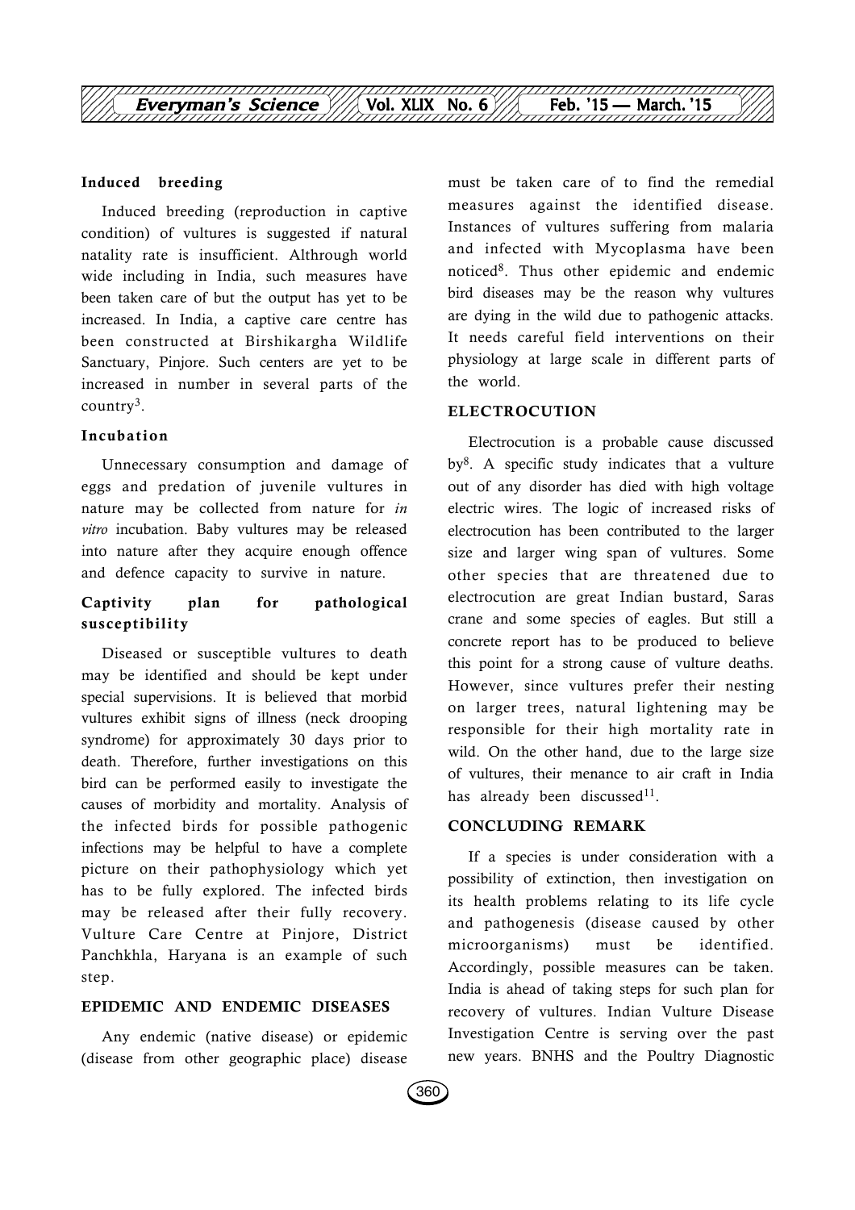#### Induced breeding

Induced breeding (reproduction in captive condition) of vultures is suggested if natural natality rate is insufficient. Althrough world wide including in India, such measures have been taken care of but the output has yet to be increased. In India, a captive care centre has been constructed at Birshikargha Wildlife Sanctuary, Pinjore. Such centers are yet to be increased in number in several parts of the country[3].

#### Incubation

Unnecessary consumption and damage of eggs and predation of juvenile vultures in nature may be collected from nature for *in vitro* incubation. Baby vultures may be released into nature after they acquire enough offence and defence capacity to survive in nature.

#### Captivity plan for pathological susceptibility

Diseased or susceptible vultures to death may be identified and should be kept under special supervisions. It is believed that morbid vultures exhibit signs of illness (neck drooping syndrome) for approximately 30 days prior to death. Therefore, further investigations on this bird can be performed easily to investigate the causes of morbidity and mortality. Analysis of the infected birds for possible pathogenic infections may be helpful to have a complete picture on their pathophysiology which yet has to be fully explored. The infected birds may be released after their fully recovery. Vulture Care Centre at Pinjore, District Panchkhla, Haryana is an example of such step.

### EPIDEMIC AND ENDEMIC DISEASES

Any endemic (native disease) or epidemic (disease from other geographic place) disease must be taken care of to find the remedial measures against the identified disease. Instances of vultures suffering from malaria and infected with Mycoplasma have been noticed[8]. Thus other epidemic and endemic bird diseases may be the reason why vultures are dying in the wild due to pathogenic attacks. It needs careful field interventions on their physiology at large scale in different parts of the world.

### ELECTROCUTION

Electrocution is a probable cause discussed by[8]. A specific study indicates that a vulture out of any disorder has died with high voltage electric wires. The logic of increased risks of electrocution has been contributed to the larger size and larger wing span of vultures. Some other species that are threatened due to electrocution are great Indian bustard, Saras crane and some species of eagles. But still a concrete report has to be produced to believe this point for a strong cause of vulture deaths. However, since vultures prefer their nesting on larger trees, natural lightening may be responsible for their high mortality rate in wild. On the other hand, due to the large size of vultures, their menance to air craft in India has already been discussed[11].

### CONCLUDING REMARK

If a species is under consideration with a possibility of extinction, then investigation on its health problems relating to its life cycle and pathogenesis (disease caused by other microorganisms) must be identified. Accordingly, possible measures can be taken. India is ahead of taking steps for such plan for recovery of vultures. Indian Vulture Disease Investigation Centre is serving over the past new years. BNHS and the Poultry Diagnostic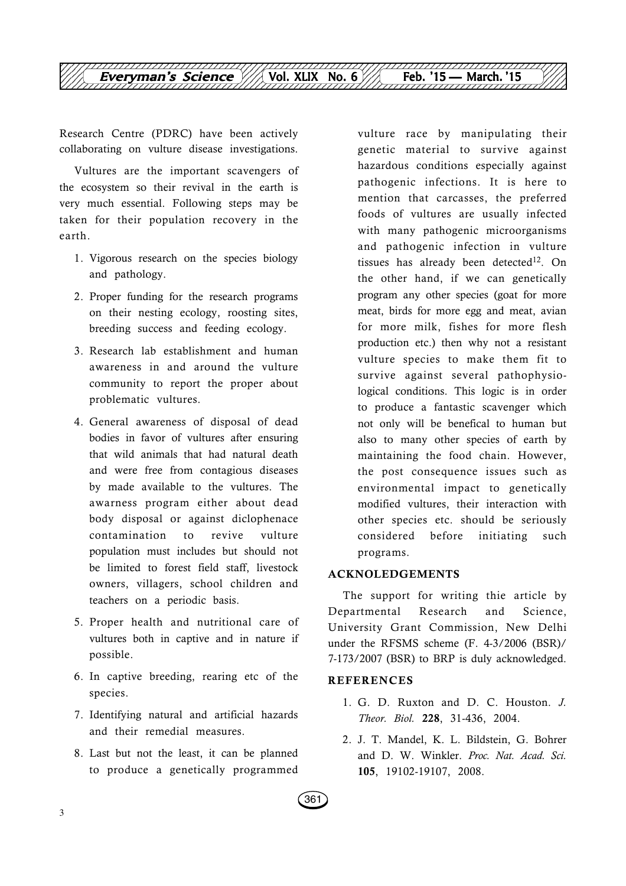Research Centre (PDRC) have been actively collaborating on vulture disease investigations.

Vultures are the important scavengers of the ecosystem so their revival in the earth is very much essential. Following steps may be taken for their population recovery in the earth.

1. Vigorous research on the species biology and pathology.
2. Proper funding for the research programs on their nesting ecology, roosting sites, breeding success and feeding ecology.
3. Research lab establishment and human awareness in and around the vulture community to report the proper about problematic vultures.
4. General awareness of disposal of dead bodies in favor of vultures after ensuring that wild animals that had natural death and were free from contagious diseases by made available to the vultures. The awarness program either about dead body disposal or against diclophenace contamination to revive vulture population must includes but should not be limited to forest field staff, livestock owners, villagers, school children and teachers on a periodic basis.
5. Proper health and nutritional care of vultures both in captive and in nature if possible.
6. In captive breeding, rearing etc of the species.
7. Identifying natural and artificial hazards and their remedial measures.
8. Last but not the least, it can be planned to produce a genetically programmed vulture race by manipulating their genetic material to survive against hazardous conditions especially against pathogenic infections. It is here to mention that carcasses, the preferred foods of vultures are usually infected with many pathogenic microorganisms and pathogenic infection in vulture tissues has already been detected[12]. On the other hand, if we can genetically program any other species (goat for more meat, birds for more egg and meat, avian for more milk, fishes for more flesh production etc.) then why not a resistant vulture species to make them fit to survive against several pathophysiological conditions. This logic is in order to produce a fantastic scavenger which not only will be benefical to human but also to many other species of earth by maintaining the food chain. However, the post consequence issues such as environmental impact to genetically modified vultures, their interaction with other species etc. should be seriously considered before initiating such programs.

## ACKNOLEDGEMENTS

The support for writing thie article by Departmental Research and Science, University Grant Commission, New Delhi under the RFSMS scheme (F. 4-3/2006 (BSR)/ 7-173/2007 (BSR) to BRP is duly acknowledged.

## REFERENCES

1. G. D. Ruxton and D. C. Houston. *J. Theor. Biol.* **228**, 31-436, 2004.
2. J. T. Mandel, K. L. Bildstein, G. Bohrer and D. W. Winkler. *Proc. Nat. Acad. Sci.* **105**, 19102-19107, 2008.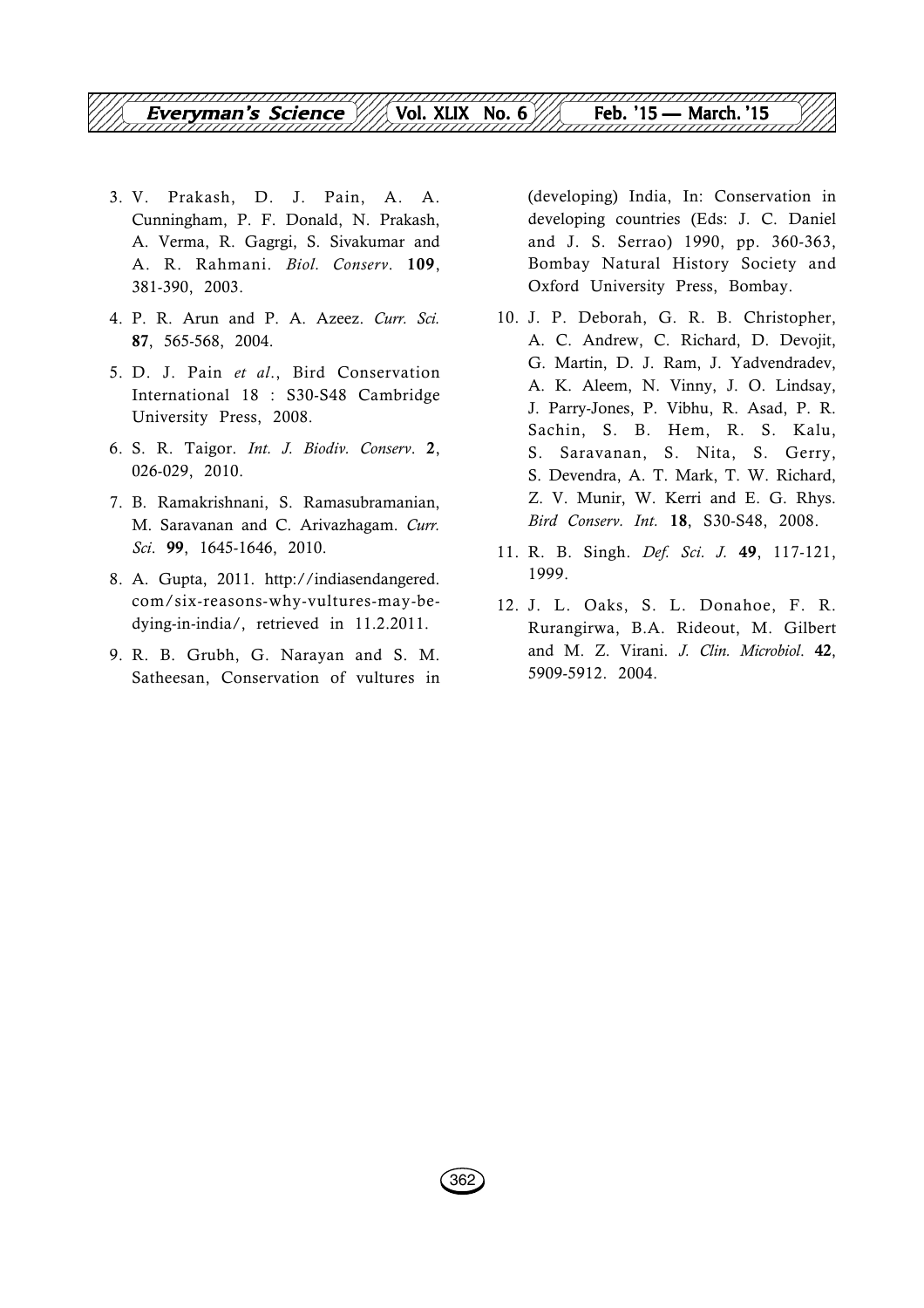3. V. Prakash, D. J. Pain, A. A. Cunningham, P. F. Donald, N. Prakash, A. Verma, R. Gagrgi, S. Sivakumar and A. R. Rahmani. *Biol. Conserv*. **109**, 381-390, 2003.

4. P. R. Arun and P. A. Azeez. *Curr. Sci.* **87**, 565-568, 2004.

5. D. J. Pain *et al*., Bird Conservation International 18 : S30-S48 Cambridge University Press, 2008.

6. S. R. Taigor. *Int. J. Biodiv. Conserv*. **2**, 026-029, 2010.

7. B. Ramakrishnani, S. Ramasubramanian, M. Saravanan and C. Arivazhagam. *Curr. Sci*. **99**, 1645-1646, 2010.

8. A. Gupta, 2011. http://indiasendangered.com/six-reasons-why-vultures-may-be-dying-in-india/, retrieved in 11.2.2011.

9. R. B. Grubh, G. Narayan and S. M. Satheesan, Conservation of vultures in (developing) India, In: Conservation in developing countries (Eds: J. C. Daniel and J. S. Serrao) 1990, pp. 360-363, Bombay Natural History Society and Oxford University Press, Bombay.

10. J. P. Deborah, G. R. B. Christopher, A. C. Andrew, C. Richard, D. Devojit, G. Martin, D. J. Ram, J. Yadvendradev, A. K. Aleem, N. Vinny, J. O. Lindsay, J. Parry-Jones, P. Vibhu, R. Asad, P. R. Sachin, S. B. Hem, R. S. Kalu, S. Saravanan, S. Nita, S. Gerry, S. Devendra, A. T. Mark, T. W. Richard, Z. V. Munir, W. Kerri and E. G. Rhys. *Bird Conserv. Int.* **18**, S30-S48, 2008.

11. R. B. Singh. *Def. Sci. J.* **49**, 117-121, 1999.

12. J. L. Oaks, S. L. Donahoe, F. R. Rurangirwa, B.A. Rideout, M. Gilbert and M. Z. Virani. *J. Clin. Microbiol*. **42**, 5909-5912. 2004.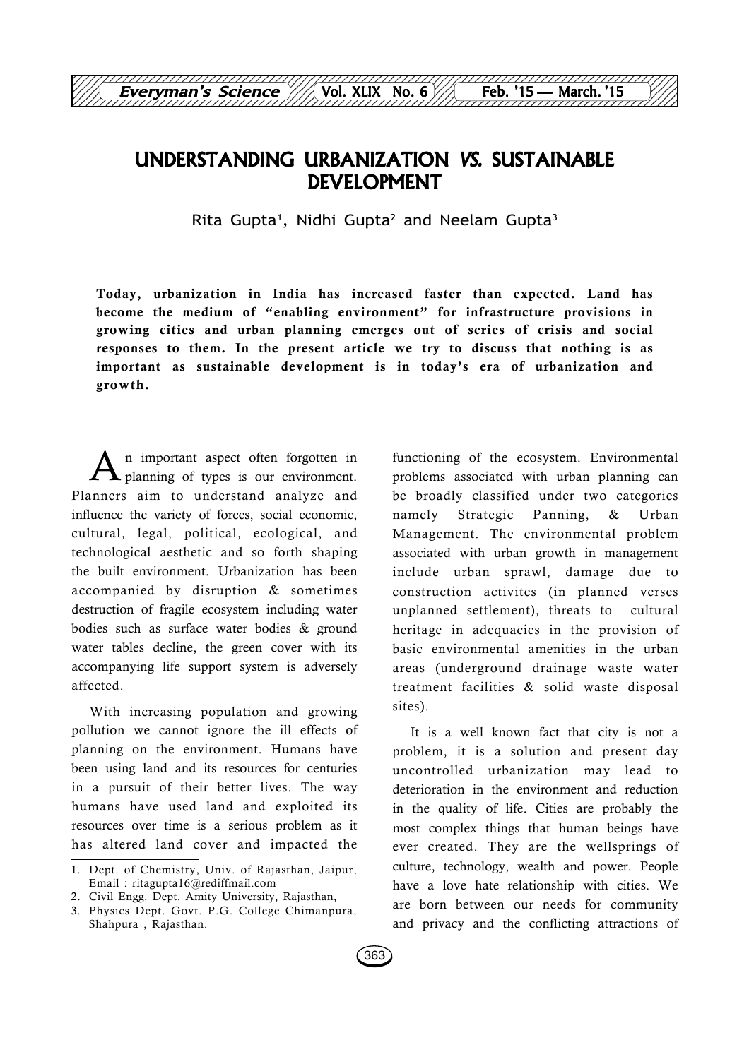# UNDERSTANDING URBANIZATION *VS.* SUSTAINABLE DEVELOPMENT

Rita Gupta[1], Nidhi Gupta[2] and Neelam Gupta[3]

**Today, urbanization in India has increased faster than expected. Land has become the medium of "enabling environment" for infrastructure provisions in growing cities and urban planning emerges out of series of crisis and social responses to them. In the present article we try to discuss that nothing is as important as sustainable development is in today's era of urbanization and growth.**

An important aspect often forgotten in planning of types is our environment. Planners aim to understand analyze and influence the variety of forces, social economic, cultural, legal, political, ecological, and technological aesthetic and so forth shaping the built environment. Urbanization has been accompanied by disruption & sometimes destruction of fragile ecosystem including water bodies such as surface water bodies & ground water tables decline, the green cover with its accompanying life support system is adversely affected.

With increasing population and growing pollution we cannot ignore the ill effects of planning on the environment. Humans have been using land and its resources for centuries in a pursuit of their better lives. The way humans have used land and exploited its resources over time is a serious problem as it has altered land cover and impacted the functioning of the ecosystem. Environmental problems associated with urban planning can be broadly classified under two categories namely Strategic Panning, & Urban Management. The environmental problem associated with urban growth in management include urban sprawl, damage due to construction activites (in planned verses unplanned settlement), threats to cultural heritage in adequacies in the provision of basic environmental amenities in the urban areas (underground drainage waste water treatment facilities & solid waste disposal sites).

It is a well known fact that city is not a problem, it is a solution and present day uncontrolled urbanization may lead to deterioration in the environment and reduction in the quality of life. Cities are probably the most complex things that human beings have ever created. They are the wellsprings of culture, technology, wealth and power. People have a love hate relationship with cities. We are born between our needs for community and privacy and the conflicting attractions of

1. Dept. of Chemistry, Univ. of Rajasthan, Jaipur, Email : ritagupta16@rediffmail.com
2. Civil Engg. Dept. Amity University, Rajasthan,
3. Physics Dept. Govt. P.G. College Chimanpura, Shahpura , Rajasthan.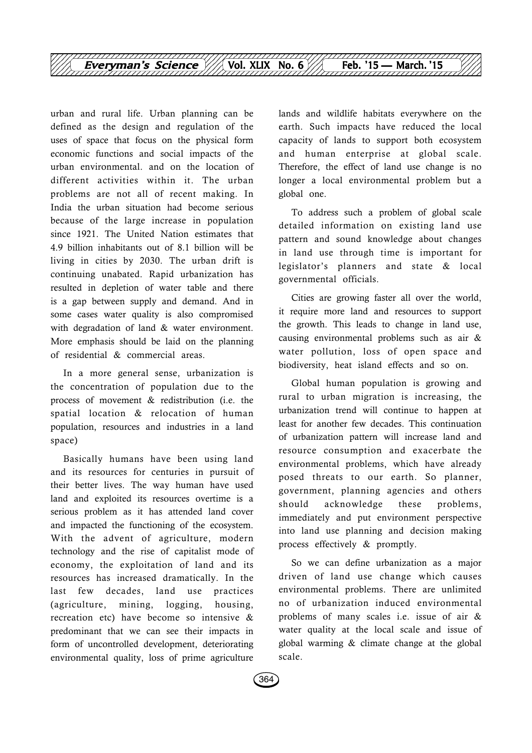urban and rural life. Urban planning can be defined as the design and regulation of the uses of space that focus on the physical form economic functions and social impacts of the urban environmental. and on the location of different activities within it. The urban problems are not all of recent making. In India the urban situation had become serious because of the large increase in population since 1921. The United Nation estimates that 4.9 billion inhabitants out of 8.1 billion will be living in cities by 2030. The urban drift is continuing unabated. Rapid urbanization has resulted in depletion of water table and there is a gap between supply and demand. And in some cases water quality is also compromised with degradation of land & water environment. More emphasis should be laid on the planning of residential & commercial areas.

In a more general sense, urbanization is the concentration of population due to the process of movement & redistribution (i.e. the spatial location & relocation of human population, resources and industries in a land space)

Basically humans have been using land and its resources for centuries in pursuit of their better lives. The way human have used land and exploited its resources overtime is a serious problem as it has attended land cover and impacted the functioning of the ecosystem. With the advent of agriculture, modern technology and the rise of capitalist mode of economy, the exploitation of land and its resources has increased dramatically. In the last few decades, land use practices (agriculture, mining, logging, housing, recreation etc) have become so intensive & predominant that we can see their impacts in form of uncontrolled development, deteriorating environmental quality, loss of prime agriculture lands and wildlife habitats everywhere on the earth. Such impacts have reduced the local capacity of lands to support both ecosystem and human enterprise at global scale. Therefore, the effect of land use change is no longer a local environmental problem but a global one.

To address such a problem of global scale detailed information on existing land use pattern and sound knowledge about changes in land use through time is important for legislator's planners and state & local governmental officials.

Cities are growing faster all over the world, it require more land and resources to support the growth. This leads to change in land use, causing environmental problems such as air & water pollution, loss of open space and biodiversity, heat island effects and so on.

Global human population is growing and rural to urban migration is increasing, the urbanization trend will continue to happen at least for another few decades. This continuation of urbanization pattern will increase land and resource consumption and exacerbate the environmental problems, which have already posed threats to our earth. So planner, government, planning agencies and others should acknowledge these problems, immediately and put environment perspective into land use planning and decision making process effectively & promptly.

So we can define urbanization as a major driven of land use change which causes environmental problems. There are unlimited no of urbanization induced environmental problems of many scales i.e. issue of air & water quality at the local scale and issue of global warming & climate change at the global scale.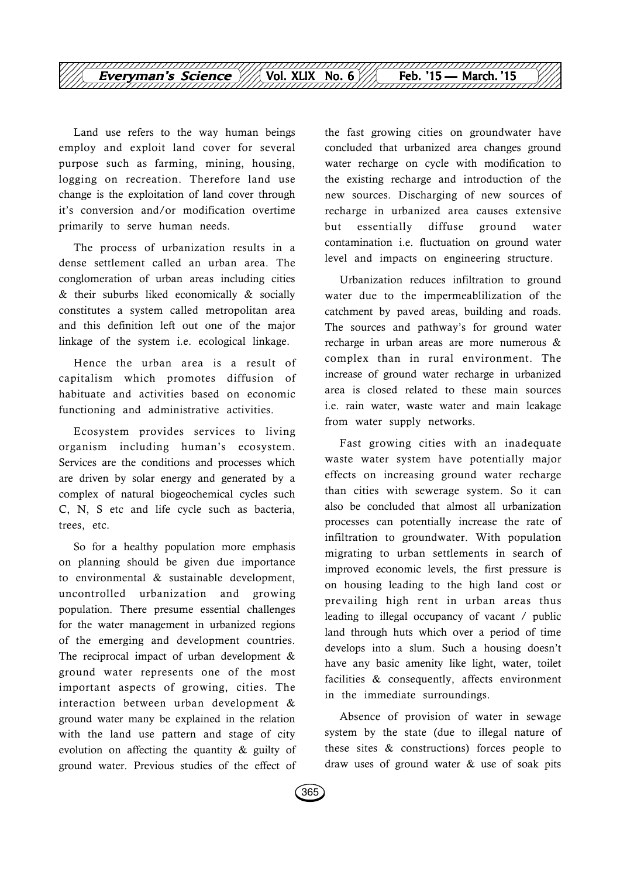Land use refers to the way human beings employ and exploit land cover for several purpose such as farming, mining, housing, logging on recreation. Therefore land use change is the exploitation of land cover through it's conversion and/or modification overtime primarily to serve human needs.

The process of urbanization results in a dense settlement called an urban area. The conglomeration of urban areas including cities & their suburbs liked economically & socially constitutes a system called metropolitan area and this definition left out one of the major linkage of the system i.e. ecological linkage.

Hence the urban area is a result of capitalism which promotes diffusion of habituate and activities based on economic functioning and administrative activities.

Ecosystem provides services to living organism including human's ecosystem. Services are the conditions and processes which are driven by solar energy and generated by a complex of natural biogeochemical cycles such C, N, S etc and life cycle such as bacteria, trees, etc.

So for a healthy population more emphasis on planning should be given due importance to environmental & sustainable development, uncontrolled urbanization and growing population. There presume essential challenges for the water management in urbanized regions of the emerging and development countries. The reciprocal impact of urban development & ground water represents one of the most important aspects of growing, cities. The interaction between urban development & ground water many be explained in the relation with the land use pattern and stage of city evolution on affecting the quantity & guilty of ground water. Previous studies of the effect of the fast growing cities on groundwater have concluded that urbanized area changes ground water recharge on cycle with modification to the existing recharge and introduction of the new sources. Discharging of new sources of recharge in urbanized area causes extensive but essentially diffuse ground water contamination i.e. fluctuation on ground water level and impacts on engineering structure.

Urbanization reduces infiltration to ground water due to the impermeablilization of the catchment by paved areas, building and roads. The sources and pathway's for ground water recharge in urban areas are more numerous & complex than in rural environment. The increase of ground water recharge in urbanized area is closed related to these main sources i.e. rain water, waste water and main leakage from water supply networks.

Fast growing cities with an inadequate waste water system have potentially major effects on increasing ground water recharge than cities with sewerage system. So it can also be concluded that almost all urbanization processes can potentially increase the rate of infiltration to groundwater. With population migrating to urban settlements in search of improved economic levels, the first pressure is on housing leading to the high land cost or prevailing high rent in urban areas thus leading to illegal occupancy of vacant / public land through huts which over a period of time develops into a slum. Such a housing doesn't have any basic amenity like light, water, toilet facilities & consequently, affects environment in the immediate surroundings.

Absence of provision of water in sewage system by the state (due to illegal nature of these sites & constructions) forces people to draw uses of ground water & use of soak pits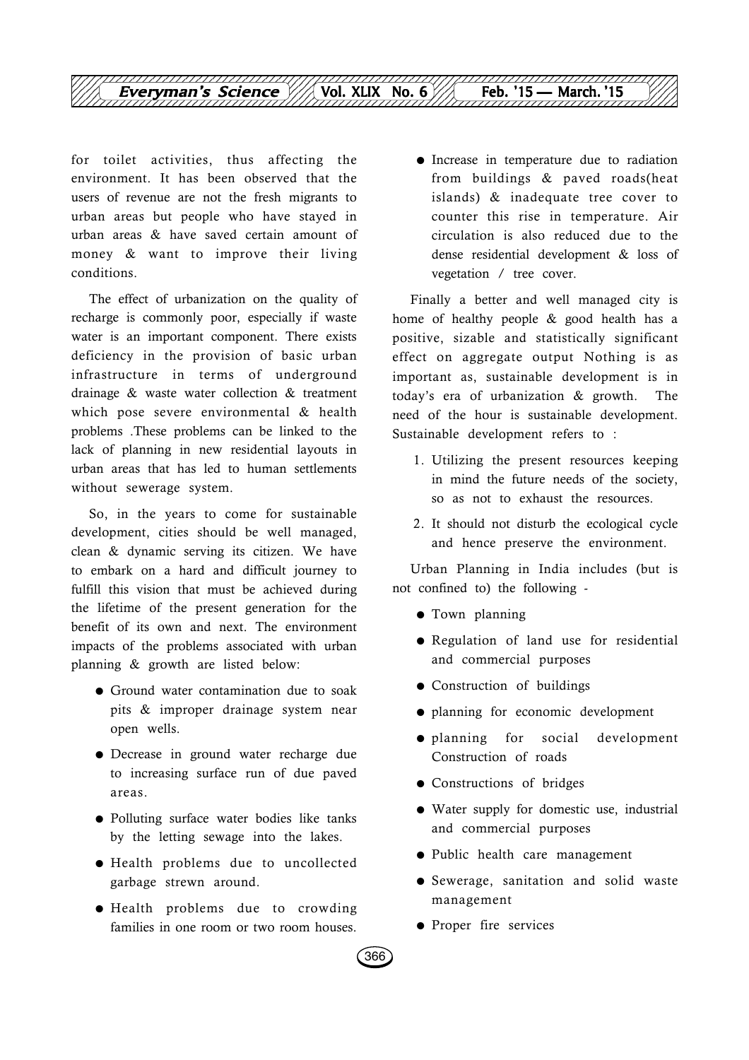for toilet activities, thus affecting the environment. It has been observed that the users of revenue are not the fresh migrants to urban areas but people who have stayed in urban areas & have saved certain amount of money & want to improve their living conditions.

The effect of urbanization on the quality of recharge is commonly poor, especially if waste water is an important component. There exists deficiency in the provision of basic urban infrastructure in terms of underground drainage & waste water collection & treatment which pose severe environmental & health problems .These problems can be linked to the lack of planning in new residential layouts in urban areas that has led to human settlements without sewerage system.

So, in the years to come for sustainable development, cities should be well managed, clean & dynamic serving its citizen. We have to embark on a hard and difficult journey to fulfill this vision that must be achieved during the lifetime of the present generation for the benefit of its own and next. The environment impacts of the problems associated with urban planning & growth are listed below:

- Ground water contamination due to soak pits & improper drainage system near open wells.
- Decrease in ground water recharge due to increasing surface run of due paved areas.
- Polluting surface water bodies like tanks by the letting sewage into the lakes.
- Health problems due to uncollected garbage strewn around.
- Health problems due to crowding families in one room or two room houses.
- Increase in temperature due to radiation from buildings & paved roads(heat islands) & inadequate tree cover to counter this rise in temperature. Air circulation is also reduced due to the dense residential development & loss of vegetation / tree cover.

Finally a better and well managed city is home of healthy people & good health has a positive, sizable and statistically significant effect on aggregate output Nothing is as important as, sustainable development is in today's era of urbanization & growth. The need of the hour is sustainable development. Sustainable development refers to :

1. Utilizing the present resources keeping in mind the future needs of the society, so as not to exhaust the resources.
2. It should not disturb the ecological cycle and hence preserve the environment.

Urban Planning in India includes (but is not confined to) the following -

- Town planning
- Regulation of land use for residential and commercial purposes
- Construction of buildings
- planning for economic development
- planning for social development Construction of roads
- Constructions of bridges
- Water supply for domestic use, industrial and commercial purposes
- Public health care management
- Sewerage, sanitation and solid waste management
- Proper fire services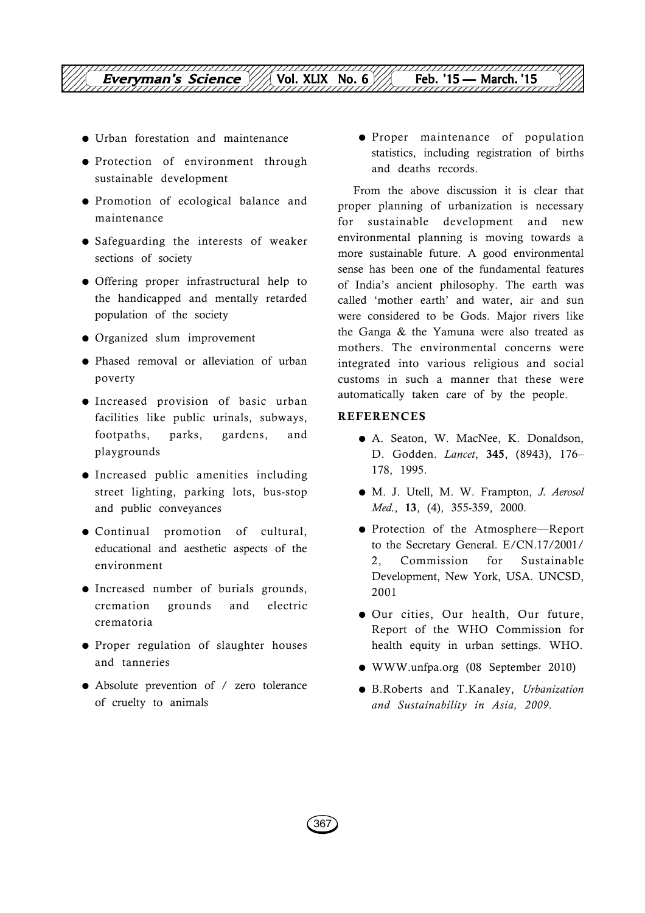- Urban forestation and maintenance
- Protection of environment through sustainable development
- Promotion of ecological balance and maintenance
- Safeguarding the interests of weaker sections of society
- Offering proper infrastructural help to the handicapped and mentally retarded population of the society
- Organized slum improvement
- Phased removal or alleviation of urban poverty
- Increased provision of basic urban facilities like public urinals, subways, footpaths, parks, gardens, and playgrounds
- Increased public amenities including street lighting, parking lots, bus-stop and public conveyances
- Continual promotion of cultural, educational and aesthetic aspects of the environment
- Increased number of burials grounds, cremation grounds and electric crematoria
- Proper regulation of slaughter houses and tanneries
- Absolute prevention of / zero tolerance of cruelty to animals
- Proper maintenance of population statistics, including registration of births and deaths records.

From the above discussion it is clear that proper planning of urbanization is necessary for sustainable development and new environmental planning is moving towards a more sustainable future. A good environmental sense has been one of the fundamental features of India's ancient philosophy. The earth was called 'mother earth' and water, air and sun were considered to be Gods. Major rivers like the Ganga & the Yamuna were also treated as mothers. The environmental concerns were integrated into various religious and social customs in such a manner that these were automatically taken care of by the people.

## REFERENCES

- A. Seaton, W. MacNee, K. Donaldson, D. Godden. *Lancet*, **345**, (8943), 176–178, 1995.
- M. J. Utell, M. W. Frampton, *J. Aerosol Med.*, **13**, (4), 355-359, 2000.
- Protection of the Atmosphere—Report to the Secretary General. E/CN.17/2001/2, Commission for Sustainable Development, New York, USA. UNCSD, 2001
- Our cities, Our health, Our future, Report of the WHO Commission for health equity in urban settings. WHO.
- WWW.unfpa.org (08 September 2010)
- B.Roberts and T.Kanaley, *Urbanization and Sustainability in Asia, 2009*.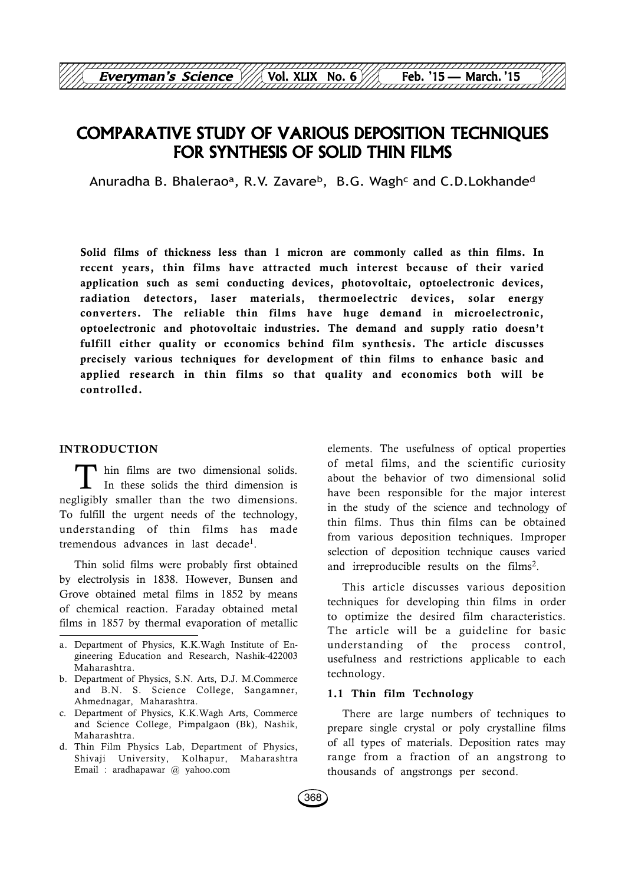# COMPARATIVE STUDY OF VARIOUS DEPOSITION TECHNIQUES FOR SYNTHESIS OF SOLID THIN FILMS

Anuradha B. Bhalerao[a], R.V. Zavare[b], B.G. Wagh[c] and C.D.Lokhande[d]

**Solid films of thickness less than 1 micron are commonly called as thin films. In recent years, thin films have attracted much interest because of their varied application such as semi conducting devices, photovoltaic, optoelectronic devices, radiation detectors, laser materials, thermoelectric devices, solar energy converters. The reliable thin films have huge demand in microelectronic, optoelectronic and photovoltaic industries. The demand and supply ratio doesn't fulfill either quality or economics behind film synthesis. The article discusses precisely various techniques for development of thin films to enhance basic and applied research in thin films so that quality and economics both will be controlled.**

## INTRODUCTION

Thin films are two dimensional solids. In these solids the third dimension is negligibly smaller than the two dimensions. To fulfill the urgent needs of the technology, understanding of thin films has made tremendous advances in last decade[1].

Thin solid films were probably first obtained by electrolysis in 1838. However, Bunsen and Grove obtained metal films in 1852 by means of chemical reaction. Faraday obtained metal films in 1857 by thermal evaporation of metallic elements. The usefulness of optical properties of metal films, and the scientific curiosity about the behavior of two dimensional solid have been responsible for the major interest in the study of the science and technology of thin films. Thus thin films can be obtained from various deposition techniques. Improper selection of deposition technique causes varied and irreproducible results on the films[2].

This article discusses various deposition techniques for developing thin films in order to optimize the desired film characteristics. The article will be a guideline for basic understanding of the process control, usefulness and restrictions applicable to each technology.

### 1.1 Thin film Technology

There are large numbers of techniques to prepare single crystal or poly crystalline films of all types of materials. Deposition rates may range from a fraction of an angstrong to thousands of angstrongs per second.

---

a. Department of Physics, K.K.Wagh Institute of Engineering Education and Research, Nashik-422003 Maharashtra.

b. Department of Physics, S.N. Arts, D.J. M.Commerce and B.N. S. Science College, Sangamner, Ahmednagar, Maharashtra.

c. Department of Physics, K.K.Wagh Arts, Commerce and Science College, Pimpalgaon (Bk), Nashik, Maharashtra.

d. Thin Film Physics Lab, Department of Physics, Shivaji University, Kolhapur, Maharashtra Email : aradhapawar @ yahoo.com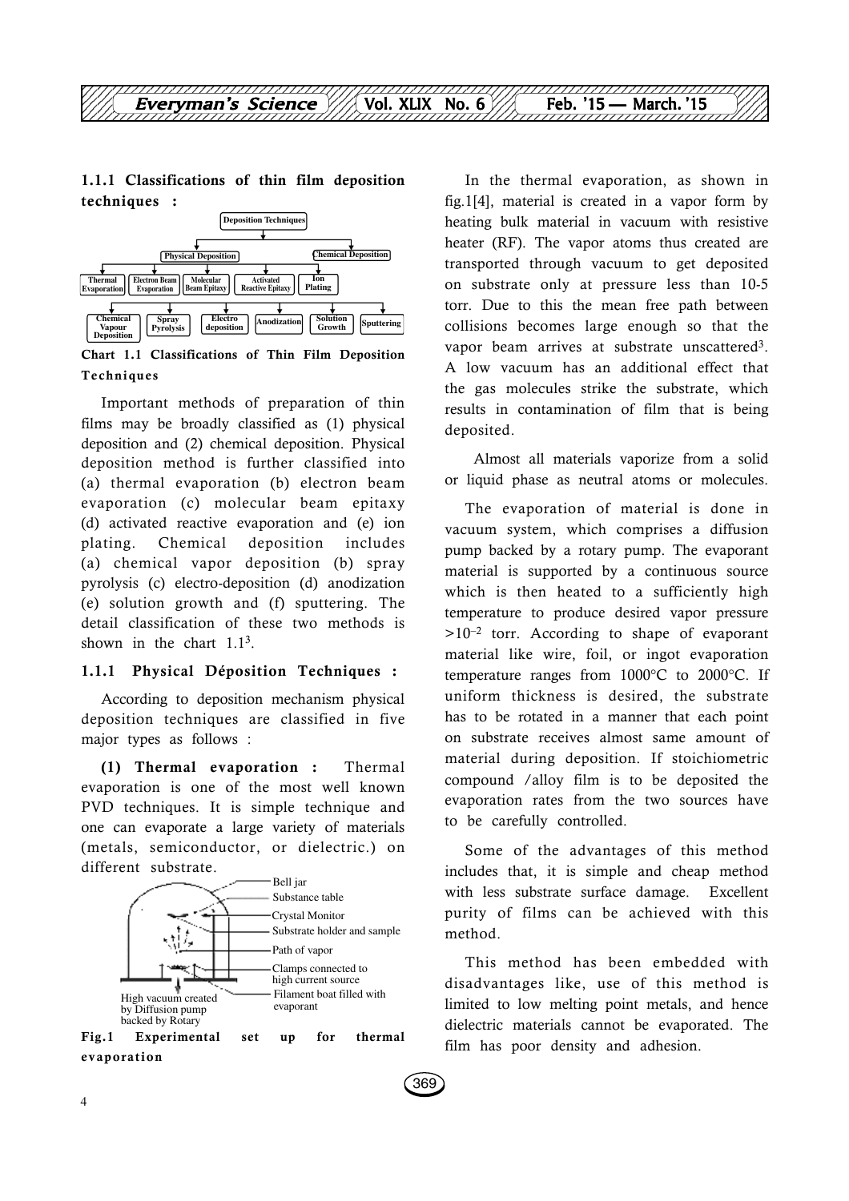### 1.1.1 Classifications of thin film deposition techniques :

**Chart 1.1 Classifications of Thin Film Deposition Techniques**

Important methods of preparation of thin films may be broadly classified as (1) physical deposition and (2) chemical deposition. Physical deposition method is further classified into (a) thermal evaporation (b) electron beam evaporation (c) molecular beam epitaxy (d) activated reactive evaporation and (e) ion plating. Chemical deposition includes (a) chemical vapor deposition (b) spray pyrolysis (c) electro-deposition (d) anodization (e) solution growth and (f) sputtering. The detail classification of these two methods is shown in the chart 1.1[3].

### 1.1.1 Physical Déposition Techniques :

According to deposition mechanism physical deposition techniques are classified in five major types as follows :

**(1) Thermal evaporation :** Thermal evaporation is one of the most well known PVD techniques. It is simple technique and one can evaporate a large variety of materials (metals, semiconductor, or dielectric.) on different substrate.

**Fig.1 Experimental set up for thermal evaporation**

In the thermal evaporation, as shown in fig.1[4], material is created in a vapor form by heating bulk material in vacuum with resistive heater (RF). The vapor atoms thus created are transported through vacuum to get deposited on substrate only at pressure less than 10-5 torr. Due to this the mean free path between collisions becomes large enough so that the vapor beam arrives at substrate unscattered[3]. A low vacuum has an additional effect that the gas molecules strike the substrate, which results in contamination of film that is being deposited.

Almost all materials vaporize from a solid or liquid phase as neutral atoms or molecules.

The evaporation of material is done in vacuum system, which comprises a diffusion pump backed by a rotary pump. The evaporant material is supported by a continuous source which is then heated to a sufficiently high temperature to produce desired vapor pressure $>10^{-2}$ torr. According to shape of evaporant material like wire, foil, or ingot evaporation temperature ranges from 1000°C to 2000°C. If uniform thickness is desired, the substrate has to be rotated in a manner that each point on substrate receives almost same amount of material during deposition. If stoichiometric compound /alloy film is to be deposited the evaporation rates from the two sources have to be carefully controlled.

Some of the advantages of this method includes that, it is simple and cheap method with less substrate surface damage. Excellent purity of films can be achieved with this method.

This method has been embedded with disadvantages like, use of this method is limited to low melting point metals, and hence dielectric materials cannot be evaporated. The film has poor density and adhesion.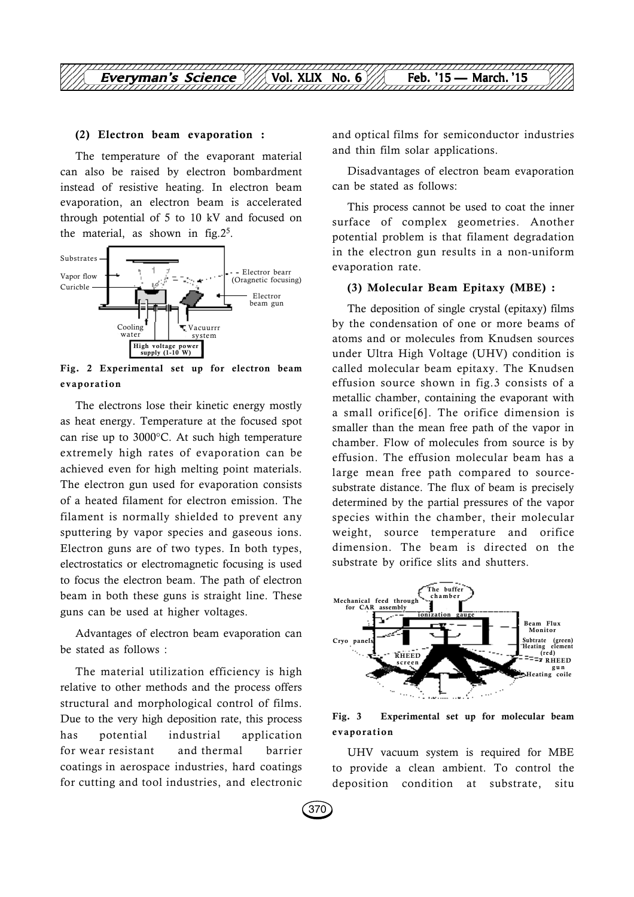**(2) Electron beam evaporation :**

The temperature of the evaporant material can also be raised by electron bombardment instead of resistive heating. In electron beam evaporation, an electron beam is accelerated through potential of 5 to 10 kV and focused on the material, as shown in fig.2[5].

**Fig. 2 Experimental set up for electron beam evaporation**

The electrons lose their kinetic energy mostly as heat energy. Temperature at the focused spot can rise up to 3000°C. At such high temperature extremely high rates of evaporation can be achieved even for high melting point materials. The electron gun used for evaporation consists of a heated filament for electron emission. The filament is normally shielded to prevent any sputtering by vapor species and gaseous ions. Electron guns are of two types. In both types, electrostatics or electromagnetic focusing is used to focus the electron beam. The path of electron beam in both these guns is straight line. These guns can be used at higher voltages.

Advantages of electron beam evaporation can be stated as follows :

The material utilization efficiency is high relative to other methods and the process offers structural and morphological control of films. Due to the very high deposition rate, this process has potential industrial application for wear resistant and thermal barrier coatings in aerospace industries, hard coatings for cutting and tool industries, and electronic and optical films for semiconductor industries and thin film solar applications.

Disadvantages of electron beam evaporation can be stated as follows:

This process cannot be used to coat the inner surface of complex geometries. Another potential problem is that filament degradation in the electron gun results in a non-uniform evaporation rate.

**(3) Molecular Beam Epitaxy (MBE) :**

The deposition of single crystal (epitaxy) films by the condensation of one or more beams of atoms and or molecules from Knudsen sources under Ultra High Voltage (UHV) condition is called molecular beam epitaxy. The Knudsen effusion source shown in fig.3 consists of a metallic chamber, containing the evaporant with a small orifice[6]. The orifice dimension is smaller than the mean free path of the vapor in chamber. Flow of molecules from source is by effusion. The effusion molecular beam has a large mean free path compared to source-substrate distance. The flux of beam is precisely determined by the partial pressures of the vapor species within the chamber, their molecular weight, source temperature and orifice dimension. The beam is directed on the substrate by orifice slits and shutters.

**Fig. 3 Experimental set up for molecular beam evaporation**

UHV vacuum system is required for MBE to provide a clean ambient. To control the deposition condition at substrate, situ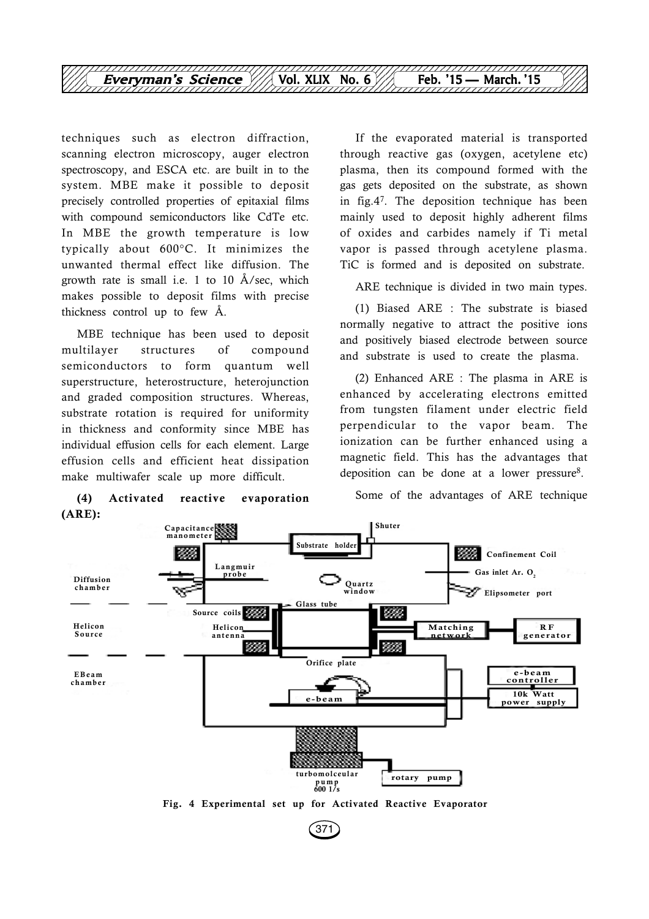techniques such as electron diffraction, scanning electron microscopy, auger electron spectroscopy, and ESCA etc. are built in to the system. MBE make it possible to deposit precisely controlled properties of epitaxial films with compound semiconductors like CdTe etc. In MBE the growth temperature is low typically about 600°C. It minimizes the unwanted thermal effect like diffusion. The growth rate is small i.e. 1 to 10 Å/sec, which makes possible to deposit films with precise thickness control up to few Å.

MBE technique has been used to deposit multilayer structures of compound semiconductors to form quantum well superstructure, heterostructure, heterojunction and graded composition structures. Whereas, substrate rotation is required for uniformity in thickness and conformity since MBE has individual effusion cells for each element. Large effusion cells and efficient heat dissipation make multiwafer scale up more difficult.

**(4) Activated reactive evaporation (ARE):**

If the evaporated material is transported through reactive gas (oxygen, acetylene etc) plasma, then its compound formed with the gas gets deposited on the substrate, as shown in fig.4[7]. The deposition technique has been mainly used to deposit highly adherent films of oxides and carbides namely if Ti metal vapor is passed through acetylene plasma. TiC is formed and is deposited on substrate.

ARE technique is divided in two main types.

(1) Biased ARE : The substrate is biased normally negative to attract the positive ions and positively biased electrode between source and substrate is used to create the plasma.

(2) Enhanced ARE : The plasma in ARE is enhanced by accelerating electrons emitted from tungsten filament under electric field perpendicular to the vapor beam. The ionization can be further enhanced using a magnetic field. This has the advantages that deposition can be done at a lower pressure[8].

Some of the advantages of ARE technique

Fig. 4 Experimental set up for Activated Reactive Evaporator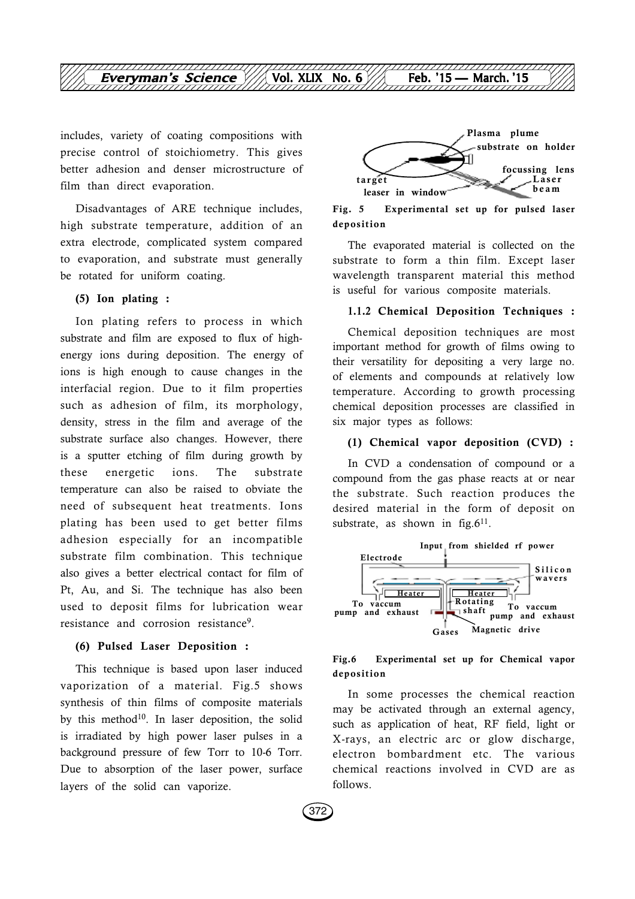includes, variety of coating compositions with precise control of stoichiometry. This gives better adhesion and denser microstructure of film than direct evaporation.

Disadvantages of ARE technique includes, high substrate temperature, addition of an extra electrode, complicated system compared to evaporation, and substrate must generally be rotated for uniform coating.

**(5) Ion plating :**

Ion plating refers to process in which substrate and film are exposed to flux of high-energy ions during deposition. The energy of ions is high enough to cause changes in the interfacial region. Due to it film properties such as adhesion of film, its morphology, density, stress in the film and average of the substrate surface also changes. However, there is a sputter etching of film during growth by these energetic ions. The substrate temperature can also be raised to obviate the need of subsequent heat treatments. Ions plating has been used to get better films adhesion especially for an incompatible substrate film combination. This technique also gives a better electrical contact for film of Pt, Au, and Si. The technique has also been used to deposit films for lubrication wear resistance and corrosion resistance[9].

**(6) Pulsed Laser Deposition :**

This technique is based upon laser induced vaporization of a material. Fig.5 shows synthesis of thin films of composite materials by this method[10]. In laser deposition, the solid is irradiated by high power laser pulses in a background pressure of few Torr to 10-6 Torr. Due to absorption of the laser power, surface layers of the solid can vaporize.

**Fig. 5 Experimental set up for pulsed laser deposition**

The evaporated material is collected on the substrate to form a thin film. Except laser wavelength transparent material this method is useful for various composite materials.

**1.1.2 Chemical Deposition Techniques :**

Chemical deposition techniques are most important method for growth of films owing to their versatility for depositing a very large no. of elements and compounds at relatively low temperature. According to growth processing chemical deposition processes are classified in six major types as follows:

**(1) Chemical vapor deposition (CVD) :**

In CVD a condensation of compound or a compound from the gas phase reacts at or near the substrate. Such reaction produces the desired material in the form of deposit on substrate, as shown in fig.6[11].

**Fig.6 Experimental set up for Chemical vapor deposition**

In some processes the chemical reaction may be activated through an external agency, such as application of heat, RF field, light or X-rays, an electric arc or glow discharge, electron bombardment etc. The various chemical reactions involved in CVD are as follows.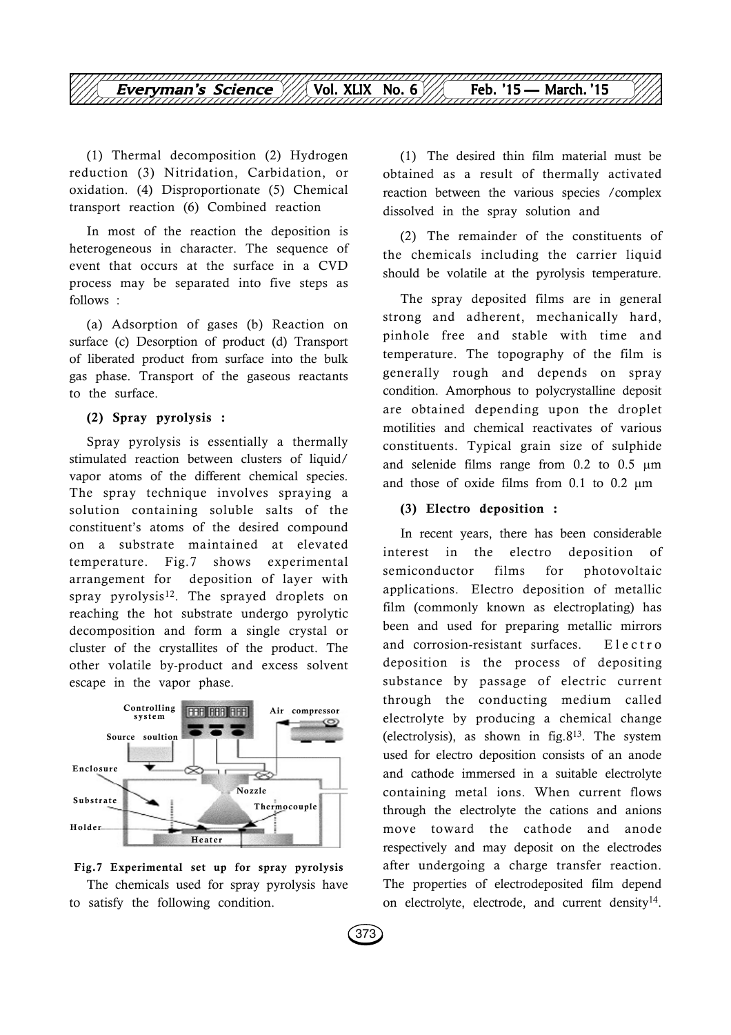(1) Thermal decomposition (2) Hydrogen reduction (3) Nitridation, Carbidation, or oxidation. (4) Disproportionate (5) Chemical transport reaction (6) Combined reaction

In most of the reaction the deposition is heterogeneous in character. The sequence of event that occurs at the surface in a CVD process may be separated into five steps as follows :

(a) Adsorption of gases (b) Reaction on surface (c) Desorption of product (d) Transport of liberated product from surface into the bulk gas phase. Transport of the gaseous reactants to the surface.

**(2) Spray pyrolysis :**

Spray pyrolysis is essentially a thermally stimulated reaction between clusters of liquid/ vapor atoms of the different chemical species. The spray technique involves spraying a solution containing soluble salts of the constituent's atoms of the desired compound on a substrate maintained at elevated temperature. Fig.7 shows experimental arrangement for deposition of layer with spray pyrolysis[12]. The sprayed droplets on reaching the hot substrate undergo pyrolytic decomposition and form a single crystal or cluster of the crystallites of the product. The other volatile by-product and excess solvent escape in the vapor phase.

Controlling system | Air compressor | Source soultion | Enclosure | Nozzle | Substrate | Thermocouple | Holder | Heater

**Fig.7 Experimental set up for spray pyrolysis**

The chemicals used for spray pyrolysis have to satisfy the following condition.

(1) The desired thin film material must be obtained as a result of thermally activated reaction between the various species /complex dissolved in the spray solution and

(2) The remainder of the constituents of the chemicals including the carrier liquid should be volatile at the pyrolysis temperature.

The spray deposited films are in general strong and adherent, mechanically hard, pinhole free and stable with time and temperature. The topography of the film is generally rough and depends on spray condition. Amorphous to polycrystalline deposit are obtained depending upon the droplet motilities and chemical reactivates of various constituents. Typical grain size of sulphide and selenide films range from 0.2 to 0.5 μm and those of oxide films from 0.1 to 0.2 μm

**(3) Electro deposition :**

In recent years, there has been considerable interest in the electro deposition of semiconductor films for photovoltaic applications. Electro deposition of metallic film (commonly known as electroplating) has been and used for preparing metallic mirrors and corrosion-resistant surfaces. Electro deposition is the process of depositing substance by passage of electric current through the conducting medium called electrolyte by producing a chemical change (electrolysis), as shown in fig.8[13]. The system used for electro deposition consists of an anode and cathode immersed in a suitable electrolyte containing metal ions. When current flows through the electrolyte the cations and anions move toward the cathode and anode respectively and may deposit on the electrodes after undergoing a charge transfer reaction. The properties of electrodeposited film depend on electrolyte, electrode, and current density[14].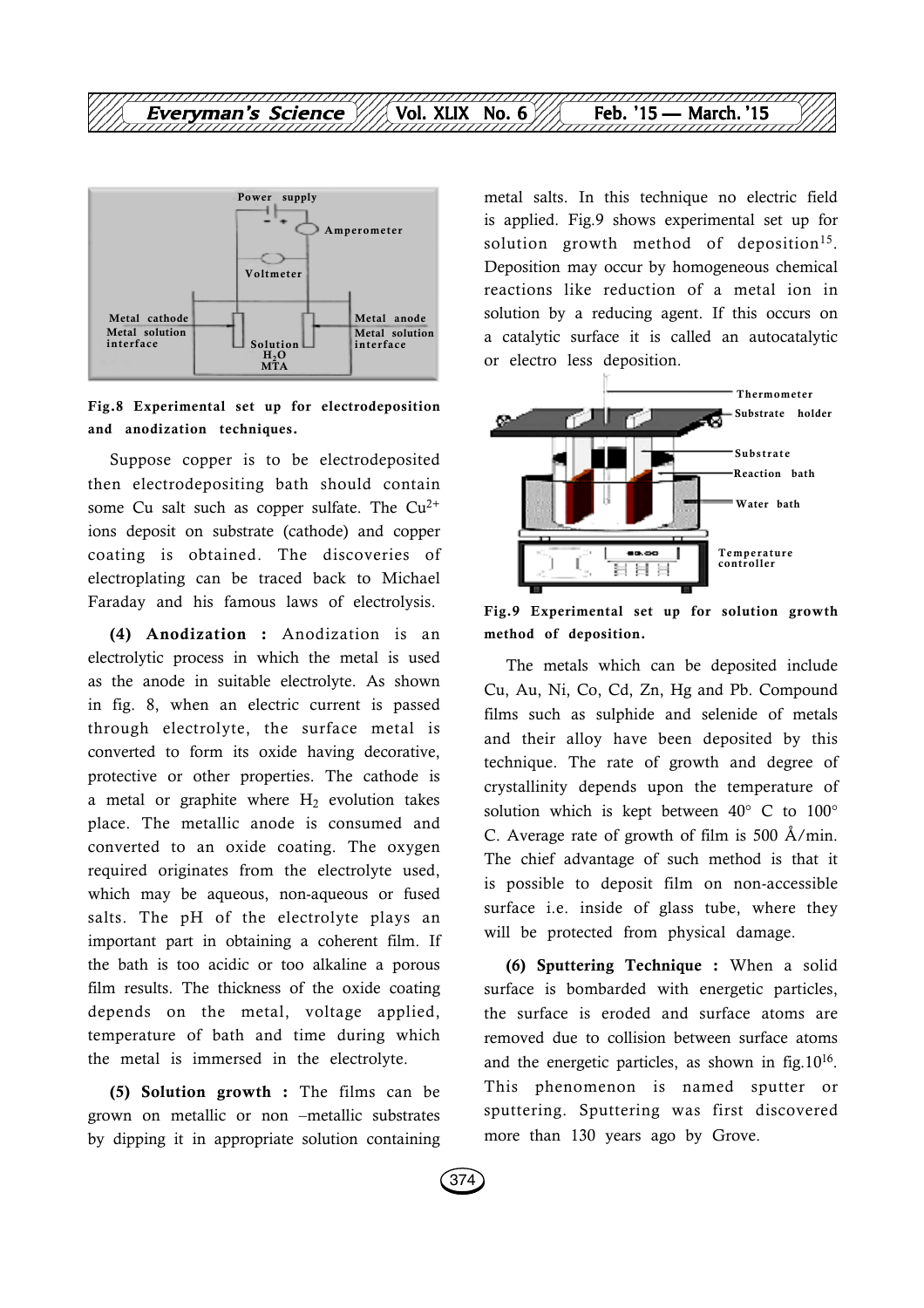Fig.8 Experimental set up for electrodeposition and anodization techniques.

Suppose copper is to be electrodeposited then electrodepositing bath should contain some Cu salt such as copper sulfate. The $Cu^{2+}$ ions deposit on substrate (cathode) and copper coating is obtained. The discoveries of electroplating can be traced back to Michael Faraday and his famous laws of electrolysis.

**(4) Anodization :** Anodization is an electrolytic process in which the metal is used as the anode in suitable electrolyte. As shown in fig. 8, when an electric current is passed through electrolyte, the surface metal is converted to form its oxide having decorative, protective or other properties. The cathode is a metal or graphite where $H_2$ evolution takes place. The metallic anode is consumed and converted to an oxide coating. The oxygen required originates from the electrolyte used, which may be aqueous, non-aqueous or fused salts. The pH of the electrolyte plays an important part in obtaining a coherent film. If the bath is too acidic or too alkaline a porous film results. The thickness of the oxide coating depends on the metal, voltage applied, temperature of bath and time during which the metal is immersed in the electrolyte.

**(5) Solution growth :** The films can be grown on metallic or non –metallic substrates by dipping it in appropriate solution containing metal salts. In this technique no electric field is applied. Fig.9 shows experimental set up for solution growth method of deposition[15]. Deposition may occur by homogeneous chemical reactions like reduction of a metal ion in solution by a reducing agent. If this occurs on a catalytic surface it is called an autocatalytic or electro less deposition.

Fig.9 Experimental set up for solution growth method of deposition.

The metals which can be deposited include Cu, Au, Ni, Co, Cd, Zn, Hg and Pb. Compound films such as sulphide and selenide of metals and their alloy have been deposited by this technique. The rate of growth and degree of crystallinity depends upon the temperature of solution which is kept between 40° C to 100° C. Average rate of growth of film is 500 Å/min. The chief advantage of such method is that it is possible to deposit film on non-accessible surface i.e. inside of glass tube, where they will be protected from physical damage.

**(6) Sputtering Technique :** When a solid surface is bombarded with energetic particles, the surface is eroded and surface atoms are removed due to collision between surface atoms and the energetic particles, as shown in fig.10[16]. This phenomenon is named sputter or sputtering. Sputtering was first discovered more than 130 years ago by Grove.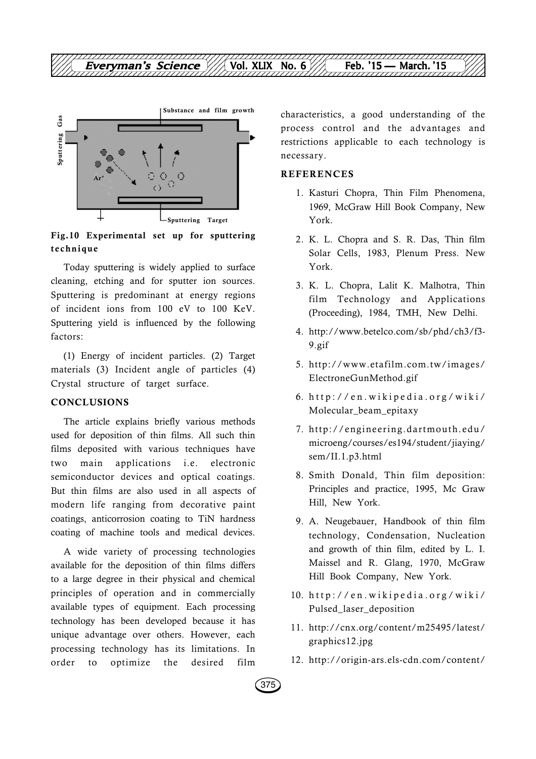Fig.10 Experimental set up for sputtering technique

Today sputtering is widely applied to surface cleaning, etching and for sputter ion sources. Sputtering is predominant at energy regions of incident ions from 100 eV to 100 KeV. Sputtering yield is influenced by the following factors:

(1) Energy of incident particles. (2) Target materials (3) Incident angle of particles (4) Crystal structure of target surface.

## CONCLUSIONS

The article explains briefly various methods used for deposition of thin films. All such thin films deposited with various techniques have two main applications i.e. electronic semiconductor devices and optical coatings. But thin films are also used in all aspects of modern life ranging from decorative paint coatings, anticorrosion coating to TiN hardness coating of machine tools and medical devices.

A wide variety of processing technologies available for the deposition of thin films differs to a large degree in their physical and chemical principles of operation and in commercially available types of equipment. Each processing technology has been developed because it has unique advantage over others. However, each processing technology has its limitations. In order to optimize the desired film characteristics, a good understanding of the process control and the advantages and restrictions applicable to each technology is necessary.

## REFERENCES

1. Kasturi Chopra, Thin Film Phenomena, 1969, McGraw Hill Book Company, New York.
2. K. L. Chopra and S. R. Das, Thin film Solar Cells, 1983, Plenum Press. New York.
3. K. L. Chopra, Lalit K. Malhotra, Thin film Technology and Applications (Proceeding), 1984, TMH, New Delhi.
4. http://www.betelco.com/sb/phd/ch3/f3-9.gif
5. http://www.etafilm.com.tw/images/ElectroneGunMethod.gif
6. http://en.wikipedia.org/wiki/Molecular_beam_epitaxy
7. http://engineering.dartmouth.edu/microeng/courses/es194/student/jiaying/sem/II.1.p3.html
8. Smith Donald, Thin film deposition: Principles and practice, 1995, Mc Graw Hill, New York.
9. A. Neugebauer, Handbook of thin film technology, Condensation, Nucleation and growth of thin film, edited by L. I. Maissel and R. Glang, 1970, McGraw Hill Book Company, New York.
10. http://en.wikipedia.org/wiki/Pulsed_laser_deposition
11. http://cnx.org/content/m25495/latest/graphics12.jpg
12. http://origin-ars.els-cdn.com/content/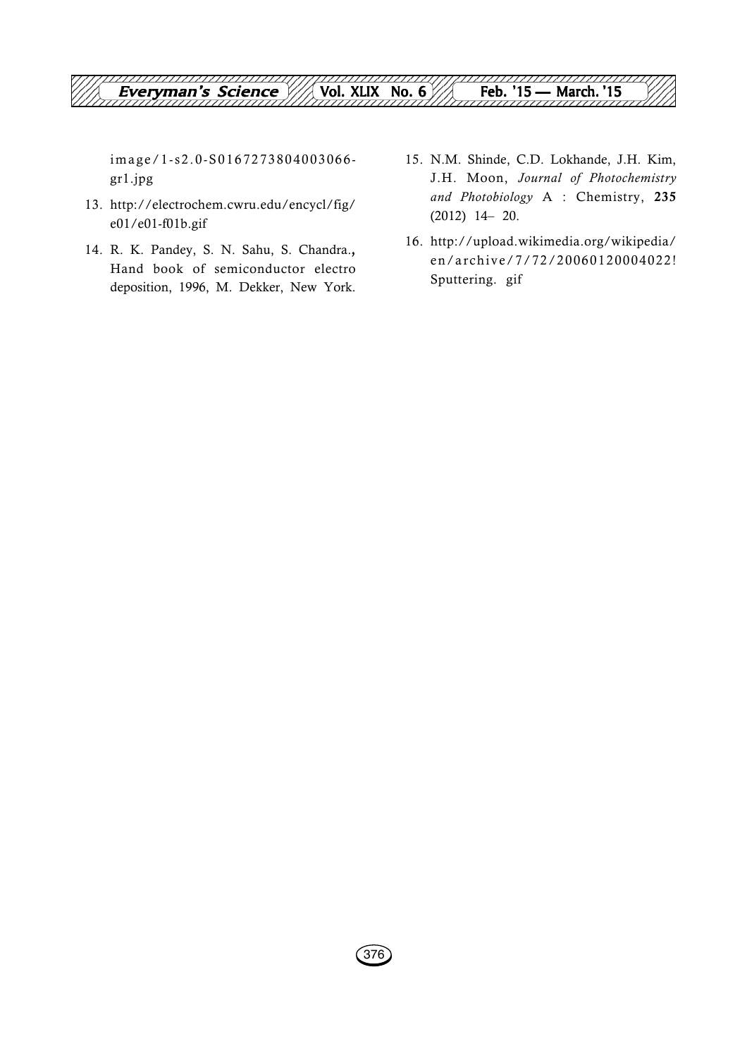image/1-s2.0-S0167273804003066-gr1.jpg

13. http://electrochem.cwru.edu/encycl/fig/e01/e01-f01b.gif

14. R. K. Pandey, S. N. Sahu, S. Chandra., Hand book of semiconductor electro deposition, 1996, M. Dekker, New York.

15. N.M. Shinde, C.D. Lokhande, J.H. Kim, J.H. Moon, *Journal of Photochemistry and Photobiology* A : Chemistry, **235** (2012) 14– 20.

16. http://upload.wikimedia.org/wikipedia/en/archive/7/72/20060120004022! Sputtering. gif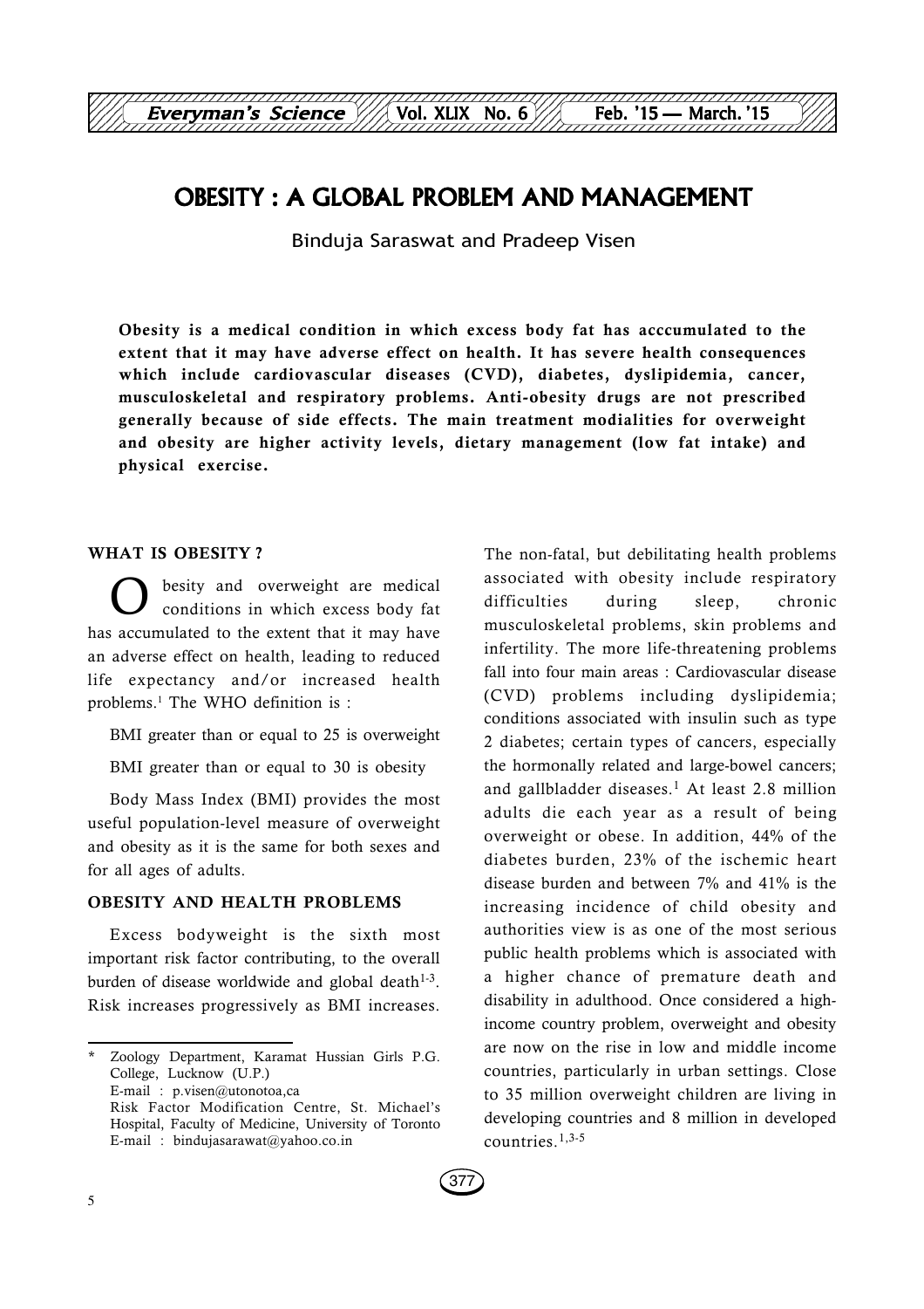# OBESITY : A GLOBAL PROBLEM AND MANAGEMENT

Binduja Saraswat and Pradeep Visen

**Obesity is a medical condition in which excess body fat has acccumulated to the extent that it may have adverse effect on health. It has severe health consequences which include cardiovascular diseases (CVD), diabetes, dyslipidemia, cancer, musculoskeletal and respiratory problems. Anti-obesity drugs are not prescribed generally because of side effects. The main treatment modialities for overweight and obesity are higher activity levels, dietary management (low fat intake) and physical exercise.**

## WHAT IS OBESITY ?

Obesity and overweight are medical conditions in which excess body fat has accumulated to the extent that it may have an adverse effect on health, leading to reduced life expectancy and/or increased health problems.[1] The WHO definition is :

BMI greater than or equal to 25 is overweight

BMI greater than or equal to 30 is obesity

Body Mass Index (BMI) provides the most useful population-level measure of overweight and obesity as it is the same for both sexes and for all ages of adults.

## OBESITY AND HEALTH PROBLEMS

Excess bodyweight is the sixth most important risk factor contributing, to the overall burden of disease worldwide and global death[1-3]. Risk increases progressively as BMI increases. The non-fatal, but debilitating health problems associated with obesity include respiratory difficulties during sleep, chronic musculoskeletal problems, skin problems and infertility. The more life-threatening problems fall into four main areas : Cardiovascular disease (CVD) problems including dyslipidemia; conditions associated with insulin such as type 2 diabetes; certain types of cancers, especially the hormonally related and large-bowel cancers; and gallbladder diseases.[1] At least 2.8 million adults die each year as a result of being overweight or obese. In addition, 44% of the diabetes burden, 23% of the ischemic heart disease burden and between 7% and 41% is the increasing incidence of child obesity and authorities view is as one of the most serious public health problems which is associated with a higher chance of premature death and disability in adulthood. Once considered a high-income country problem, overweight and obesity are now on the rise in low and middle income countries, particularly in urban settings. Close to 35 million overweight children are living in developing countries and 8 million in developed countries.[1,3-5]

---

\* Zoology Department, Karamat Hussian Girls P.G. College, Lucknow (U.P.)
E-mail : p.visen@utonotoa,ca
Risk Factor Modification Centre, St. Michael's Hospital, Faculty of Medicine, University of Toronto
E-mail : bindujasarawat@yahoo.co.in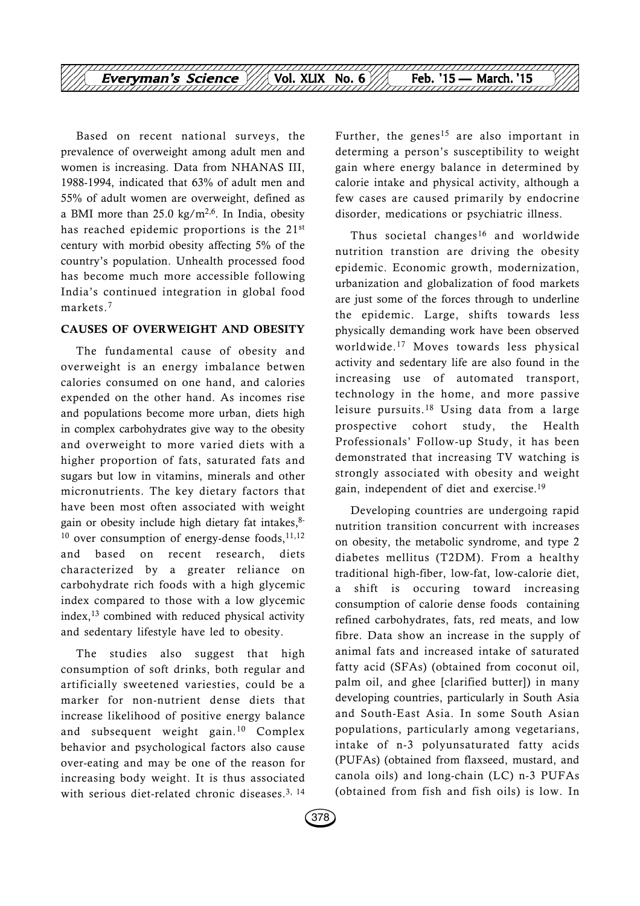Based on recent national surveys, the prevalence of overweight among adult men and women is increasing. Data from NHANAS III, 1988-1994, indicated that 63% of adult men and 55% of adult women are overweight, defined as a BMI more than 25.0 $kg/m^2$[6]. In India, obesity has reached epidemic proportions is the 21st century with morbid obesity affecting 5% of the country's population. Unhealth processed food has become much more accessible following India's continued integration in global food markets.[7]

## CAUSES OF OVERWEIGHT AND OBESITY

The fundamental cause of obesity and overweight is an energy imbalance betwen calories consumed on one hand, and calories expended on the other hand. As incomes rise and populations become more urban, diets high in complex carbohydrates give way to the obesity and overweight to more varied diets with a higher proportion of fats, saturated fats and sugars but low in vitamins, minerals and other micronutrients. The key dietary factors that have been most often associated with weight gain or obesity include high dietary fat intakes,[8-10] over consumption of energy-dense foods,[11,12] and based on recent research, diets characterized by a greater reliance on carbohydrate rich foods with a high glycemic index compared to those with a low glycemic index,[13] combined with reduced physical activity and sedentary lifestyle have led to obesity.

The studies also suggest that high consumption of soft drinks, both regular and artificially sweetened variesties, could be a marker for non-nutrient dense diets that increase likelihood of positive energy balance and subsequent weight gain.[10] Complex behavior and psychological factors also cause over-eating and may be one of the reason for increasing body weight. It is thus associated with serious diet-related chronic diseases.[3, 14]

Further, the genes[15] are also important in determing a person's susceptibility to weight gain where energy balance in determined by calorie intake and physical activity, although a few cases are caused primarily by endocrine disorder, medications or psychiatric illness.

Thus societal changes[16] and worldwide nutrition transtion are driving the obesity epidemic. Economic growth, modernization, urbanization and globalization of food markets are just some of the forces through to underline the epidemic. Large, shifts towards less physically demanding work have been observed worldwide.[17] Moves towards less physical activity and sedentary life are also found in the increasing use of automated transport, technology in the home, and more passive leisure pursuits.[18] Using data from a large prospective cohort study, the Health Professionals' Follow-up Study, it has been demonstrated that increasing TV watching is strongly associated with obesity and weight gain, independent of diet and exercise.[19]

Developing countries are undergoing rapid nutrition transition concurrent with increases on obesity, the metabolic syndrome, and type 2 diabetes mellitus (T2DM). From a healthy traditional high-fiber, low-fat, low-calorie diet, a shift is occuring toward increasing consumption of calorie dense foods containing refined carbohydrates, fats, red meats, and low fibre. Data show an increase in the supply of animal fats and increased intake of saturated fatty acid (SFAs) (obtained from coconut oil, palm oil, and ghee [clarified butter]) in many developing countries, particularly in South Asia and South-East Asia. In some South Asian populations, particularly among vegetarians, intake of n-3 polyunsaturated fatty acids (PUFAs) (obtained from flaxseed, mustard, and canola oils) and long-chain (LC) n-3 PUFAs (obtained from fish and fish oils) is low. In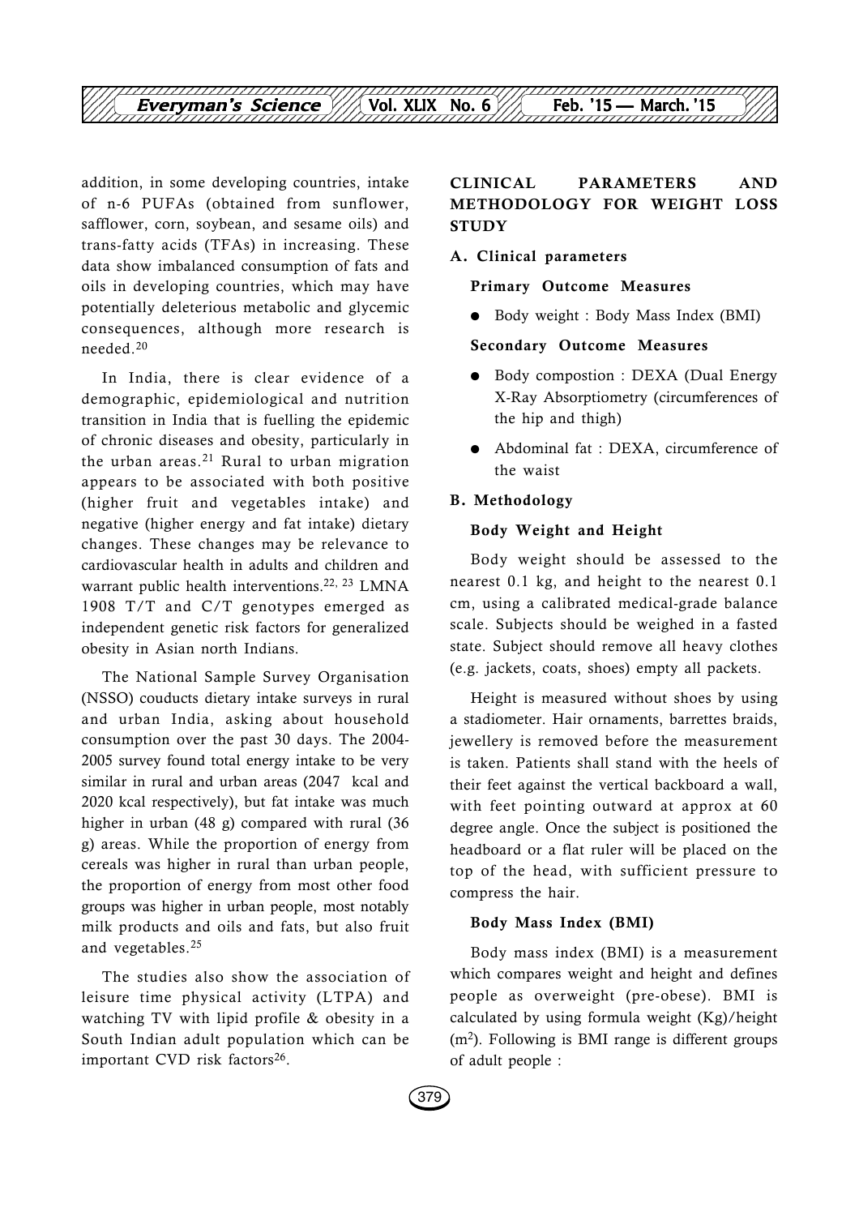addition, in some developing countries, intake of n-6 PUFAs (obtained from sunflower, safflower, corn, soybean, and sesame oils) and trans-fatty acids (TFAs) in increasing. These data show imbalanced consumption of fats and oils in developing countries, which may have potentially deleterious metabolic and glycemic consequences, although more research is needed.[20]

In India, there is clear evidence of a demographic, epidemiological and nutrition transition in India that is fuelling the epidemic of chronic diseases and obesity, particularly in the urban areas.[21] Rural to urban migration appears to be associated with both positive (higher fruit and vegetables intake) and negative (higher energy and fat intake) dietary changes. These changes may be relevance to cardiovascular health in adults and children and warrant public health interventions.[22, 23] LMNA 1908 T/T and C/T genotypes emerged as independent genetic risk factors for generalized obesity in Asian north Indians.

The National Sample Survey Organisation (NSSO) couducts dietary intake surveys in rural and urban India, asking about household consumption over the past 30 days. The 2004-2005 survey found total energy intake to be very similar in rural and urban areas (2047 kcal and 2020 kcal respectively), but fat intake was much higher in urban (48 g) compared with rural (36 g) areas. While the proportion of energy from cereals was higher in rural than urban people, the proportion of energy from most other food groups was higher in urban people, most notably milk products and oils and fats, but also fruit and vegetables.[25]

The studies also show the association of leisure time physical activity (LTPA) and watching TV with lipid profile & obesity in a South Indian adult population which can be important CVD risk factors[26].

## CLINICAL PARAMETERS AND METHODOLOGY FOR WEIGHT LOSS STUDY

### A. Clinical parameters

**Primary Outcome Measures**

- Body weight : Body Mass Index (BMI)

**Secondary Outcome Measures**

- Body compostion : DEXA (Dual Energy X-Ray Absorptiometry (circumferences of the hip and thigh)
- Abdominal fat : DEXA, circumference of the waist

### B. Methodology

**Body Weight and Height**

Body weight should be assessed to the nearest 0.1 kg, and height to the nearest 0.1 cm, using a calibrated medical-grade balance scale. Subjects should be weighed in a fasted state. Subject should remove all heavy clothes (e.g. jackets, coats, shoes) empty all packets.

Height is measured without shoes by using a stadiometer. Hair ornaments, barrettes braids, jewellery is removed before the measurement is taken. Patients shall stand with the heels of their feet against the vertical backboard a wall, with feet pointing outward at approx at 60 degree angle. Once the subject is positioned the headboard or a flat ruler will be placed on the top of the head, with sufficient pressure to compress the hair.

**Body Mass Index (BMI)**

Body mass index (BMI) is a measurement which compares weight and height and defines people as overweight (pre-obese). BMI is calculated by using formula weight (Kg)/height ($m^2$). Following is BMI range is different groups of adult people :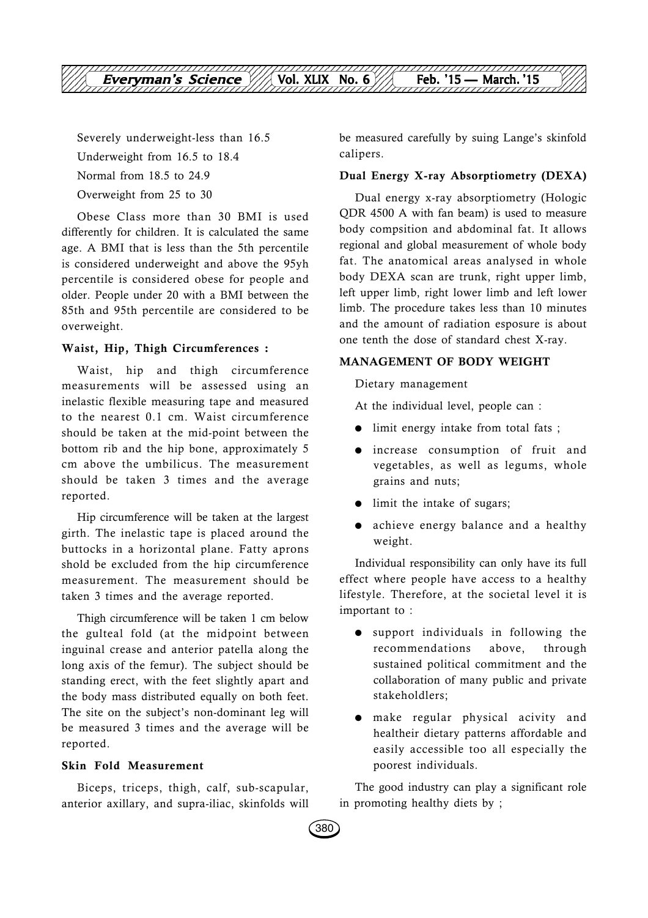Severely underweight-less than 16.5

Underweight from 16.5 to 18.4

Normal from 18.5 to 24.9

Overweight from 25 to 30

Obese Class more than 30 BMI is used differently for children. It is calculated the same age. A BMI that is less than the 5th percentile is considered underweight and above the 95yh percentile is considered obese for people and older. People under 20 with a BMI between the 85th and 95th percentile are considered to be overweight.

**Waist, Hip, Thigh Circumferences :**

Waist, hip and thigh circumference measurements will be assessed using an inelastic flexible measuring tape and measured to the nearest 0.1 cm. Waist circumference should be taken at the mid-point between the bottom rib and the hip bone, approximately 5 cm above the umbilicus. The measurement should be taken 3 times and the average reported.

Hip circumference will be taken at the largest girth. The inelastic tape is placed around the buttocks in a horizontal plane. Fatty aprons shold be excluded from the hip circumference measurement. The measurement should be taken 3 times and the average reported.

Thigh circumference will be taken 1 cm below the gulteal fold (at the midpoint between inguinal crease and anterior patella along the long axis of the femur). The subject should be standing erect, with the feet slightly apart and the body mass distributed equally on both feet. The site on the subject's non-dominant leg will be measured 3 times and the average will be reported.

**Skin Fold Measurement**

Biceps, triceps, thigh, calf, sub-scapular, anterior axillary, and supra-iliac, skinfolds will be measured carefully by suing Lange's skinfold calipers.

**Dual Energy X-ray Absorptiometry (DEXA)**

Dual energy x-ray absorptiometry (Hologic QDR 4500 A with fan beam) is used to measure body compsition and abdominal fat. It allows regional and global measurement of whole body fat. The anatomical areas analysed in whole body DEXA scan are trunk, right upper limb, left upper limb, right lower limb and left lower limb. The procedure takes less than 10 minutes and the amount of radiation esposure is about one tenth the dose of standard chest X-ray.

**MANAGEMENT OF BODY WEIGHT**

Dietary management

At the individual level, people can :

- limit energy intake from total fats ;
- increase consumption of fruit and vegetables, as well as legums, whole grains and nuts;
- limit the intake of sugars;
- achieve energy balance and a healthy weight.

Individual responsibility can only have its full effect where people have access to a healthy lifestyle. Therefore, at the societal level it is important to :

- support individuals in following the recommendations above, through sustained political commitment and the collaboration of many public and private stakeholdlers;
- make regular physical acivity and healtheir dietary patterns affordable and easily accessible too all especially the poorest individuals.

The good industry can play a significant role in promoting healthy diets by ;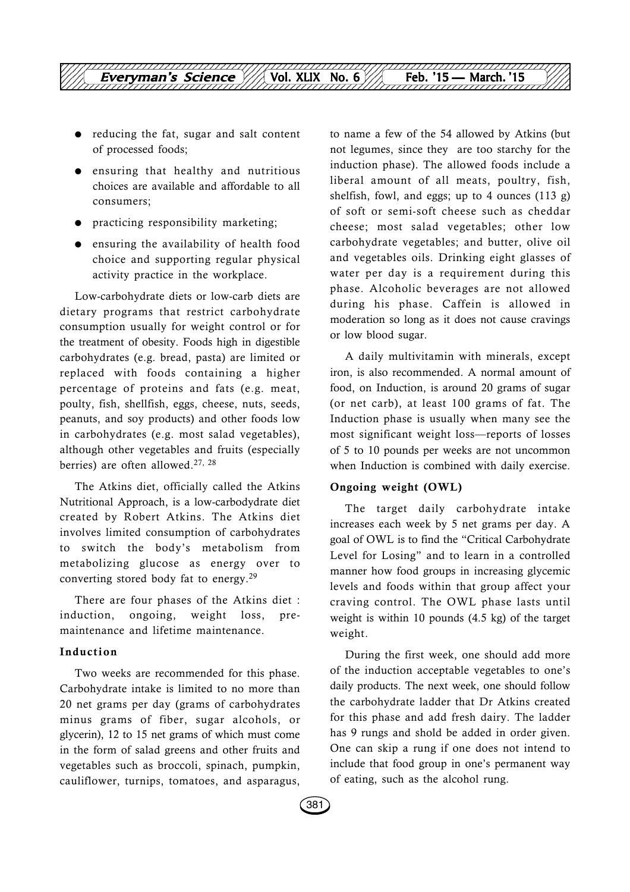- reducing the fat, sugar and salt content of processed foods;
- ensuring that healthy and nutritious choices are available and affordable to all consumers;
- practicing responsibility marketing;
- ensuring the availability of health food choice and supporting regular physical activity practice in the workplace.

Low-carbohydrate diets or low-carb diets are dietary programs that restrict carbohydrate consumption usually for weight control or for the treatment of obesity. Foods high in digestible carbohydrates (e.g. bread, pasta) are limited or replaced with foods containing a higher percentage of proteins and fats (e.g. meat, poulty, fish, shellfish, eggs, cheese, nuts, seeds, peanuts, and soy products) and other foods low in carbohydrates (e.g. most salad vegetables), although other vegetables and fruits (especially berries) are often allowed.[27, 28]

The Atkins diet, officially called the Atkins Nutritional Approach, is a low-carbodydrate diet created by Robert Atkins. The Atkins diet involves limited consumption of carbohydrates to switch the body's metabolism from metabolizing glucose as energy over to converting stored body fat to energy.[29]

There are four phases of the Atkins diet : induction, ongoing, weight loss, pre-maintenance and lifetime maintenance.

### Induction

Two weeks are recommended for this phase. Carbohydrate intake is limited to no more than 20 net grams per day (grams of carbohydrates minus grams of fiber, sugar alcohols, or glycerin), 12 to 15 net grams of which must come in the form of salad greens and other fruits and vegetables such as broccoli, spinach, pumpkin, cauliflower, turnips, tomatoes, and asparagus, to name a few of the 54 allowed by Atkins (but not legumes, since they are too starchy for the induction phase). The allowed foods include a liberal amount of all meats, poultry, fish, shelfish, fowl, and eggs; up to 4 ounces (113 g) of soft or semi-soft cheese such as cheddar cheese; most salad vegetables; other low carbohydrate vegetables; and butter, olive oil and vegetables oils. Drinking eight glasses of water per day is a requirement during this phase. Alcoholic beverages are not allowed during his phase. Caffein is allowed in moderation so long as it does not cause cravings or low blood sugar.

A daily multivitamin with minerals, except iron, is also recommended. A normal amount of food, on Induction, is around 20 grams of sugar (or net carb), at least 100 grams of fat. The Induction phase is usually when many see the most significant weight loss—reports of losses of 5 to 10 pounds per weeks are not uncommon when Induction is combined with daily exercise.

### Ongoing weight (OWL)

The target daily carbohydrate intake increases each week by 5 net grams per day. A goal of OWL is to find the "Critical Carbohydrate Level for Losing" and to learn in a controlled manner how food groups in increasing glycemic levels and foods within that group affect your craving control. The OWL phase lasts until weight is within 10 pounds (4.5 kg) of the target weight.

During the first week, one should add more of the induction acceptable vegetables to one's daily products. The next week, one should follow the carbohydrate ladder that Dr Atkins created for this phase and add fresh dairy. The ladder has 9 rungs and shold be added in order given. One can skip a rung if one does not intend to include that food group in one's permanent way of eating, such as the alcohol rung.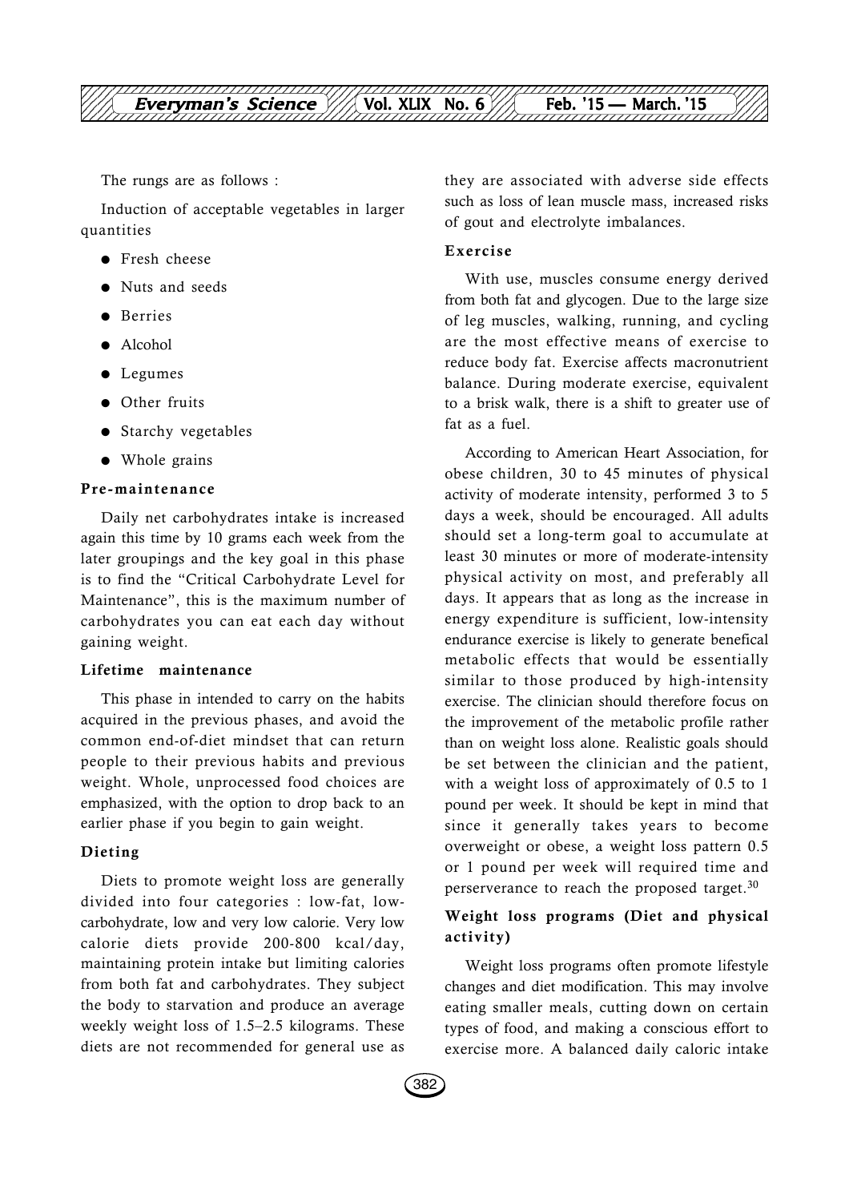The rungs are as follows :

Induction of acceptable vegetables in larger quantities

- Fresh cheese
- Nuts and seeds
- Berries
- Alcohol
- Legumes
- Other fruits
- Starchy vegetables
- Whole grains

**Pre-maintenance**

Daily net carbohydrates intake is increased again this time by 10 grams each week from the later groupings and the key goal in this phase is to find the "Critical Carbohydrate Level for Maintenance", this is the maximum number of carbohydrates you can eat each day without gaining weight.

**Lifetime maintenance**

This phase in intended to carry on the habits acquired in the previous phases, and avoid the common end-of-diet mindset that can return people to their previous habits and previous weight. Whole, unprocessed food choices are emphasized, with the option to drop back to an earlier phase if you begin to gain weight.

**Dieting**

Diets to promote weight loss are generally divided into four categories : low-fat, low-carbohydrate, low and very low calorie. Very low calorie diets provide 200-800 kcal/day, maintaining protein intake but limiting calories from both fat and carbohydrates. They subject the body to starvation and produce an average weekly weight loss of 1.5–2.5 kilograms. These diets are not recommended for general use as they are associated with adverse side effects such as loss of lean muscle mass, increased risks of gout and electrolyte imbalances.

**Exercise**

With use, muscles consume energy derived from both fat and glycogen. Due to the large size of leg muscles, walking, running, and cycling are the most effective means of exercise to reduce body fat. Exercise affects macronutrient balance. During moderate exercise, equivalent to a brisk walk, there is a shift to greater use of fat as a fuel.

According to American Heart Association, for obese children, 30 to 45 minutes of physical activity of moderate intensity, performed 3 to 5 days a week, should be encouraged. All adults should set a long-term goal to accumulate at least 30 minutes or more of moderate-intensity physical activity on most, and preferably all days. It appears that as long as the increase in energy expenditure is sufficient, low-intensity endurance exercise is likely to generate benefical metabolic effects that would be essentially similar to those produced by high-intensity exercise. The clinician should therefore focus on the improvement of the metabolic profile rather than on weight loss alone. Realistic goals should be set between the clinician and the patient, with a weight loss of approximately of 0.5 to 1 pound per week. It should be kept in mind that since it generally takes years to become overweight or obese, a weight loss pattern 0.5 or 1 pound per week will required time and perserverance to reach the proposed target.[30]

**Weight loss programs (Diet and physical activity)**

Weight loss programs often promote lifestyle changes and diet modification. This may involve eating smaller meals, cutting down on certain types of food, and making a conscious effort to exercise more. A balanced daily caloric intake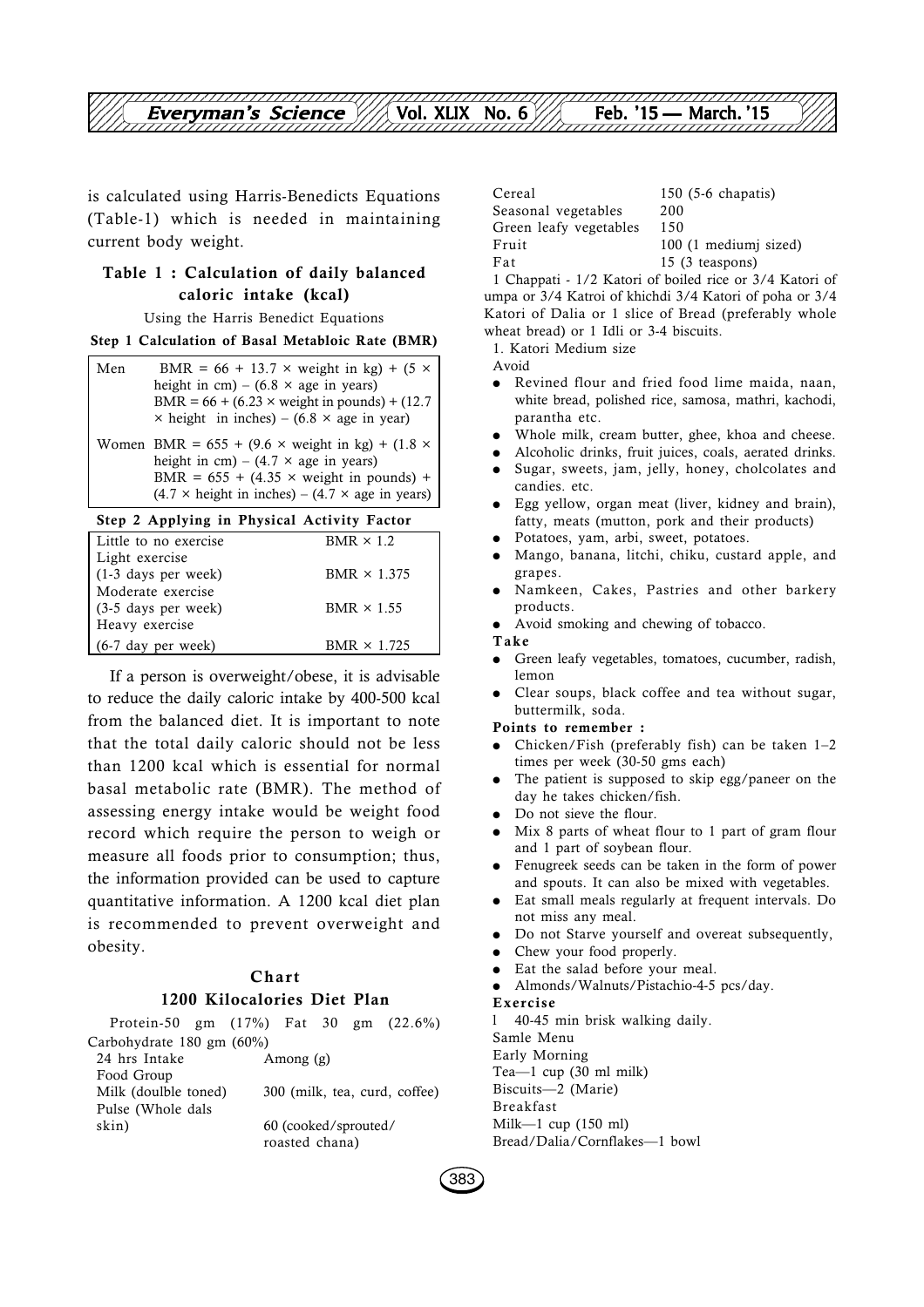is calculated using Harris-Benedicts Equations (Table-1) which is needed in maintaining current body weight.

### Table 1 : Calculation of daily balanced caloric intake (kcal)

Using the Harris Benedict Equations

**Step 1 Calculation of Basal Metabloic Rate (BMR)**

| | |
|---|---|
| Men | BMR = 66 + 13.7 × weight in kg) + (5 × height in cm) – (6.8 × age in years)<br>BMR = 66 + (6.23 × weight in pounds) + (12.7 × height in inches) – (6.8 × age in year) |
| Women | BMR = 655 + (9.6 × weight in kg) + (1.8 × height in cm) – (4.7 × age in years)<br>BMR = 655 + (4.35 × weight in pounds) + (4.7 × height in inches) – (4.7 × age in years) |

**Step 2 Applying in Physical Activity Factor**

| | |
|---|---|
| Little to no exercise | BMR × 1.2 |
| Light exercise (1-3 days per week) | BMR × 1.375 |
| Moderate exercise (3-5 days per week) | BMR × 1.55 |
| Heavy exercise (6-7 day per week) | BMR × 1.725 |

If a person is overweight/obese, it is advisable to reduce the daily caloric intake by 400-500 kcal from the balanced diet. It is important to note that the total daily caloric should not be less than 1200 kcal which is essential for normal basal metabolic rate (BMR). The method of assessing energy intake would be weight food record which require the person to weigh or measure all foods prior to consumption; thus, the information provided can be used to capture quantitative information. A 1200 kcal diet plan is recommended to prevent overweight and obesity.

### Chart
### 1200 Kilocalories Diet Plan

Protein-50 gm (17%) Fat 30 gm (22.6%) Carbohydrate 180 gm (60%)

| 24 hrs Intake Food Group | Among (g) |
|---|---|
| Milk (doulble toned) | 300 (milk, tea, curd, coffee) |
| Pulse (Whole dals skin) | 60 (cooked/sprouted/ roasted chana) |
| Cereal | 150 (5-6 chapatis) |
| Seasonal vegetables | 200 |
| Green leafy vegetables | 150 |
| Fruit | 100 (1 mediumj sized) |
| Fat | 15 (3 teaspons) |

1 Chappati - 1/2 Katori of boiled rice or 3/4 Katori of umpa or 3/4 Katroi of khichdi 3/4 Katori of poha or 3/4 Katori of Dalia or 1 slice of Bread (preferably whole wheat bread) or 1 Idli or 3-4 biscuits.

1. Katori Medium size

Avoid

- Revined flour and fried food lime maida, naan, white bread, polished rice, samosa, mathri, kachodi, parantha etc.
- Whole milk, cream butter, ghee, khoa and cheese.
- Alcoholic drinks, fruit juices, coals, aerated drinks.
- Sugar, sweets, jam, jelly, honey, cholcolates and candies. etc.
- Egg yellow, organ meat (liver, kidney and brain), fatty, meats (mutton, pork and their products)
- Potatoes, yam, arbi, sweet, potatoes.
- Mango, banana, litchi, chiku, custard apple, and grapes.
- Namkeen, Cakes, Pastries and other barkery products.
- Avoid smoking and chewing of tobacco.

**Take**

- Green leafy vegetables, tomatoes, cucumber, radish, lemon
- Clear soups, black coffee and tea without sugar, buttermilk, soda.

**Points to remember :**

- Chicken/Fish (preferably fish) can be taken 1–2 times per week (30-50 gms each)
- The patient is supposed to skip egg/paneer on the day he takes chicken/fish.
- Do not sieve the flour.
- Mix 8 parts of wheat flour to 1 part of gram flour and 1 part of soybean flour.
- Fenugreek seeds can be taken in the form of power and spouts. It can also be mixed with vegetables.
- Eat small meals regularly at frequent intervals. Do not miss any meal.
- Do not Starve yourself and overeat subsequently,
- Chew your food properly.
- Eat the salad before your meal.
- Almonds/Walnuts/Pistachio-4-5 pcs/day.

**Exercise**

l 40-45 min brisk walking daily.

Samle Menu

Early Morning

Tea—1 cup (30 ml milk)

Biscuits—2 (Marie)

Breakfast

Milk—1 cup (150 ml)

Bread/Dalia/Cornflakes—1 bowl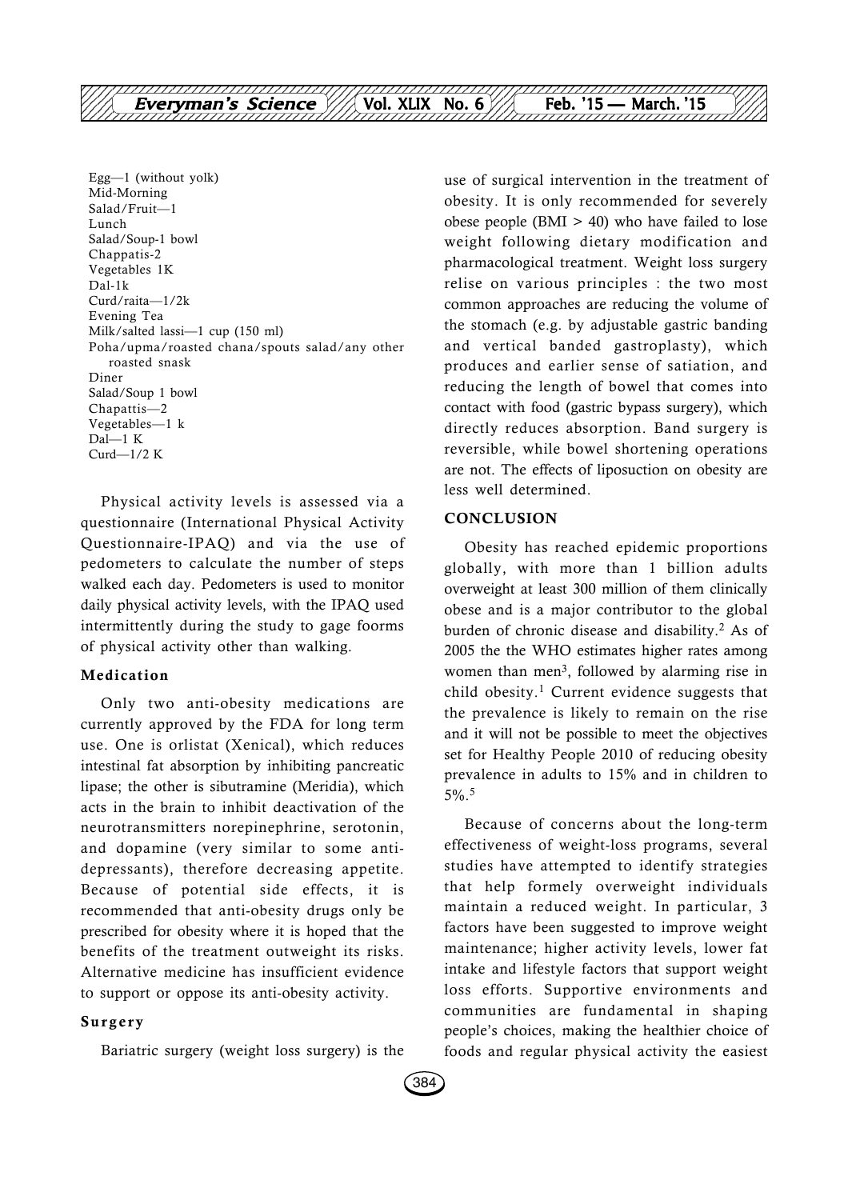Egg—1 (without yolk)
Mid-Morning
Salad/Fruit—1
Lunch
Salad/Soup-1 bowl
Chappatis-2
Vegetables 1K
Dal-1k
Curd/raita—1/2k
Evening Tea
Milk/salted lassi—1 cup (150 ml)
Poha/upma/roasted chana/spouts salad/any other roasted snask
Diner
Salad/Soup 1 bowl
Chapattis—2
Vegetables—1 k
Dal—1 K
Curd—1/2 K

Physical activity levels is assessed via a questionnaire (International Physical Activity Questionnaire-IPAQ) and via the use of pedometers to calculate the number of steps walked each day. Pedometers is used to monitor daily physical activity levels, with the IPAQ used intermittently during the study to gage foorms of physical activity other than walking.

### Medication

Only two anti-obesity medications are currently approved by the FDA for long term use. One is orlistat (Xenical), which reduces intestinal fat absorption by inhibiting pancreatic lipase; the other is sibutramine (Meridia), which acts in the brain to inhibit deactivation of the neurotransmitters norepinephrine, serotonin, and dopamine (very similar to some anti-depressants), therefore decreasing appetite. Because of potential side effects, it is recommended that anti-obesity drugs only be prescribed for obesity where it is hoped that the benefits of the treatment outweight its risks. Alternative medicine has insufficient evidence to support or oppose its anti-obesity activity.

### Surgery

Bariatric surgery (weight loss surgery) is the use of surgical intervention in the treatment of obesity. It is only recommended for severely obese people (BMI > 40) who have failed to lose weight following dietary modification and pharmacological treatment. Weight loss surgery relise on various principles : the two most common approaches are reducing the volume of the stomach (e.g. by adjustable gastric banding and vertical banded gastroplasty), which produces and earlier sense of satiation, and reducing the length of bowel that comes into contact with food (gastric bypass surgery), which directly reduces absorption. Band surgery is reversible, while bowel shortening operations are not. The effects of liposuction on obesity are less well determined.

## CONCLUSION

Obesity has reached epidemic proportions globally, with more than 1 billion adults overweight at least 300 million of them clinically obese and is a major contributor to the global burden of chronic disease and disability.[2] As of 2005 the the WHO estimates higher rates among women than men[3], followed by alarming rise in child obesity.[1] Current evidence suggests that the prevalence is likely to remain on the rise and it will not be possible to meet the objectives set for Healthy People 2010 of reducing obesity prevalence in adults to 15% and in children to 5%.[5]

Because of concerns about the long-term effectiveness of weight-loss programs, several studies have attempted to identify strategies that help formely overweight individuals maintain a reduced weight. In particular, 3 factors have been suggested to improve weight maintenance; higher activity levels, lower fat intake and lifestyle factors that support weight loss efforts. Supportive environments and communities are fundamental in shaping people's choices, making the healthier choice of foods and regular physical activity the easiest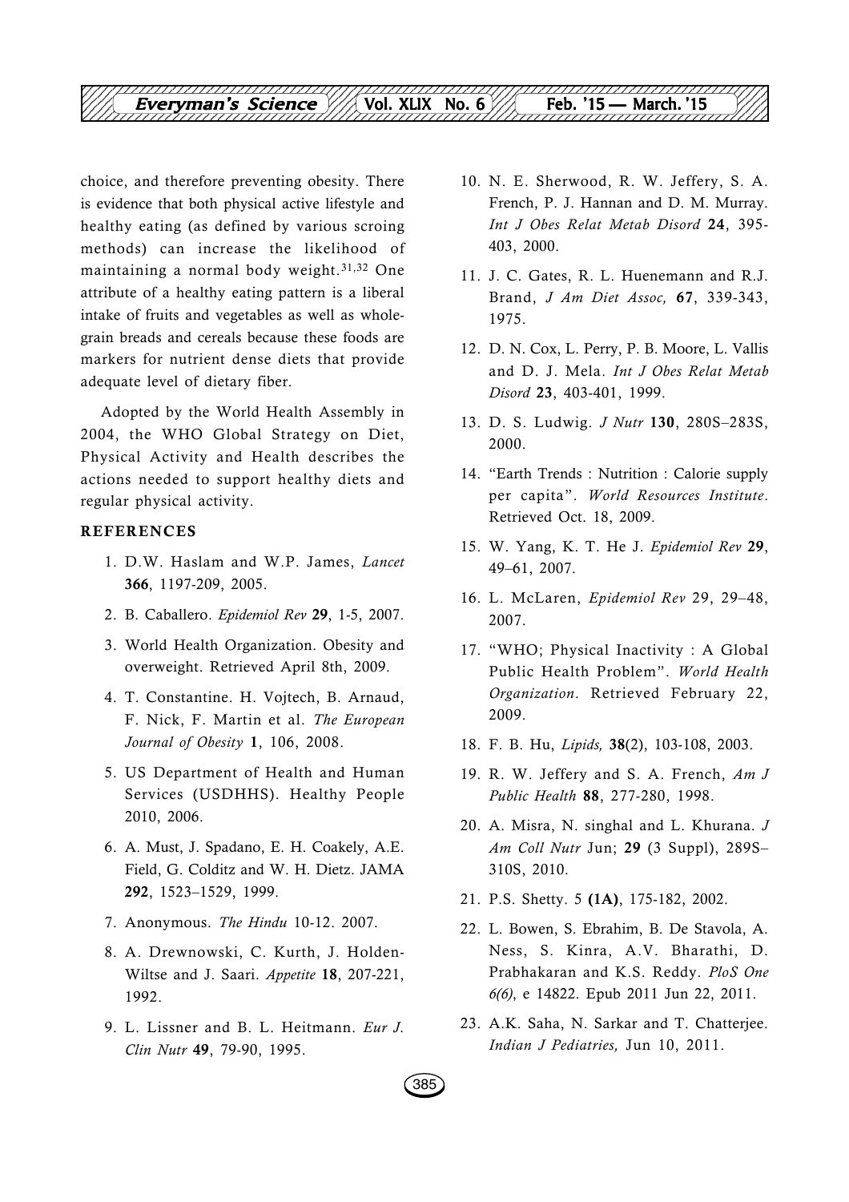choice, and therefore preventing obesity. There is evidence that both physical active lifestyle and healthy eating (as defined by various scroing methods) can increase the likelihood of maintaining a normal body weight.[31,32] One attribute of a healthy eating pattern is a liberal intake of fruits and vegetables as well as whole-grain breads and cereals because these foods are markers for nutrient dense diets that provide adequate level of dietary fiber.

Adopted by the World Health Assembly in 2004, the WHO Global Strategy on Diet, Physical Activity and Health describes the actions needed to support healthy diets and regular physical activity.

## REFERENCES

1. D.W. Haslam and W.P. James, *Lancet* **366**, 1197-209, 2005.
2. B. Caballero. *Epidemiol Rev* **29**, 1-5, 2007.
3. World Health Organization. Obesity and overweight. Retrieved April 8th, 2009.
4. T. Constantine. H. Vojtech, B. Arnaud, F. Nick, F. Martin et al. *The European Journal of Obesity* **1**, 106, 2008.
5. US Department of Health and Human Services (USDHHS). Healthy People 2010, 2006.
6. A. Must, J. Spadano, E. H. Coakely, A.E. Field, G. Colditz and W. H. Dietz. JAMA **292**, 1523–1529, 1999.
7. Anonymous. *The Hindu* 10-12. 2007.
8. A. Drewnowski, C. Kurth, J. Holden-Wiltse and J. Saari. *Appetite* **18**, 207-221, 1992.
9. L. Lissner and B. L. Heitmann. *Eur J. Clin Nutr* **49**, 79-90, 1995.
10. N. E. Sherwood, R. W. Jeffery, S. A. French, P. J. Hannan and D. M. Murray. *Int J Obes Relat Metab Disord* **24**, 395-403, 2000.
11. J. C. Gates, R. L. Huenemann and R.J. Brand, *J Am Diet Assoc,* **67**, 339-343, 1975.
12. D. N. Cox, L. Perry, P. B. Moore, L. Vallis and D. J. Mela. *Int J Obes Relat Metab Disord* **23**, 403-401, 1999.
13. D. S. Ludwig. *J Nutr* **130**, 280S–283S, 2000.
14. "Earth Trends : Nutrition : Calorie supply per capita". *World Resources Institute*. Retrieved Oct. 18, 2009.
15. W. Yang, K. T. He J. *Epidemiol Rev* **29**, 49–61, 2007.
16. L. McLaren, *Epidemiol Rev* 29, 29–48, 2007.
17. "WHO; Physical Inactivity : A Global Public Health Problem". *World Health Organization*. Retrieved February 22, 2009.
18. F. B. Hu, *Lipids,* **38**(2), 103-108, 2003.
19. R. W. Jeffery and S. A. French, *Am J Public Health* **88**, 277-280, 1998.
20. A. Misra, N. singhal and L. Khurana. *J Am Coll Nutr* Jun; **29** (3 Suppl), 289S–310S, 2010.
21. P.S. Shetty. 5 **(1A)**, 175-182, 2002.
22. L. Bowen, S. Ebrahim, B. De Stavola, A. Ness, S. Kinra, A.V. Bharathi, D. Prabhakaran and K.S. Reddy. *PloS One 6(6)*, e 14822. Epub 2011 Jun 22, 2011.
23. A.K. Saha, N. Sarkar and T. Chatterjee. *Indian J Pediatries,* Jun 10, 2011.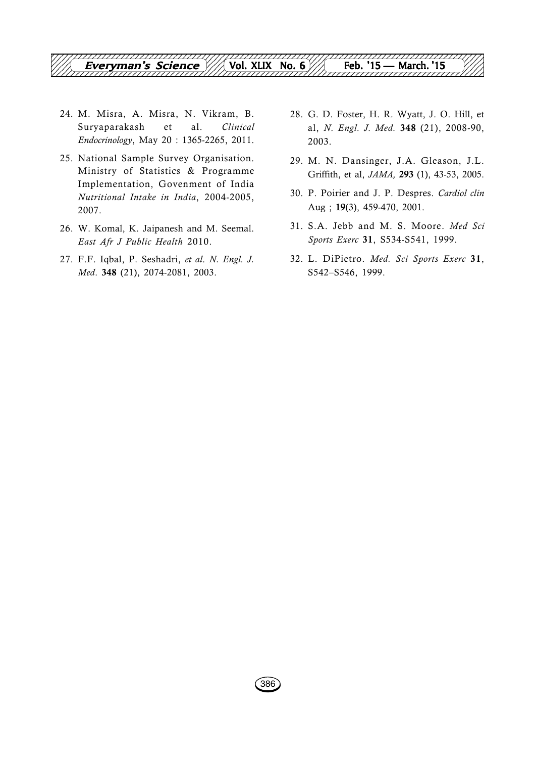24. M. Misra, A. Misra, N. Vikram, B. Suryaparakash et al. *Clinical Endocrinology*, May 20 : 1365-2265, 2011.

25. National Sample Survey Organisation. Ministry of Statistics & Programme Implementation, Govenment of India *Nutritional Intake in India*, 2004-2005, 2007.

26. W. Komal, K. Jaipanesh and M. Seemal. *East Afr J Public Health* 2010.

27. F.F. Iqbal, P. Seshadri, *et al. N. Engl. J. Med*. **348** (21), 2074-2081, 2003.

28. G. D. Foster, H. R. Wyatt, J. O. Hill, et al, *N. Engl. J. Med.* **348** (21), 2008-90, 2003.

29. M. N. Dansinger, J.A. Gleason, J.L. Griffith, et al, *JAMA,* **293** (1), 43-53, 2005.

30. P. Poirier and J. P. Despres. *Cardiol clin* Aug ; **19**(3), 459-470, 2001.

31. S.A. Jebb and M. S. Moore. *Med Sci Sports Exerc* **31**, S534-S541, 1999.

32. L. DiPietro. *Med. Sci Sports Exerc* **31**, S542–S546, 1999.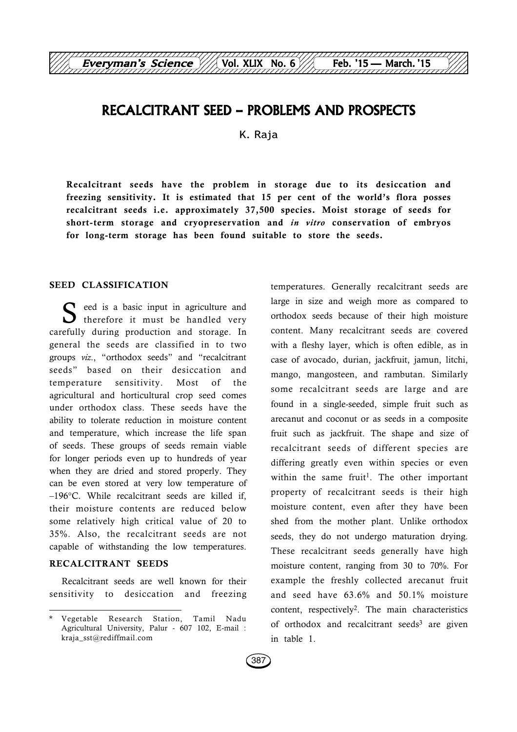# RECALCITRANT SEED – PROBLEMS AND PROSPECTS

K. Raja

**Recalcitrant seeds have the problem in storage due to its desiccation and freezing sensitivity. It is estimated that 15 per cent of the world's flora posses recalcitrant seeds i.e. approximately 37,500 species. Moist storage of seeds for short-term storage and cryopreservation and *in vitro* conservation of embryos for long-term storage has been found suitable to store the seeds.**

## SEED CLASSIFICATION

Seed is a basic input in agriculture and therefore it must be handled very carefully during production and storage. In general the seeds are classified in to two groups *viz.*, "orthodox seeds" and "recalcitrant seeds" based on their desiccation and temperature sensitivity. Most of the agricultural and horticultural crop seed comes under orthodox class. These seeds have the ability to tolerate reduction in moisture content and temperature, which increase the life span of seeds. These groups of seeds remain viable for longer periods even up to hundreds of year when they are dried and stored properly. They can be even stored at very low temperature of –196°C. While recalcitrant seeds are killed if, their moisture contents are reduced below some relatively high critical value of 20 to 35%. Also, the recalcitrant seeds are not capable of withstanding the low temperatures.

## RECALCITRANT SEEDS

Recalcitrant seeds are well known for their sensitivity to desiccation and freezing temperatures. Generally recalcitrant seeds are large in size and weigh more as compared to orthodox seeds because of their high moisture content. Many recalcitrant seeds are covered with a fleshy layer, which is often edible, as in case of avocado, durian, jackfruit, jamun, litchi, mango, mangosteen, and rambutan. Similarly some recalcitrant seeds are large and are found in a single-seeded, simple fruit such as arecanut and coconut or as seeds in a composite fruit such as jackfruit. The shape and size of recalcitrant seeds of different species are differing greatly even within species or even within the same fruit[1]. The other important property of recalcitrant seeds is their high moisture content, even after they have been shed from the mother plant. Unlike orthodox seeds, they do not undergo maturation drying. These recalcitrant seeds generally have high moisture content, ranging from 30 to 70%. For example the freshly collected arecanut fruit and seed have 63.6% and 50.1% moisture content, respectively[2]. The main characteristics of orthodox and recalcitrant seeds[3] are given in table 1.

\* Vegetable Research Station, Tamil Nadu Agricultural University, Palur - 607 102, E-mail : kraja_sst@rediffmail.com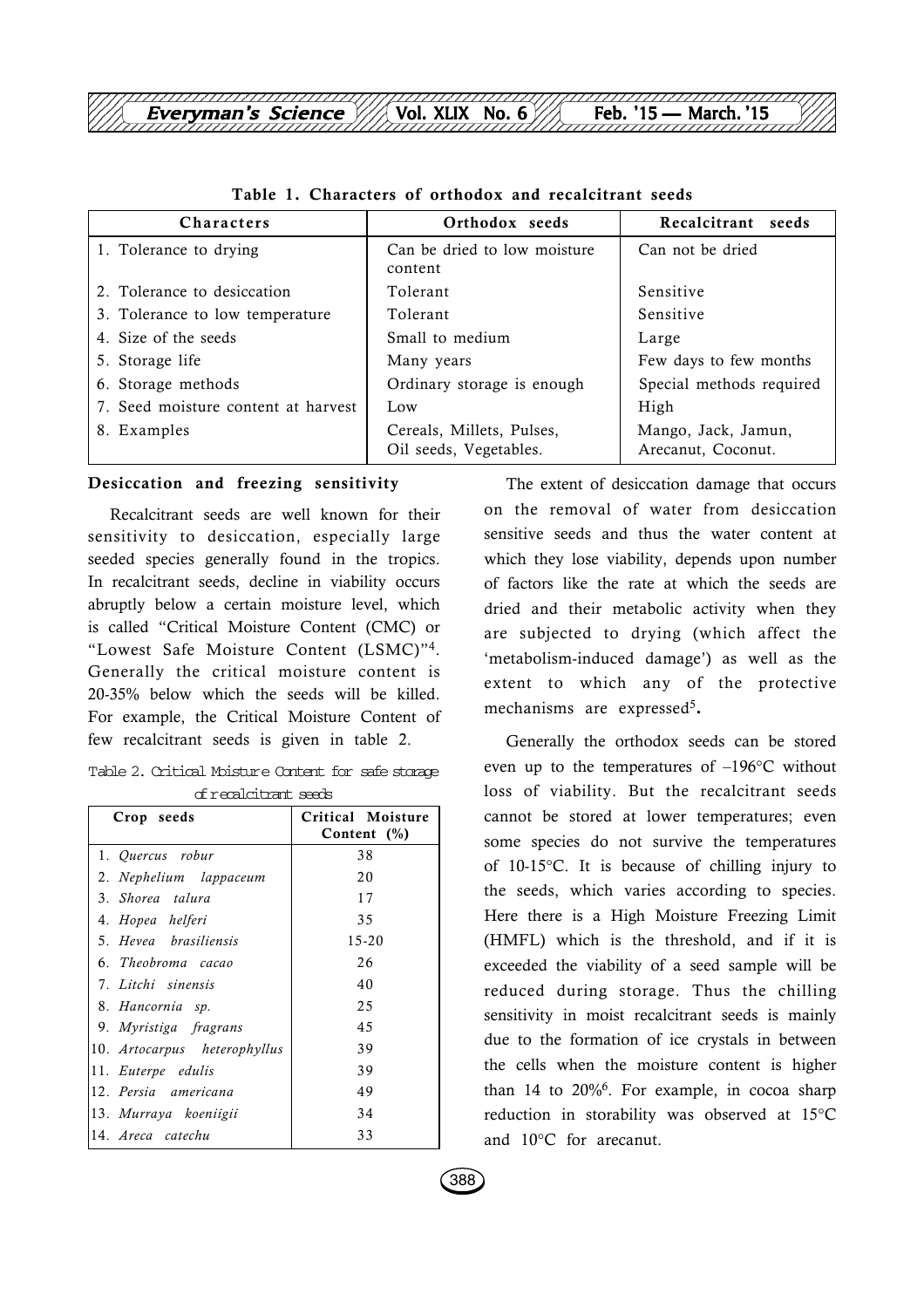**Table 1. Characters of orthodox and recalcitrant seeds**

| Characters | Orthodox seeds | Recalcitrant seeds |
|---|---|---|
| 1. Tolerance to drying | Can be dried to low moisture content | Can not be dried |
| 2. Tolerance to desiccation | Tolerant | Sensitive |
| 3. Tolerance to low temperature | Tolerant | Sensitive |
| 4. Size of the seeds | Small to medium | Large |
| 5. Storage life | Many years | Few days to few months |
| 6. Storage methods | Ordinary storage is enough | Special methods required |
| 7. Seed moisture content at harvest | Low | High |
| 8. Examples | Cereals, Millets, Pulses, Oil seeds, Vegetables. | Mango, Jack, Jamun, Arecanut, Coconut. |

### Desiccation and freezing sensitivity

Recalcitrant seeds are well known for their sensitivity to desiccation, especially large seeded species generally found in the tropics. In recalcitrant seeds, decline in viability occurs abruptly below a certain moisture level, which is called "Critical Moisture Content (CMC) or "Lowest Safe Moisture Content (LSMC)"[4]. Generally the critical moisture content is 20-35% below which the seeds will be killed. For example, the Critical Moisture Content of few recalcitrant seeds is given in table 2.

Table 2. Critical Moisture Content for safe storage of recalcitrant seeds

| Crop seeds | Critical Moisture Content (%) |
|---|---|
| 1. *Quercus robur* | 38 |
| 2. *Nephelium lappaceum* | 20 |
| 3. *Shorea talura* | 17 |
| 4. *Hopea helferi* | 35 |
| 5. *Hevea brasiliensis* | 15-20 |
| 6. *Theobroma cacao* | 26 |
| 7. *Litchi sinensis* | 40 |
| 8. *Hancornia sp.* | 25 |
| 9. *Myristiga fragrans* | 45 |
| 10. *Artocarpus heterophyllus* | 39 |
| 11. *Euterpe edulis* | 39 |
| 12. *Persia americana* | 49 |
| 13. *Murraya koeniigii* | 34 |
| 14. *Areca catechu* | 33 |

The extent of desiccation damage that occurs on the removal of water from desiccation sensitive seeds and thus the water content at which they lose viability, depends upon number of factors like the rate at which the seeds are dried and their metabolic activity when they are subjected to drying (which affect the 'metabolism-induced damage') as well as the extent to which any of the protective mechanisms are expressed[5].

Generally the orthodox seeds can be stored even up to the temperatures of –196°C without loss of viability. But the recalcitrant seeds cannot be stored at lower temperatures; even some species do not survive the temperatures of 10-15°C. It is because of chilling injury to the seeds, which varies according to species. Here there is a High Moisture Freezing Limit (HMFL) which is the threshold, and if it is exceeded the viability of a seed sample will be reduced during storage. Thus the chilling sensitivity in moist recalcitrant seeds is mainly due to the formation of ice crystals in between the cells when the moisture content is higher than 14 to 20%[6]. For example, in cocoa sharp reduction in storability was observed at 15°C and 10°C for arecanut.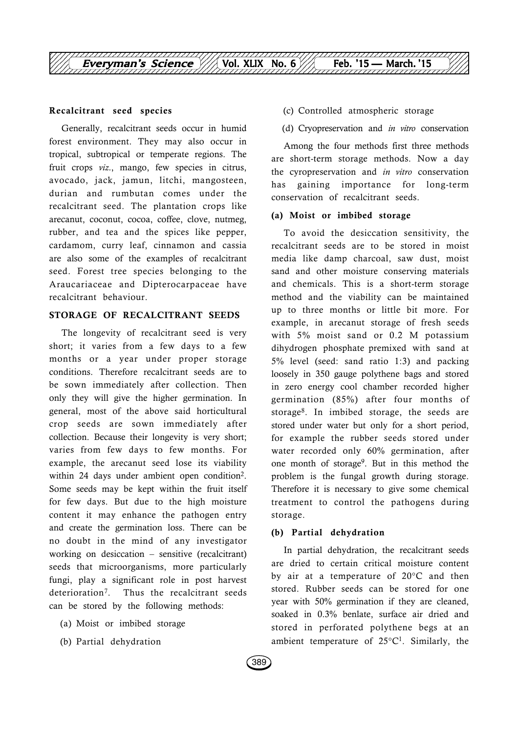**Recalcitrant seed species**

Generally, recalcitrant seeds occur in humid forest environment. They may also occur in tropical, subtropical or temperate regions. The fruit crops *viz*., mango, few species in citrus, avocado, jack, jamun, litchi, mangosteen, durian and rumbutan comes under the recalcitrant seed. The plantation crops like arecanut, coconut, cocoa, coffee, clove, nutmeg, rubber, and tea and the spices like pepper, cardamom, curry leaf, cinnamon and cassia are also some of the examples of recalcitrant seed. Forest tree species belonging to the Araucariaceae and Dipterocarpaceae have recalcitrant behaviour.

## STORAGE OF RECALCITRANT SEEDS

The longevity of recalcitrant seed is very short; it varies from a few days to a few months or a year under proper storage conditions. Therefore recalcitrant seeds are to be sown immediately after collection. Then only they will give the higher germination. In general, most of the above said horticultural crop seeds are sown immediately after collection. Because their longevity is very short; varies from few days to few months. For example, the arecanut seed lose its viability within 24 days under ambient open condition[2]. Some seeds may be kept within the fruit itself for few days. But due to the high moisture content it may enhance the pathogen entry and create the germination loss. There can be no doubt in the mind of any investigator working on desiccation – sensitive (recalcitrant) seeds that microorganisms, more particularly fungi, play a significant role in post harvest deterioration[7]. Thus the recalcitrant seeds can be stored by the following methods:

(a) Moist or imbibed storage

(b) Partial dehydration

(c) Controlled atmospheric storage

(d) Cryopreservation and *in vitro* conservation

Among the four methods first three methods are short-term storage methods. Now a day the cyropreservation and *in vitro* conservation has gaining importance for long-term conservation of recalcitrant seeds.

**(a) Moist or imbibed storage**

To avoid the desiccation sensitivity, the recalcitrant seeds are to be stored in moist media like damp charcoal, saw dust, moist sand and other moisture conserving materials and chemicals. This is a short-term storage method and the viability can be maintained up to three months or little bit more. For example, in arecanut storage of fresh seeds with 5% moist sand or 0.2 M potassium dihydrogen phosphate premixed with sand at 5% level (seed: sand ratio 1:3) and packing loosely in 350 gauge polythene bags and stored in zero energy cool chamber recorded higher germination (85%) after four months of storage[8]. In imbibed storage, the seeds are stored under water but only for a short period, for example the rubber seeds stored under water recorded only 60% germination, after one month of storage[9]. But in this method the problem is the fungal growth during storage. Therefore it is necessary to give some chemical treatment to control the pathogens during storage.

**(b) Partial dehydration**

In partial dehydration, the recalcitrant seeds are dried to certain critical moisture content by air at a temperature of 20°C and then stored. Rubber seeds can be stored for one year with 50% germination if they are cleaned, soaked in 0.3% benlate, surface air dried and stored in perforated polythene begs at an ambient temperature of 25°C[1]. Similarly, the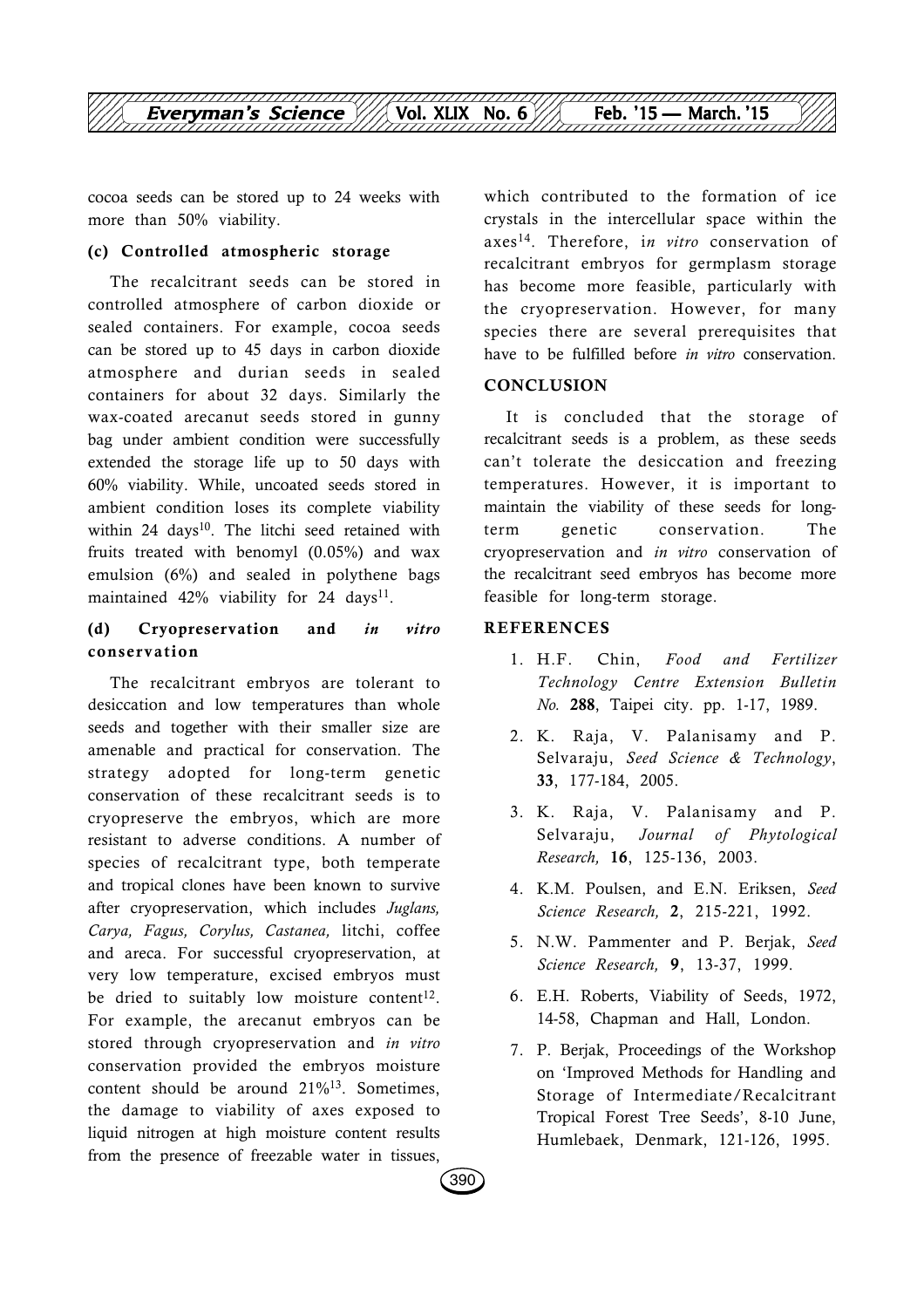cocoa seeds can be stored up to 24 weeks with more than 50% viability.

### (c) Controlled atmospheric storage

The recalcitrant seeds can be stored in controlled atmosphere of carbon dioxide or sealed containers. For example, cocoa seeds can be stored up to 45 days in carbon dioxide atmosphere and durian seeds in sealed containers for about 32 days. Similarly the wax-coated arecanut seeds stored in gunny bag under ambient condition were successfully extended the storage life up to 50 days with 60% viability. While, uncoated seeds stored in ambient condition loses its complete viability within 24 days[10]. The litchi seed retained with fruits treated with benomyl (0.05%) and wax emulsion (6%) and sealed in polythene bags maintained 42% viability for 24 days[11].

### (d) Cryopreservation and *in vitro* conservation

The recalcitrant embryos are tolerant to desiccation and low temperatures than whole seeds and together with their smaller size are amenable and practical for conservation. The strategy adopted for long-term genetic conservation of these recalcitrant seeds is to cryopreserve the embryos, which are more resistant to adverse conditions. A number of species of recalcitrant type, both temperate and tropical clones have been known to survive after cryopreservation, which includes *Juglans, Carya, Fagus, Corylus, Castanea,* litchi, coffee and areca. For successful cryopreservation, at very low temperature, excised embryos must be dried to suitably low moisture content[12]. For example, the arecanut embryos can be stored through cryopreservation and *in vitro* conservation provided the embryos moisture content should be around 21%[13]. Sometimes, the damage to viability of axes exposed to liquid nitrogen at high moisture content results from the presence of freezable water in tissues, which contributed to the formation of ice crystals in the intercellular space within the axes[14]. Therefore, i*n vitro* conservation of recalcitrant embryos for germplasm storage has become more feasible, particularly with the cryopreservation. However, for many species there are several prerequisites that have to be fulfilled before *in vitro* conservation.

## CONCLUSION

It is concluded that the storage of recalcitrant seeds is a problem, as these seeds can't tolerate the desiccation and freezing temperatures. However, it is important to maintain the viability of these seeds for long-term genetic conservation. The cryopreservation and *in vitro* conservation of the recalcitrant seed embryos has become more feasible for long-term storage.

## REFERENCES

1. H.F. Chin, *Food and Fertilizer Technology Centre Extension Bulletin No.* **288**, Taipei city. pp. 1-17, 1989.
2. K. Raja, V. Palanisamy and P. Selvaraju, *Seed Science & Technology*, **33**, 177-184, 2005.
3. K. Raja, V. Palanisamy and P. Selvaraju, *Journal of Phytological Research,* **16**, 125-136, 2003.
4. K.M. Poulsen, and E.N. Eriksen, *Seed Science Research,* **2**, 215-221, 1992.
5. N.W. Pammenter and P. Berjak, *Seed Science Research,* **9**, 13-37, 1999.
6. E.H. Roberts, Viability of Seeds, 1972, 14-58, Chapman and Hall, London.
7. P. Berjak, Proceedings of the Workshop on 'Improved Methods for Handling and Storage of Intermediate/Recalcitrant Tropical Forest Tree Seeds', 8-10 June, Humlebaek, Denmark, 121-126, 1995.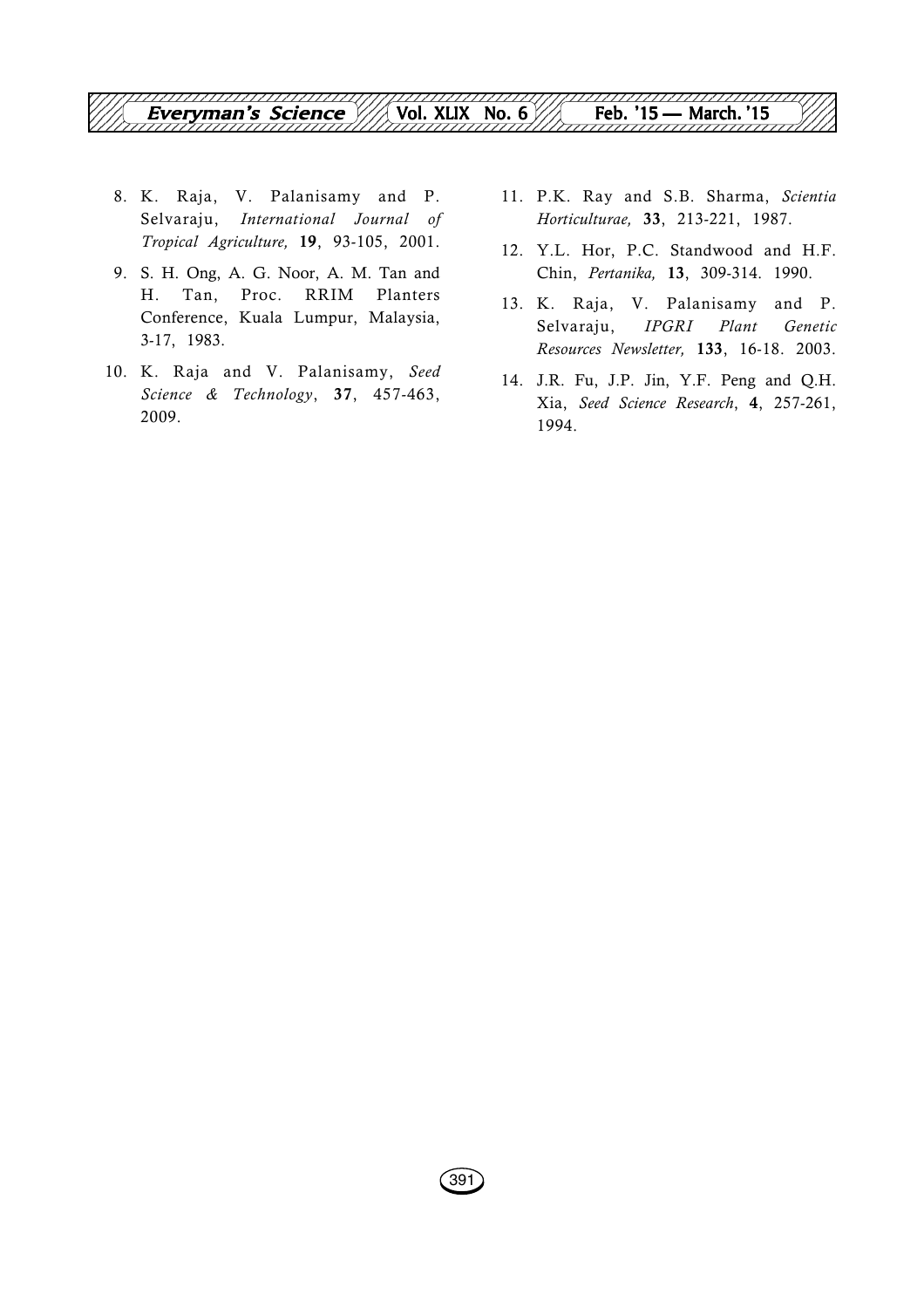8. K. Raja, V. Palanisamy and P. Selvaraju, *International Journal of Tropical Agriculture,* **19**, 93-105, 2001.
9. S. H. Ong, A. G. Noor, A. M. Tan and H. Tan, Proc. RRIM Planters Conference, Kuala Lumpur, Malaysia, 3-17, 1983.
10. K. Raja and V. Palanisamy, *Seed Science & Technology*, **37**, 457-463, 2009.
11. P.K. Ray and S.B. Sharma, *Scientia Horticulturae,* **33**, 213-221, 1987.
12. Y.L. Hor, P.C. Standwood and H.F. Chin, *Pertanika,* **13**, 309-314. 1990.
13. K. Raja, V. Palanisamy and P. Selvaraju, *IPGRI Plant Genetic Resources Newsletter,* **133**, 16-18. 2003.
14. J.R. Fu, J.P. Jin, Y.F. Peng and Q.H. Xia, *Seed Science Research*, **4**, 257-261, 1994.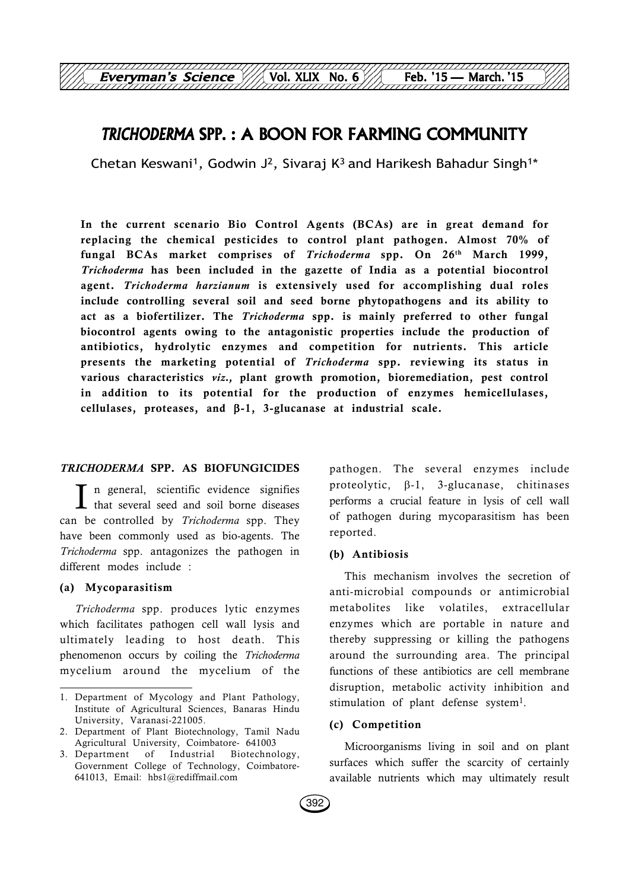# *TRICHODERMA* SPP. : A BOON FOR FARMING COMMUNITY

Chetan Keswani[1], Godwin J[2], Sivaraj K[3] and Harikesh Bahadur Singh[1*]

**In the current scenario Bio Control Agents (BCAs) are in great demand for replacing the chemical pesticides to control plant pathogen. Almost 70% of fungal BCAs market comprises of *Trichoderma* spp. On 26th March 1999, *Trichoderma* has been included in the gazette of India as a potential biocontrol agent. *Trichoderma harzianum* is extensively used for accomplishing dual roles include controlling several soil and seed borne phytopathogens and its ability to act as a biofertilizer. The *Trichoderma* spp. is mainly preferred to other fungal biocontrol agents owing to the antagonistic properties include the production of antibiotics, hydrolytic enzymes and competition for nutrients. This article presents the marketing potential of *Trichoderma* spp. reviewing its status in various characteristics *viz.,* plant growth promotion, bioremediation, pest control in addition to its potential for the production of enzymes hemicellulases, cellulases, proteases, and β-1, 3-glucanase at industrial scale.**

## *TRICHODERMA* SPP. AS BIOFUNGICIDES

In general, scientific evidence signifies that several seed and soil borne diseases can be controlled by *Trichoderma* spp. They have been commonly used as bio-agents. The *Trichoderma* spp. antagonizes the pathogen in different modes include :

### (a) Mycoparasitism

*Trichoderma* spp. produces lytic enzymes which facilitates pathogen cell wall lysis and ultimately leading to host death. This phenomenon occurs by coiling the *Trichoderma* mycelium around the mycelium of the pathogen. The several enzymes include proteolytic, β-1, 3-glucanase, chitinases performs a crucial feature in lysis of cell wall of pathogen during mycoparasitism has been reported.

### (b) Antibiosis

This mechanism involves the secretion of anti-microbial compounds or antimicrobial metabolites like volatiles, extracellular enzymes which are portable in nature and thereby suppressing or killing the pathogens around the surrounding area. The principal functions of these antibiotics are cell membrane disruption, metabolic activity inhibition and stimulation of plant defense system[1].

### (c) Competition

Microorganisms living in soil and on plant surfaces which suffer the scarcity of certainly available nutrients which may ultimately result

---

1. Department of Mycology and Plant Pathology, Institute of Agricultural Sciences, Banaras Hindu University, Varanasi-221005.
2. Department of Plant Biotechnology, Tamil Nadu Agricultural University, Coimbatore- 641003
3. Department of Industrial Biotechnology, Government College of Technology, Coimbatore-641013, Email: hbs1@rediffmail.com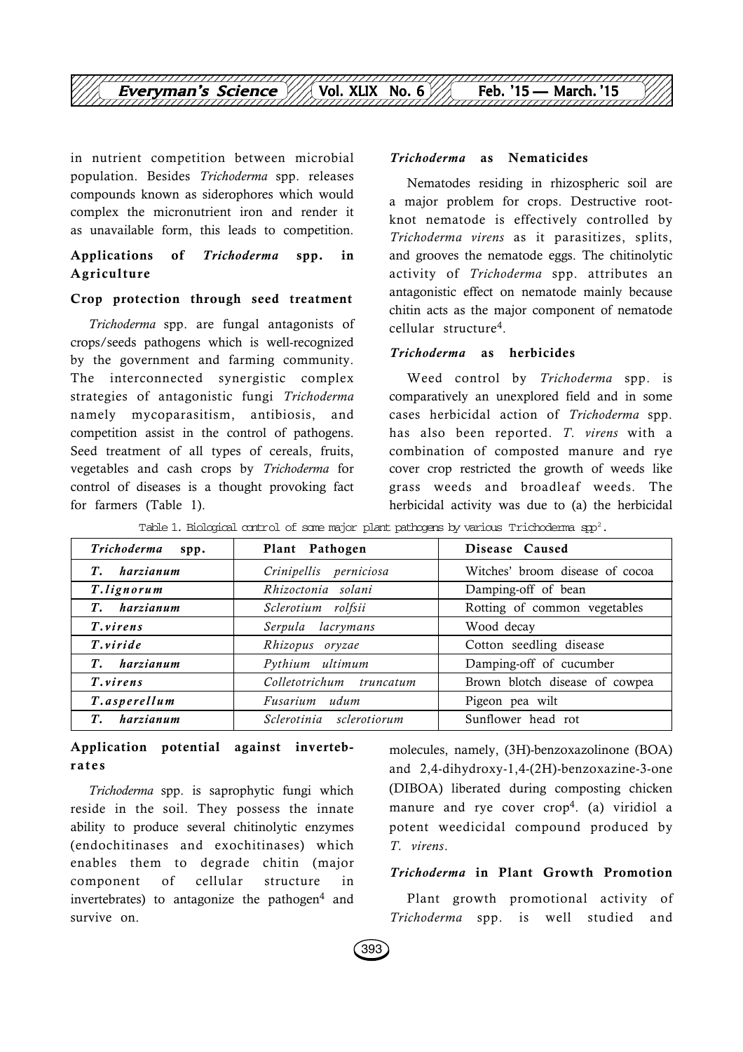in nutrient competition between microbial population. Besides *Trichoderma* spp. releases compounds known as siderophores which would complex the micronutrient iron and render it as unavailable form, this leads to competition.

## Applications of *Trichoderma* spp. in Agriculture

### Crop protection through seed treatment

*Trichoderma* spp. are fungal antagonists of crops/seeds pathogens which is well-recognized by the government and farming community. The interconnected synergistic complex strategies of antagonistic fungi *Trichoderma* namely mycoparasitism, antibiosis, and competition assist in the control of pathogens. Seed treatment of all types of cereals, fruits, vegetables and cash crops by *Trichoderma* for control of diseases is a thought provoking fact for farmers (Table 1).

Table 1. Biological control of some major plant pathogens by various Trichoderma spp[2].

| *Trichoderma* spp. | Plant Pathogen | Disease Caused |
|---|---|---|
| *T. harzianum* | *Crinipellis perniciosa* | Witches' broom disease of cocoa |
| *T. lignorum* | *Rhizoctonia solani* | Damping-off of bean |
| *T. harzianum* | *Sclerotium rolfsii* | Rotting of common vegetables |
| *T. virens* | *Serpula lacrymans* | Wood decay |
| *T. viride* | *Rhizopus oryzae* | Cotton seedling disease |
| *T. harzianum* | *Pythium ultimum* | Damping-off of cucumber |
| *T. virens* | *Colletotrichum truncatum* | Brown blotch disease of cowpea |
| *T. asperellum* | *Fusarium udum* | Pigeon pea wilt |
| *T. harzianum* | *Sclerotinia sclerotiorum* | Sunflower head rot |

### Application potential against invertebrates

*Trichoderma* spp. is saprophytic fungi which reside in the soil. They possess the innate ability to produce several chitinolytic enzymes (endochitinases and exochitinases) which enables them to degrade chitin (major component of cellular structure in invertebrates) to antagonize the pathogen[4] and survive on.

### *Trichoderma* as Nematicides

Nematodes residing in rhizospheric soil are a major problem for crops. Destructive root-knot nematode is effectively controlled by *Trichoderma virens* as it parasitizes, splits, and grooves the nematode eggs. The chitinolytic activity of *Trichoderma* spp. attributes an antagonistic effect on nematode mainly because chitin acts as the major component of nematode cellular structure[4].

### *Trichoderma* as herbicides

Weed control by *Trichoderma* spp. is comparatively an unexplored field and in some cases herbicidal action of *Trichoderma* spp. has also been reported. *T. virens* with a combination of composted manure and rye cover crop restricted the growth of weeds like grass weeds and broadleaf weeds. The herbicidal activity was due to (a) the herbicidal molecules, namely, (3H)-benzoxazolinone (BOA) and 2,4-dihydroxy-1,4-(2H)-benzoxazine-3-one (DIBOA) liberated during composting chicken manure and rye cover crop[4]. (a) viridiol a potent weedicidal compound produced by *T. virens*.

### *Trichoderma* in Plant Growth Promotion

Plant growth promotional activity of *Trichoderma* spp. is well studied and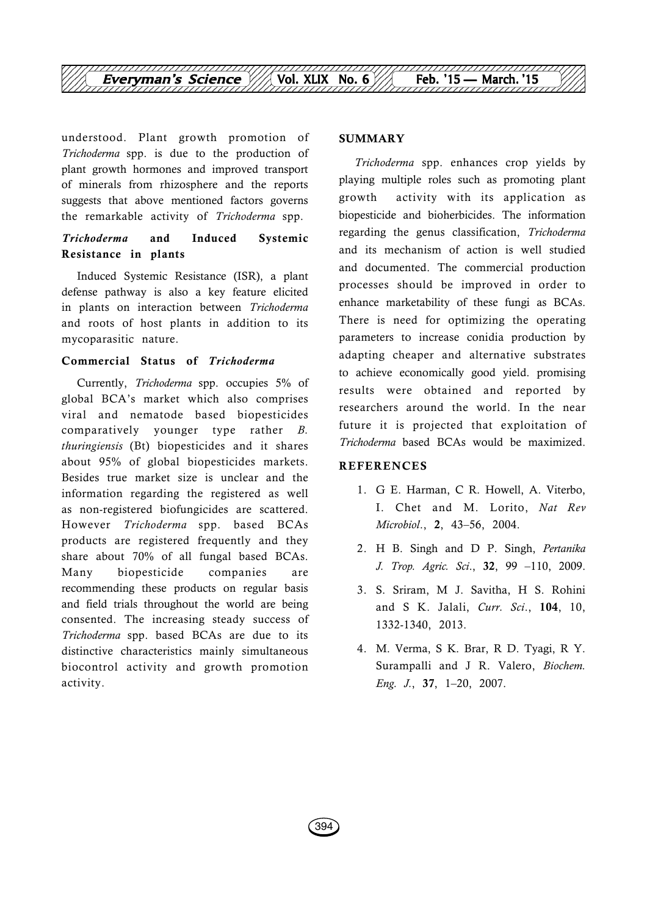understood. Plant growth promotion of *Trichoderma* spp. is due to the production of plant growth hormones and improved transport of minerals from rhizosphere and the reports suggests that above mentioned factors governs the remarkable activity of *Trichoderma* spp.

### *Trichoderma* and Induced Systemic Resistance in plants

Induced Systemic Resistance (ISR), a plant defense pathway is also a key feature elicited in plants on interaction between *Trichoderma* and roots of host plants in addition to its mycoparasitic nature.

### Commercial Status of *Trichoderma*

Currently, *Trichoderma* spp. occupies 5% of global BCA's market which also comprises viral and nematode based biopesticides comparatively younger type rather *B. thuringiensis* (Bt) biopesticides and it shares about 95% of global biopesticides markets. Besides true market size is unclear and the information regarding the registered as well as non-registered biofungicides are scattered. However *Trichoderma* spp. based BCAs products are registered frequently and they share about 70% of all fungal based BCAs. Many biopesticide companies are recommending these products on regular basis and field trials throughout the world are being consented. The increasing steady success of *Trichoderma* spp. based BCAs are due to its distinctive characteristics mainly simultaneous biocontrol activity and growth promotion activity.

## SUMMARY

*Trichoderma* spp. enhances crop yields by playing multiple roles such as promoting plant growth activity with its application as biopesticide and bioherbicides. The information regarding the genus classification, *Trichoderma* and its mechanism of action is well studied and documented. The commercial production processes should be improved in order to enhance marketability of these fungi as BCAs. There is need for optimizing the operating parameters to increase conidia production by adapting cheaper and alternative substrates to achieve economically good yield. promising results were obtained and reported by researchers around the world. In the near future it is projected that exploitation of *Trichoderma* based BCAs would be maximized.

## REFERENCES

1. G E. Harman, C R. Howell, A. Viterbo, I. Chet and M. Lorito, *Nat Rev Microbiol*., **2**, 43–56, 2004.
2. H B. Singh and D P. Singh, *Pertanika J. Trop. Agric. Sci*., **32**, 99 –110, 2009.
3. S. Sriram, M J. Savitha, H S. Rohini and S K. Jalali, *Curr. Sci*., **104**, 10, 1332-1340, 2013.
4. M. Verma, S K. Brar, R D. Tyagi, R Y. Surampalli and J R. Valero, *Biochem. Eng. J*., **37**, 1–20, 2007.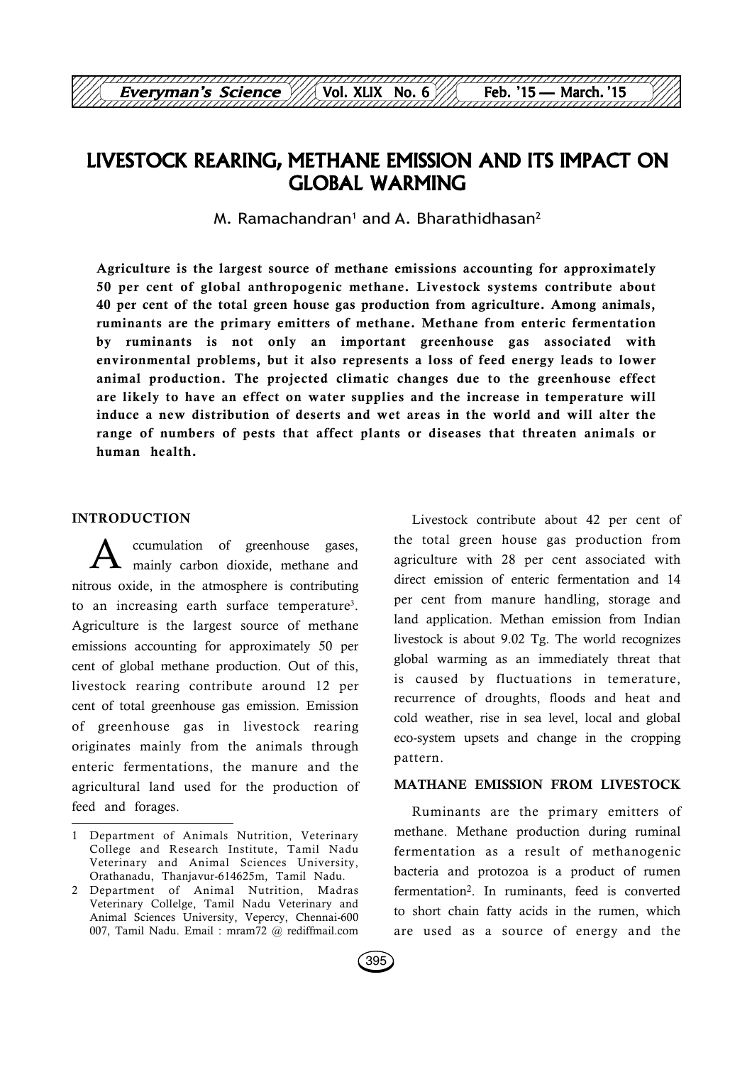# LIVESTOCK REARING, METHANE EMISSION AND ITS IMPACT ON GLOBAL WARMING

M. Ramachandran[1] and A. Bharathidhasan[2]

**Agriculture is the largest source of methane emissions accounting for approximately 50 per cent of global anthropogenic methane. Livestock systems contribute about 40 per cent of the total green house gas production from agriculture. Among animals, ruminants are the primary emitters of methane. Methane from enteric fermentation by ruminants is not only an important greenhouse gas associated with environmental problems, but it also represents a loss of feed energy leads to lower animal production. The projected climatic changes due to the greenhouse effect are likely to have an effect on water supplies and the increase in temperature will induce a new distribution of deserts and wet areas in the world and will alter the range of numbers of pests that affect plants or diseases that threaten animals or human health.**

## INTRODUCTION

Accumulation of greenhouse gases, mainly carbon dioxide, methane and nitrous oxide, in the atmosphere is contributing to an increasing earth surface temperature[3]. Agriculture is the largest source of methane emissions accounting for approximately 50 per cent of global methane production. Out of this, livestock rearing contribute around 12 per cent of total greenhouse gas emission. Emission of greenhouse gas in livestock rearing originates mainly from the animals through enteric fermentations, the manure and the agricultural land used for the production of feed and forages.

Livestock contribute about 42 per cent of the total green house gas production from agriculture with 28 per cent associated with direct emission of enteric fermentation and 14 per cent from manure handling, storage and land application. Methan emission from Indian livestock is about 9.02 Tg. The world recognizes global warming as an immediately threat that is caused by fluctuations in temerature, recurrence of droughts, floods and heat and cold weather, rise in sea level, local and global eco-system upsets and change in the cropping pattern.

## MATHANE EMISSION FROM LIVESTOCK

Ruminants are the primary emitters of methane. Methane production during ruminal fermentation as a result of methanogenic bacteria and protozoa is a product of rumen fermentation[2]. In ruminants, feed is converted to short chain fatty acids in the rumen, which are used as a source of energy and the

---

1 Department of Animals Nutrition, Veterinary College and Research Institute, Tamil Nadu Veterinary and Animal Sciences University, Orathanadu, Thanjavur-614625m, Tamil Nadu.

2 Department of Animal Nutrition, Madras Veterinary Collelge, Tamil Nadu Veterinary and Animal Sciences University, Vepercy, Chennai-600 007, Tamil Nadu. Email : mram72 @ rediffmail.com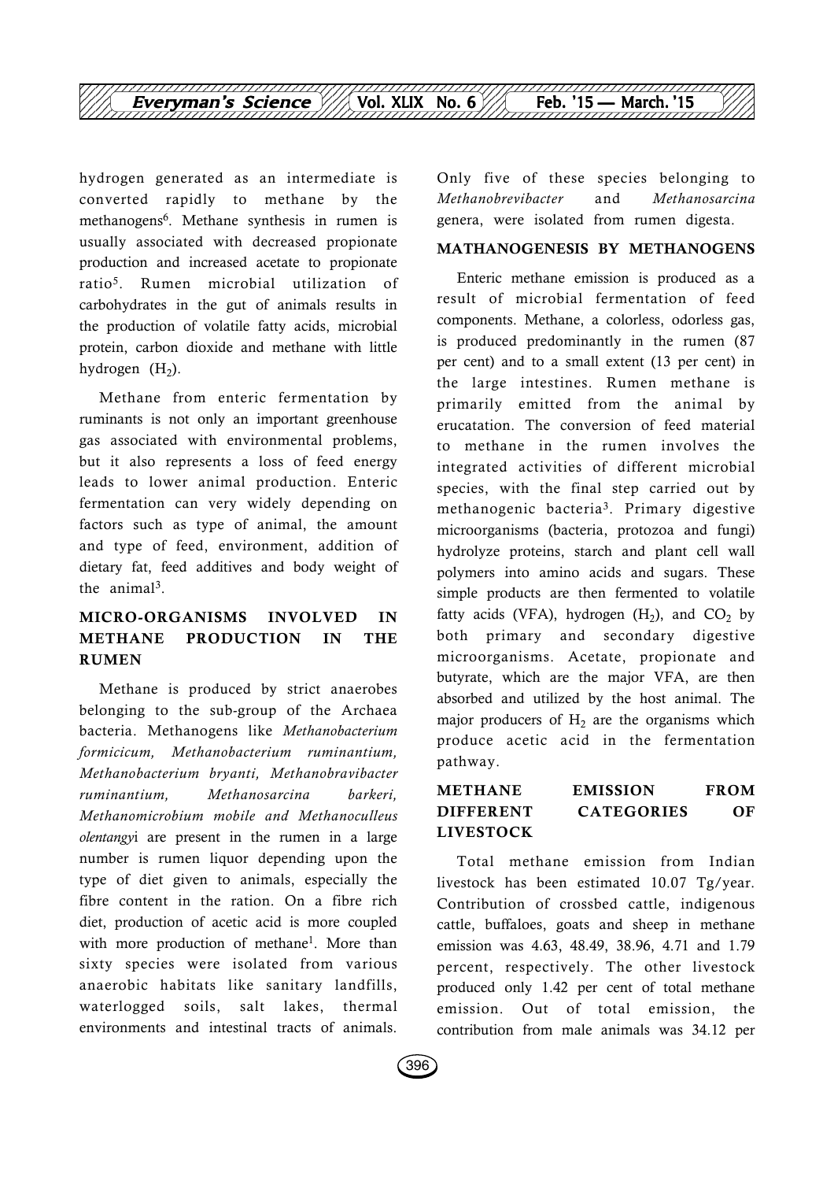hydrogen generated as an intermediate is converted rapidly to methane by the methanogens[6]. Methane synthesis in rumen is usually associated with decreased propionate production and increased acetate to propionate ratio[5]. Rumen microbial utilization of carbohydrates in the gut of animals results in the production of volatile fatty acids, microbial protein, carbon dioxide and methane with little hydrogen ($H_2$).

Methane from enteric fermentation by ruminants is not only an important greenhouse gas associated with environmental problems, but it also represents a loss of feed energy leads to lower animal production. Enteric fermentation can very widely depending on factors such as type of animal, the amount and type of feed, environment, addition of dietary fat, feed additives and body weight of the animal[3].

## MICRO-ORGANISMS INVOLVED IN METHANE PRODUCTION IN THE RUMEN

Methane is produced by strict anaerobes belonging to the sub-group of the Archaea bacteria. Methanogens like *Methanobacterium formicicum, Methanobacterium ruminantium, Methanobacterium bryanti, Methanobravibacter ruminantium, Methanosarcina barkeri, Methanomicrobium mobile and Methanoculleus olentangy*i are present in the rumen in a large number is rumen liquor depending upon the type of diet given to animals, especially the fibre content in the ration. On a fibre rich diet, production of acetic acid is more coupled with more production of methane[1]. More than sixty species were isolated from various anaerobic habitats like sanitary landfills, waterlogged soils, salt lakes, thermal environments and intestinal tracts of animals. Only five of these species belonging to *Methanobrevibacter* and *Methanosarcina* genera, were isolated from rumen digesta.

## MATHANOGENESIS BY METHANOGENS

Enteric methane emission is produced as a result of microbial fermentation of feed components. Methane, a colorless, odorless gas, is produced predominantly in the rumen (87 per cent) and to a small extent (13 per cent) in the large intestines. Rumen methane is primarily emitted from the animal by erucatation. The conversion of feed material to methane in the rumen involves the integrated activities of different microbial species, with the final step carried out by methanogenic bacteria[3]. Primary digestive microorganisms (bacteria, protozoa and fungi) hydrolyze proteins, starch and plant cell wall polymers into amino acids and sugars. These simple products are then fermented to volatile fatty acids (VFA), hydrogen ($H_2$), and $CO_2$ by both primary and secondary digestive microorganisms. Acetate, propionate and butyrate, which are the major VFA, are then absorbed and utilized by the host animal. The major producers of $H_2$ are the organisms which produce acetic acid in the fermentation pathway.

## METHANE EMISSION FROM DIFFERENT CATEGORIES OF LIVESTOCK

Total methane emission from Indian livestock has been estimated 10.07 Tg/year. Contribution of crossbed cattle, indigenous cattle, buffaloes, goats and sheep in methane emission was 4.63, 48.49, 38.96, 4.71 and 1.79 percent, respectively. The other livestock produced only 1.42 per cent of total methane emission. Out of total emission, the contribution from male animals was 34.12 per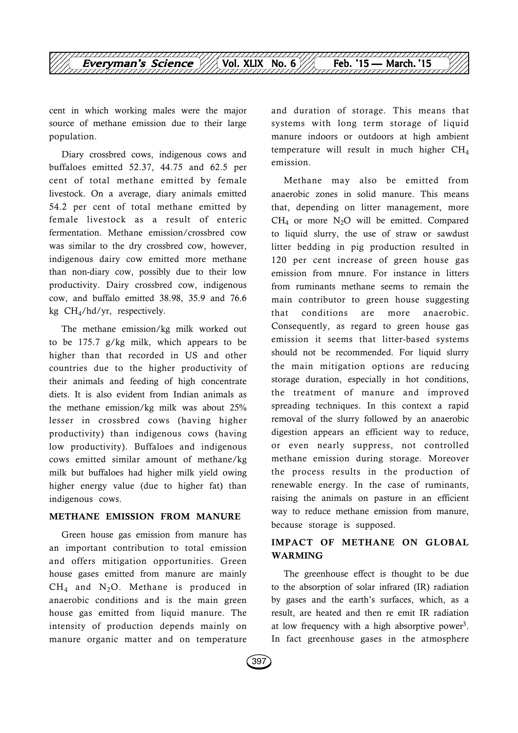cent in which working males were the major source of methane emission due to their large population.

Diary crossbred cows, indigenous cows and buffaloes emitted 52.37, 44.75 and 62.5 per cent of total methane emitted by female livestock. On a average, diary animals emitted 54.2 per cent of total methane emitted by female livestock as a result of enteric fermentation. Methane emission/crossbred cow was similar to the dry crossbred cow, however, indigenous dairy cow emitted more methane than non-diary cow, possibly due to their low productivity. Dairy crossbred cow, indigenous cow, and buffalo emitted 38.98, 35.9 and 76.6 kg $CH_4$/hd/yr, respectively.

The methane emission/kg milk worked out to be 175.7 g/kg milk, which appears to be higher than that recorded in US and other countries due to the higher productivity of their animals and feeding of high concentrate diets. It is also evident from Indian animals as the methane emission/kg milk was about 25% lesser in crossbred cows (having higher productivity) than indigenous cows (having low productivity). Buffaloes and indigenous cows emitted similar amount of methane/kg milk but buffaloes had higher milk yield owing higher energy value (due to higher fat) than indigenous cows.

## METHANE EMISSION FROM MANURE

Green house gas emission from manure has an important contribution to total emission and offers mitigation opportunities. Green house gases emitted from manure are mainly $CH_4$ and $N_2O$. Methane is produced in anaerobic conditions and is the main green house gas emitted from liquid manure. The intensity of production depends mainly on manure organic matter and on temperature and duration of storage. This means that systems with long term storage of liquid manure indoors or outdoors at high ambient temperature will result in much higher $CH_4$ emission.

Methane may also be emitted from anaerobic zones in solid manure. This means that, depending on litter management, more $CH_4$ or more $N_2O$ will be emitted. Compared to liquid slurry, the use of straw or sawdust litter bedding in pig production resulted in 120 per cent increase of green house gas emission from mnure. For instance in litters from ruminants methane seems to remain the main contributor to green house suggesting that conditions are more anaerobic. Consequently, as regard to green house gas emission it seems that litter-based systems should not be recommended. For liquid slurry the main mitigation options are reducing storage duration, especially in hot conditions, the treatment of manure and improved spreading techniques. In this context a rapid removal of the slurry followed by an anaerobic digestion appears an efficient way to reduce, or even nearly suppress, not controlled methane emission during storage. Moreover the process results in the production of renewable energy. In the case of ruminants, raising the animals on pasture in an efficient way to reduce methane emission from manure, because storage is supposed.

## IMPACT OF METHANE ON GLOBAL WARMING

The greenhouse effect is thought to be due to the absorption of solar infrared (IR) radiation by gases and the earth's surfaces, which, as a result, are heated and then re emit IR radiation at low frequency with a high absorptive power[3]. In fact greenhouse gases in the atmosphere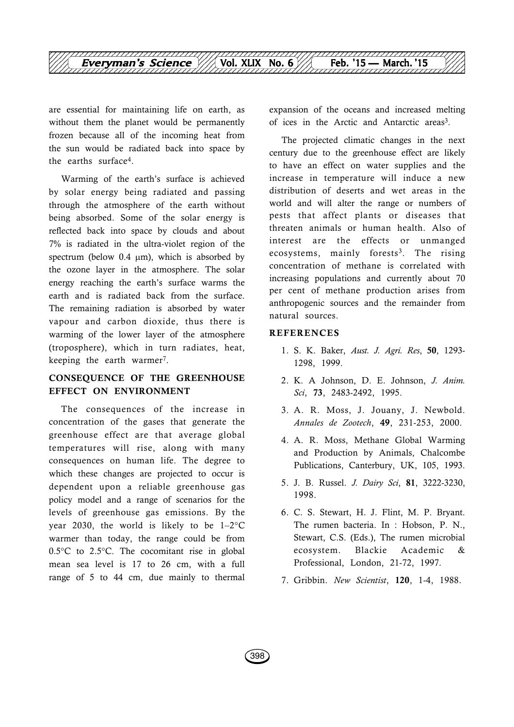are essential for maintaining life on earth, as without them the planet would be permanently frozen because all of the incoming heat from the sun would be radiated back into space by the earths surface[4].

Warming of the earth's surface is achieved by solar energy being radiated and passing through the atmosphere of the earth without being absorbed. Some of the solar energy is reflected back into space by clouds and about 7% is radiated in the ultra-violet region of the spectrum (below 0.4 μm), which is absorbed by the ozone layer in the atmosphere. The solar energy reaching the earth's surface warms the earth and is radiated back from the surface. The remaining radiation is absorbed by water vapour and carbon dioxide, thus there is warming of the lower layer of the atmosphere (troposphere), which in turn radiates, heat, keeping the earth warmer[7].

## CONSEQUENCE OF THE GREENHOUSE EFFECT ON ENVIRONMENT

The consequences of the increase in concentration of the gases that generate the greenhouse effect are that average global temperatures will rise, along with many consequences on human life. The degree to which these changes are projected to occur is dependent upon a reliable greenhouse gas policy model and a range of scenarios for the levels of greenhouse gas emissions. By the year 2030, the world is likely to be 1–2°C warmer than today, the range could be from 0.5°C to 2.5°C. The cocomitant rise in global mean sea level is 17 to 26 cm, with a full range of 5 to 44 cm, due mainly to thermal expansion of the oceans and increased melting of ices in the Arctic and Antarctic areas[3].

The projected climatic changes in the next century due to the greenhouse effect are likely to have an effect on water supplies and the increase in temperature will induce a new distribution of deserts and wet areas in the world and will alter the range or numbers of pests that affect plants or diseases that threaten animals or human health. Also of interest are the effects or unmanged ecosystems, mainly forests[3]. The rising concentration of methane is correlated with increasing populations and currently about 70 per cent of methane production arises from anthropogenic sources and the remainder from natural sources.

## REFERENCES

1. S. K. Baker, *Aust. J. Agri. Res*, **50**, 1293-1298, 1999.
2. K. A Johnson, D. E. Johnson, *J. Anim. Sci*, **73**, 2483-2492, 1995.
3. A. R. Moss, J. Jouany, J. Newbold. *Annales de Zootech*, **49**, 231-253, 2000.
4. A. R. Moss, Methane Global Warming and Production by Animals, Chalcombe Publications, Canterbury, UK, 105, 1993.
5. J. B. Russel. *J. Dairy Sci*, **81**, 3222-3230, 1998.
6. C. S. Stewart, H. J. Flint, M. P. Bryant. The rumen bacteria. In : Hobson, P. N., Stewart, C.S. (Eds.), The rumen microbial ecosystem. Blackie Academic & Professional, London, 21-72, 1997.
7. Gribbin. *New Scientist*, **120**, 1-4, 1988.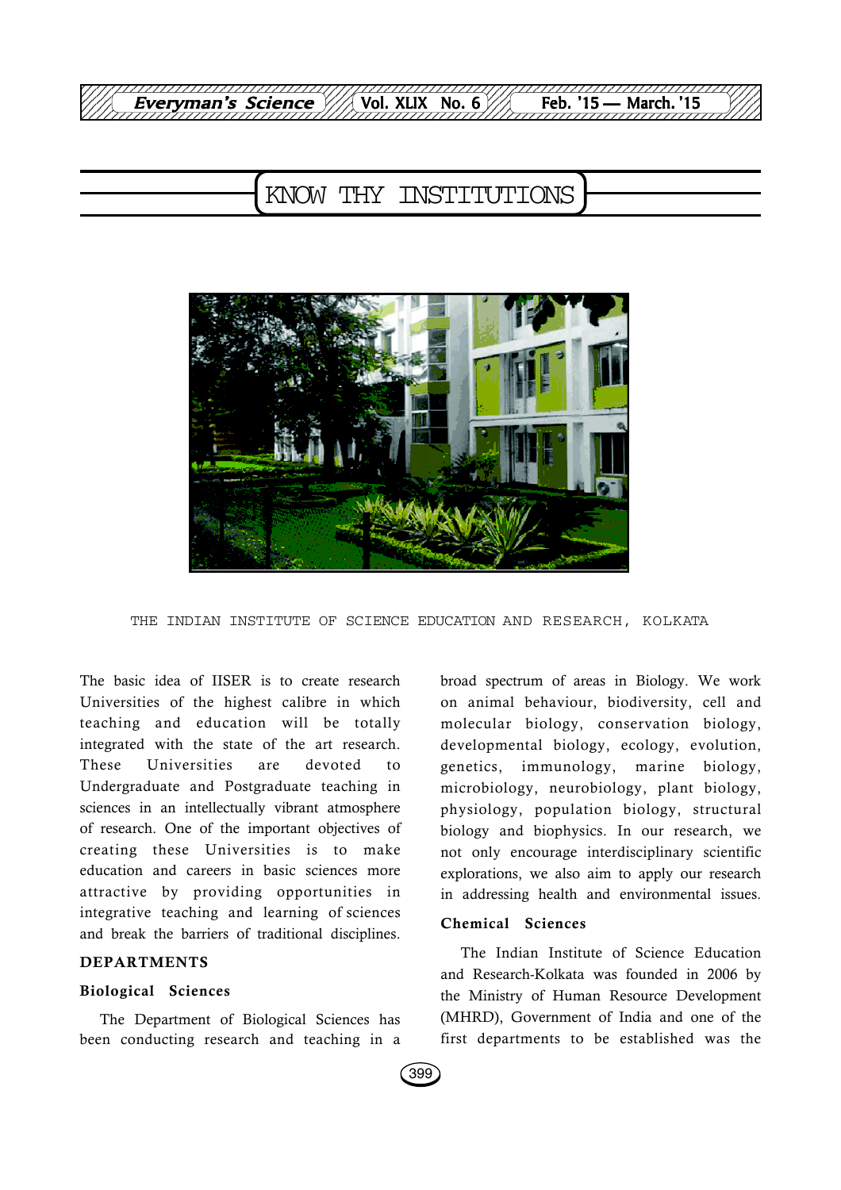## KNOW THY INSTITUTIONS

THE INDIAN INSTITUTE OF SCIENCE EDUCATION AND RESEARCH, KOLKATA

The basic idea of IISER is to create research Universities of the highest calibre in which teaching and education will be totally integrated with the state of the art research. These Universities are devoted to Undergraduate and Postgraduate teaching in sciences in an intellectually vibrant atmosphere of research. One of the important objectives of creating these Universities is to make education and careers in basic sciences more attractive by providing opportunities in integrative teaching and learning of sciences and break the barriers of traditional disciplines.

### DEPARTMENTS

#### Biological Sciences

The Department of Biological Sciences has been conducting research and teaching in a broad spectrum of areas in Biology. We work on animal behaviour, biodiversity, cell and molecular biology, conservation biology, developmental biology, ecology, evolution, genetics, immunology, marine biology, microbiology, neurobiology, plant biology, physiology, population biology, structural biology and biophysics. In our research, we not only encourage interdisciplinary scientific explorations, we also aim to apply our research in addressing health and environmental issues.

#### Chemical Sciences

The Indian Institute of Science Education and Research-Kolkata was founded in 2006 by the Ministry of Human Resource Development (MHRD), Government of India and one of the first departments to be established was the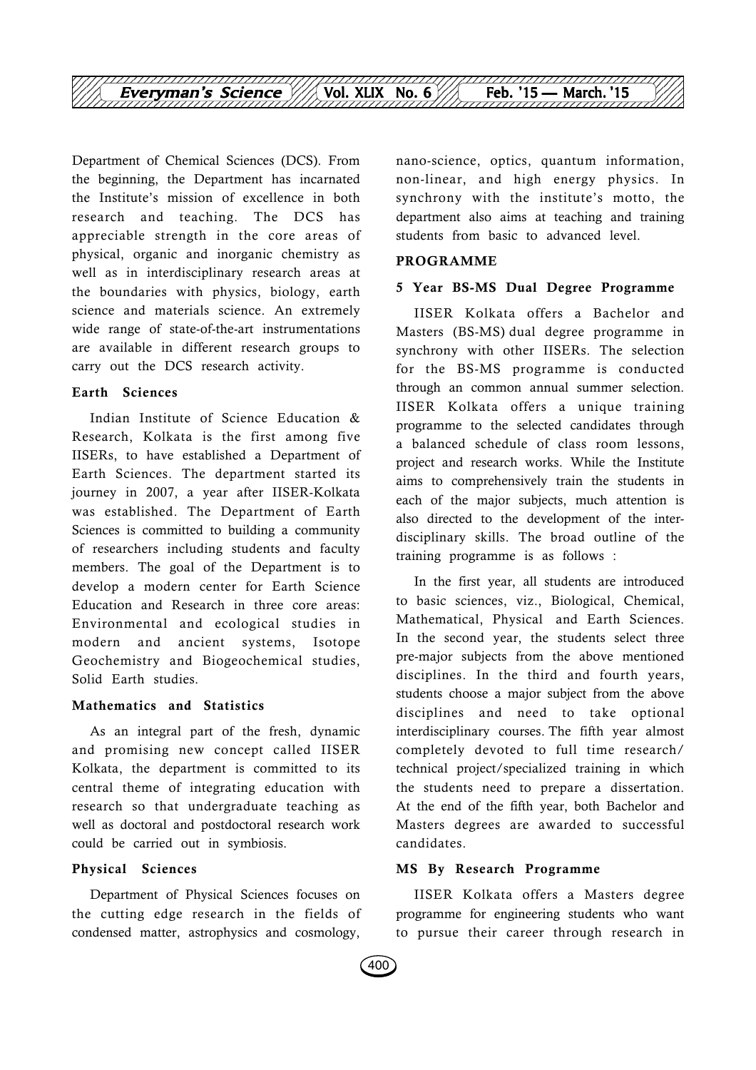Department of Chemical Sciences (DCS). From the beginning, the Department has incarnated the Institute's mission of excellence in both research and teaching. The DCS has appreciable strength in the core areas of physical, organic and inorganic chemistry as well as in interdisciplinary research areas at the boundaries with physics, biology, earth science and materials science. An extremely wide range of state-of-the-art instrumentations are available in different research groups to carry out the DCS research activity.

### Earth Sciences

Indian Institute of Science Education & Research, Kolkata is the first among five IISERs, to have established a Department of Earth Sciences. The department started its journey in 2007, a year after IISER-Kolkata was established. The Department of Earth Sciences is committed to building a community of researchers including students and faculty members. The goal of the Department is to develop a modern center for Earth Science Education and Research in three core areas: Environmental and ecological studies in modern and ancient systems, Isotope Geochemistry and Biogeochemical studies, Solid Earth studies.

### Mathematics and Statistics

As an integral part of the fresh, dynamic and promising new concept called IISER Kolkata, the department is committed to its central theme of integrating education with research so that undergraduate teaching as well as doctoral and postdoctoral research work could be carried out in symbiosis.

### Physical Sciences

Department of Physical Sciences focuses on the cutting edge research in the fields of condensed matter, astrophysics and cosmology, nano-science, optics, quantum information, non-linear, and high energy physics. In synchrony with the institute's motto, the department also aims at teaching and training students from basic to advanced level.

## PROGRAMME

### 5 Year BS-MS Dual Degree Programme

IISER Kolkata offers a Bachelor and Masters (BS-MS) dual degree programme in synchrony with other IISERs. The selection for the BS-MS programme is conducted through an common annual summer selection. IISER Kolkata offers a unique training programme to the selected candidates through a balanced schedule of class room lessons, project and research works. While the Institute aims to comprehensively train the students in each of the major subjects, much attention is also directed to the development of the inter-disciplinary skills. The broad outline of the training programme is as follows :

In the first year, all students are introduced to basic sciences, viz., Biological, Chemical, Mathematical, Physical and Earth Sciences. In the second year, the students select three pre-major subjects from the above mentioned disciplines. In the third and fourth years, students choose a major subject from the above disciplines and need to take optional interdisciplinary courses. The fifth year almost completely devoted to full time research/ technical project/specialized training in which the students need to prepare a dissertation. At the end of the fifth year, both Bachelor and Masters degrees are awarded to successful candidates.

### MS By Research Programme

IISER Kolkata offers a Masters degree programme for engineering students who want to pursue their career through research in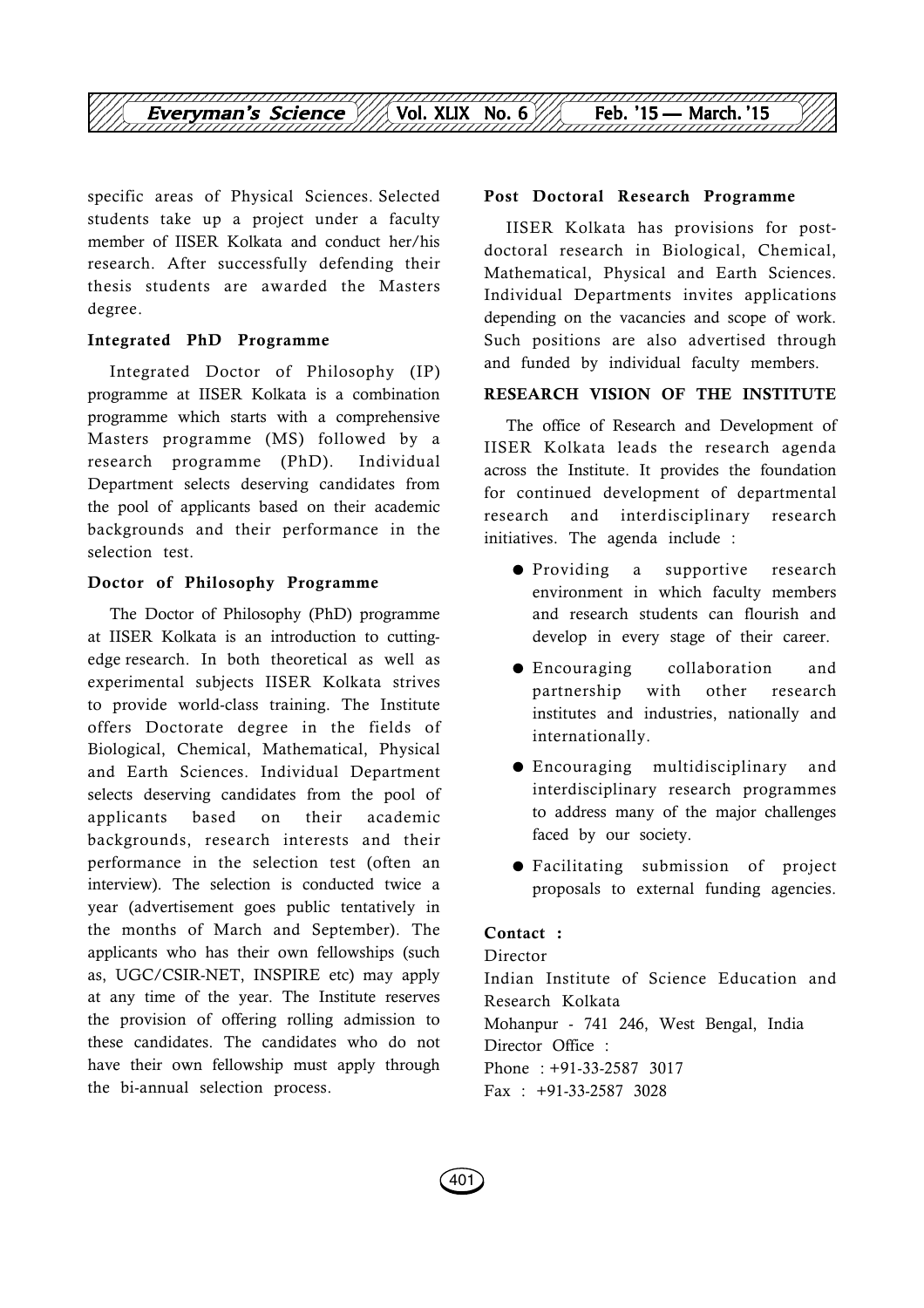specific areas of Physical Sciences. Selected students take up a project under a faculty member of IISER Kolkata and conduct her/his research. After successfully defending their thesis students are awarded the Masters degree.

### Integrated PhD Programme

Integrated Doctor of Philosophy (IP) programme at IISER Kolkata is a combination programme which starts with a comprehensive Masters programme (MS) followed by a research programme (PhD). Individual Department selects deserving candidates from the pool of applicants based on their academic backgrounds and their performance in the selection test.

### Doctor of Philosophy Programme

The Doctor of Philosophy (PhD) programme at IISER Kolkata is an introduction to cutting-edge research. In both theoretical as well as experimental subjects IISER Kolkata strives to provide world-class training. The Institute offers Doctorate degree in the fields of Biological, Chemical, Mathematical, Physical and Earth Sciences. Individual Department selects deserving candidates from the pool of applicants based on their academic backgrounds, research interests and their performance in the selection test (often an interview). The selection is conducted twice a year (advertisement goes public tentatively in the months of March and September). The applicants who has their own fellowships (such as, UGC/CSIR-NET, INSPIRE etc) may apply at any time of the year. The Institute reserves the provision of offering rolling admission to these candidates. The candidates who do not have their own fellowship must apply through the bi-annual selection process.

### Post Doctoral Research Programme

IISER Kolkata has provisions for post-doctoral research in Biological, Chemical, Mathematical, Physical and Earth Sciences. Individual Departments invites applications depending on the vacancies and scope of work. Such positions are also advertised through and funded by individual faculty members.

## RESEARCH VISION OF THE INSTITUTE

The office of Research and Development of IISER Kolkata leads the research agenda across the Institute. It provides the foundation for continued development of departmental research and interdisciplinary research initiatives. The agenda include :

- Providing a supportive research environment in which faculty members and research students can flourish and develop in every stage of their career.
- Encouraging collaboration and partnership with other research institutes and industries, nationally and internationally.
- Encouraging multidisciplinary and interdisciplinary research programmes to address many of the major challenges faced by our society.
- Facilitating submission of project proposals to external funding agencies.

**Contact :**

Director
Indian Institute of Science Education and Research Kolkata
Mohanpur - 741 246, West Bengal, India
Director Office :
Phone : +91-33-2587 3017
Fax : +91-33-2587 3028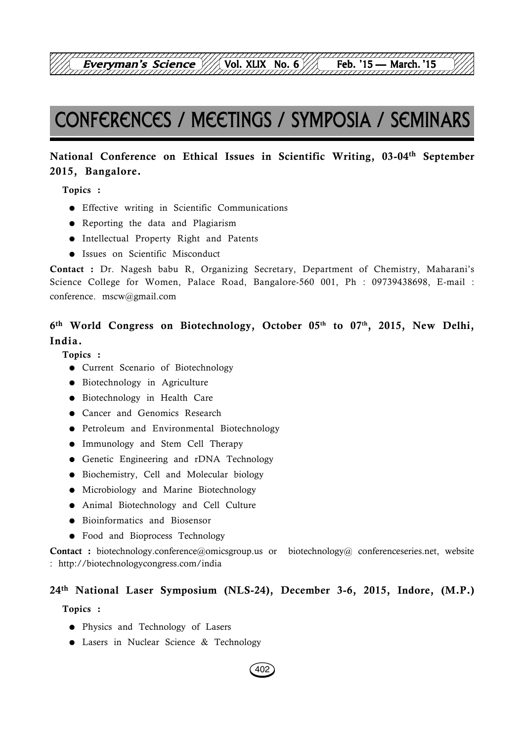# CONFERENCES / MEETINGS / SYMPOSIA / SEMINARS

**National Conference on Ethical Issues in Scientific Writing, 03-04th September 2015, Bangalore.**

**Topics :**

- Effective writing in Scientific Communications
- Reporting the data and Plagiarism
- Intellectual Property Right and Patents
- Issues on Scientific Misconduct

**Contact :** Dr. Nagesh babu R, Organizing Secretary, Department of Chemistry, Maharani's Science College for Women, Palace Road, Bangalore-560 001, Ph : 09739438698, E-mail : conference. mscw@gmail.com

**6th World Congress on Biotechnology, October 05th to 07th, 2015, New Delhi, India.**

**Topics :**

- Current Scenario of Biotechnology
- Biotechnology in Agriculture
- Biotechnology in Health Care
- Cancer and Genomics Research
- Petroleum and Environmental Biotechnology
- Immunology and Stem Cell Therapy
- Genetic Engineering and rDNA Technology
- Biochemistry, Cell and Molecular biology
- Microbiology and Marine Biotechnology
- Animal Biotechnology and Cell Culture
- Bioinformatics and Biosensor
- Food and Bioprocess Technology

**Contact :** biotechnology.conference@omicsgroup.us or biotechnology@ conferenceseries.net, website : http://biotechnologycongress.com/india

**24th National Laser Symposium (NLS-24), December 3-6, 2015, Indore, (M.P.)**

**Topics :**

- Physics and Technology of Lasers
- Lasers in Nuclear Science & Technology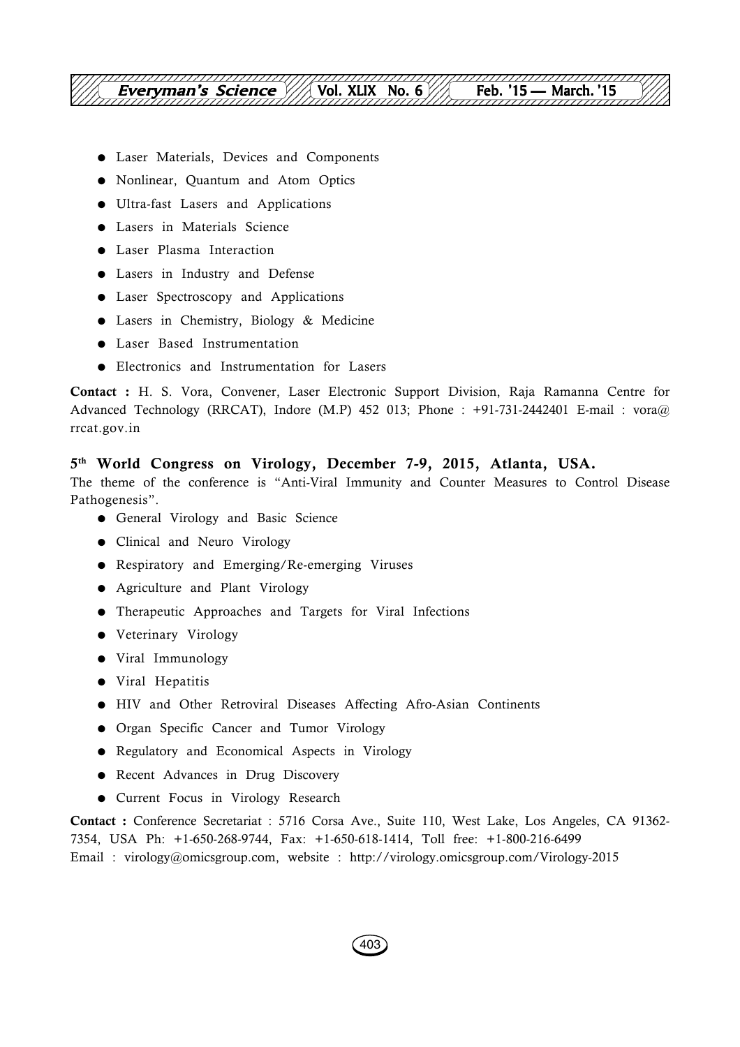- Laser Materials, Devices and Components
- Nonlinear, Quantum and Atom Optics
- Ultra-fast Lasers and Applications
- Lasers in Materials Science
- Laser Plasma Interaction
- Lasers in Industry and Defense
- Laser Spectroscopy and Applications
- Lasers in Chemistry, Biology & Medicine
- Laser Based Instrumentation
- Electronics and Instrumentation for Lasers

**Contact :** H. S. Vora, Convener, Laser Electronic Support Division, Raja Ramanna Centre for Advanced Technology (RRCAT), Indore (M.P) 452 013; Phone : +91-731-2442401 E-mail : vora@rrcat.gov.in

### 5th World Congress on Virology, December 7-9, 2015, Atlanta, USA.

The theme of the conference is "Anti-Viral Immunity and Counter Measures to Control Disease Pathogenesis".

- General Virology and Basic Science
- Clinical and Neuro Virology
- Respiratory and Emerging/Re-emerging Viruses
- Agriculture and Plant Virology
- Therapeutic Approaches and Targets for Viral Infections
- Veterinary Virology
- Viral Immunology
- Viral Hepatitis
- HIV and Other Retroviral Diseases Affecting Afro-Asian Continents
- Organ Specific Cancer and Tumor Virology
- Regulatory and Economical Aspects in Virology
- Recent Advances in Drug Discovery
- Current Focus in Virology Research

**Contact :** Conference Secretariat : 5716 Corsa Ave., Suite 110, West Lake, Los Angeles, CA 91362-7354, USA Ph: +1-650-268-9744, Fax: +1-650-618-1414, Toll free: +1-800-216-6499
Email : virology@omicsgroup.com, website : http://virology.omicsgroup.com/Virology-2015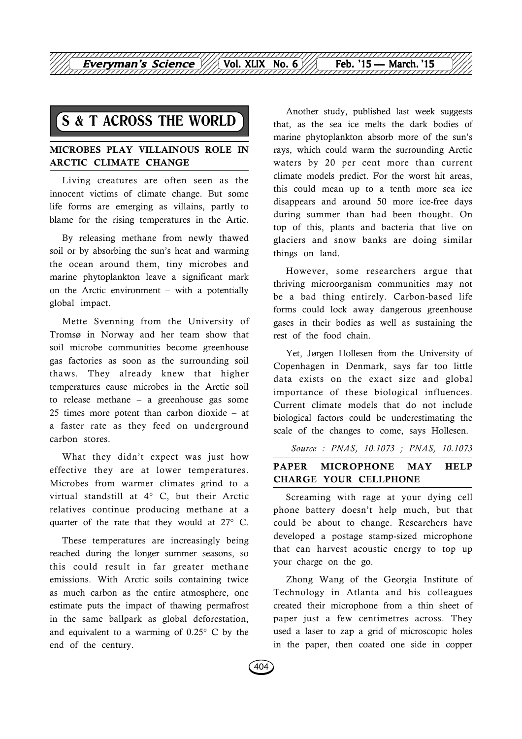# S & T ACROSS THE WORLD

## MICROBES PLAY VILLAINOUS ROLE IN ARCTIC CLIMATE CHANGE

Living creatures are often seen as the innocent victims of climate change. But some life forms are emerging as villains, partly to blame for the rising temperatures in the Artic.

By releasing methane from newly thawed soil or by absorbing the sun's heat and warming the ocean around them, tiny microbes and marine phytoplankton leave a significant mark on the Arctic environment – with a potentially global impact.

Mette Svenning from the University of Tromsø in Norway and her team show that soil microbe communities become greenhouse gas factories as soon as the surrounding soil thaws. They already knew that higher temperatures cause microbes in the Arctic soil to release methane – a greenhouse gas some 25 times more potent than carbon dioxide – at a faster rate as they feed on underground carbon stores.

What they didn't expect was just how effective they are at lower temperatures. Microbes from warmer climates grind to a virtual standstill at 4° C, but their Arctic relatives continue producing methane at a quarter of the rate that they would at 27° C.

These temperatures are increasingly being reached during the longer summer seasons, so this could result in far greater methane emissions. With Arctic soils containing twice as much carbon as the entire atmosphere, one estimate puts the impact of thawing permafrost in the same ballpark as global deforestation, and equivalent to a warming of 0.25° C by the end of the century.

Another study, published last week suggests that, as the sea ice melts the dark bodies of marine phytoplankton absorb more of the sun's rays, which could warm the surrounding Arctic waters by 20 per cent more than current climate models predict. For the worst hit areas, this could mean up to a tenth more sea ice disappears and around 50 more ice-free days during summer than had been thought. On top of this, plants and bacteria that live on glaciers and snow banks are doing similar things on land.

However, some researchers argue that thriving microorganism communities may not be a bad thing entirely. Carbon-based life forms could lock away dangerous greenhouse gases in their bodies as well as sustaining the rest of the food chain.

Yet, Jørgen Hollesen from the University of Copenhagen in Denmark, says far too little data exists on the exact size and global importance of these biological influences. Current climate models that do not include biological factors could be underestimating the scale of the changes to come, says Hollesen.

*Source : PNAS, 10.1073 ; PNAS, 10.1073*

## PAPER MICROPHONE MAY HELP CHARGE YOUR CELLPHONE

Screaming with rage at your dying cell phone battery doesn't help much, but that could be about to change. Researchers have developed a postage stamp-sized microphone that can harvest acoustic energy to top up your charge on the go.

Zhong Wang of the Georgia Institute of Technology in Atlanta and his colleagues created their microphone from a thin sheet of paper just a few centimetres across. They used a laser to zap a grid of microscopic holes in the paper, then coated one side in copper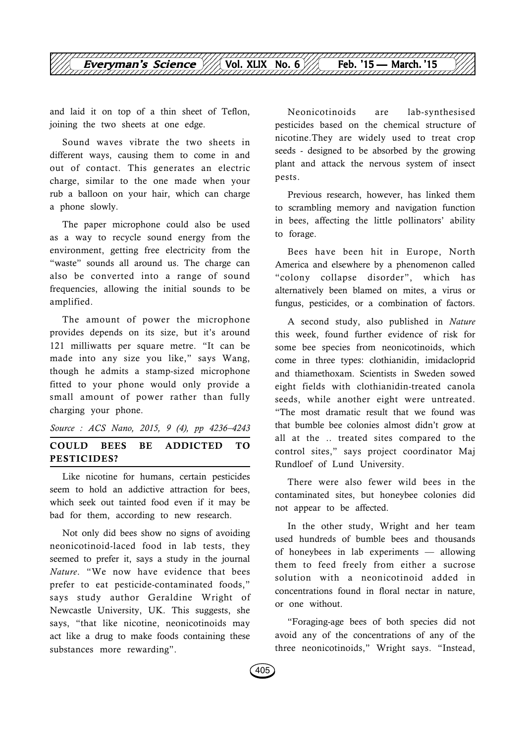and laid it on top of a thin sheet of Teflon, joining the two sheets at one edge.

Sound waves vibrate the two sheets in different ways, causing them to come in and out of contact. This generates an electric charge, similar to the one made when your rub a balloon on your hair, which can charge a phone slowly.

The paper microphone could also be used as a way to recycle sound energy from the environment, getting free electricity from the "waste" sounds all around us. The charge can also be converted into a range of sound frequencies, allowing the initial sounds to be amplified.

The amount of power the microphone provides depends on its size, but it's around 121 milliwatts per square metre. "It can be made into any size you like," says Wang, though he admits a stamp-sized microphone fitted to your phone would only provide a small amount of power rather than fully charging your phone.

*Source : ACS Nano, 2015, 9 (4), pp 4236–4243*

## COULD BEES BE ADDICTED TO PESTICIDES?

Like nicotine for humans, certain pesticides seem to hold an addictive attraction for bees, which seek out tainted food even if it may be bad for them, according to new research.

Not only did bees show no signs of avoiding neonicotinoid-laced food in lab tests, they seemed to prefer it, says a study in the journal *Nature*. "We now have evidence that bees prefer to eat pesticide-contaminated foods," says study author Geraldine Wright of Newcastle University, UK. This suggests, she says, "that like nicotine, neonicotinoids may act like a drug to make foods containing these substances more rewarding".

Neonicotinoids are lab-synthesised pesticides based on the chemical structure of nicotine.They are widely used to treat crop seeds - designed to be absorbed by the growing plant and attack the nervous system of insect pests.

Previous research, however, has linked them to scrambling memory and navigation function in bees, affecting the little pollinators' ability to forage.

Bees have been hit in Europe, North America and elsewhere by a phenomenon called "colony collapse disorder", which has alternatively been blamed on mites, a virus or fungus, pesticides, or a combination of factors.

A second study, also published in *Nature* this week, found further evidence of risk for some bee species from neonicotinoids, which come in three types: clothianidin, imidacloprid and thiamethoxam. Scientists in Sweden sowed eight fields with clothianidin-treated canola seeds, while another eight were untreated. "The most dramatic result that we found was that bumble bee colonies almost didn't grow at all at the .. treated sites compared to the control sites," says project coordinator Maj Rundloef of Lund University.

There were also fewer wild bees in the contaminated sites, but honeybee colonies did not appear to be affected.

In the other study, Wright and her team used hundreds of bumble bees and thousands of honeybees in lab experiments — allowing them to feed freely from either a sucrose solution with a neonicotinoid added in concentrations found in floral nectar in nature, or one without.

"Foraging-age bees of both species did not avoid any of the concentrations of any of the three neonicotinoids," Wright says. "Instead,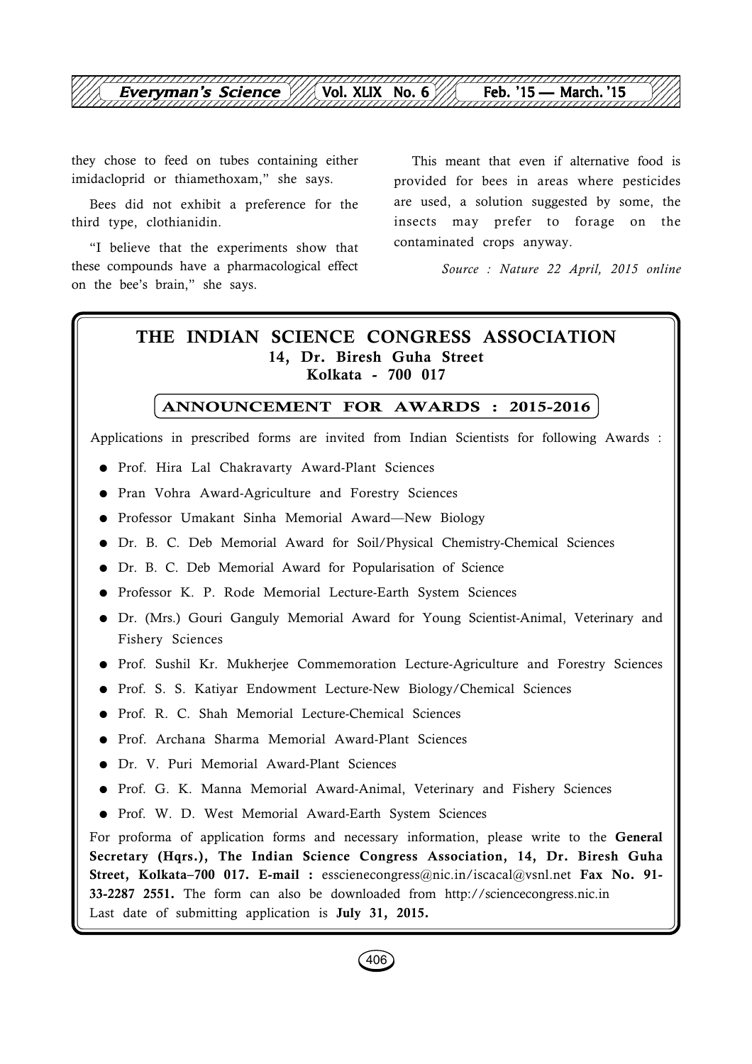they chose to feed on tubes containing either imidacloprid or thiamethoxam," she says.

Bees did not exhibit a preference for the third type, clothianidin.

"I believe that the experiments show that these compounds have a pharmacological effect on the bee's brain," she says.

This meant that even if alternative food is provided for bees in areas where pesticides are used, a solution suggested by some, the insects may prefer to forage on the contaminated crops anyway.

*Source : Nature 22 April, 2015 online*

## THE INDIAN SCIENCE CONGRESS ASSOCIATION

**14, Dr. Biresh Guha Street**
**Kolkata - 700 017**

### ANNOUNCEMENT FOR AWARDS : 2015-2016

Applications in prescribed forms are invited from Indian Scientists for following Awards :

- Prof. Hira Lal Chakravarty Award-Plant Sciences
- Pran Vohra Award-Agriculture and Forestry Sciences
- Professor Umakant Sinha Memorial Award—New Biology
- Dr. B. C. Deb Memorial Award for Soil/Physical Chemistry-Chemical Sciences
- Dr. B. C. Deb Memorial Award for Popularisation of Science
- Professor K. P. Rode Memorial Lecture-Earth System Sciences
- Dr. (Mrs.) Gouri Ganguly Memorial Award for Young Scientist-Animal, Veterinary and Fishery Sciences
- Prof. Sushil Kr. Mukherjee Commemoration Lecture-Agriculture and Forestry Sciences
- Prof. S. S. Katiyar Endowment Lecture-New Biology/Chemical Sciences
- Prof. R. C. Shah Memorial Lecture-Chemical Sciences
- Prof. Archana Sharma Memorial Award-Plant Sciences
- Dr. V. Puri Memorial Award-Plant Sciences
- Prof. G. K. Manna Memorial Award-Animal, Veterinary and Fishery Sciences
- Prof. W. D. West Memorial Award-Earth System Sciences

For proforma of application forms and necessary information, please write to the **General Secretary (Hqrs.), The Indian Science Congress Association, 14, Dr. Biresh Guha Street, Kolkata–700 017. E-mail :** esscienecongress@nic.in/iscacal@vsnl.net **Fax No. 91-33-2287 2551.** The form can also be downloaded from http://sciencecongress.nic.in
Last date of submitting application is **July 31, 2015.**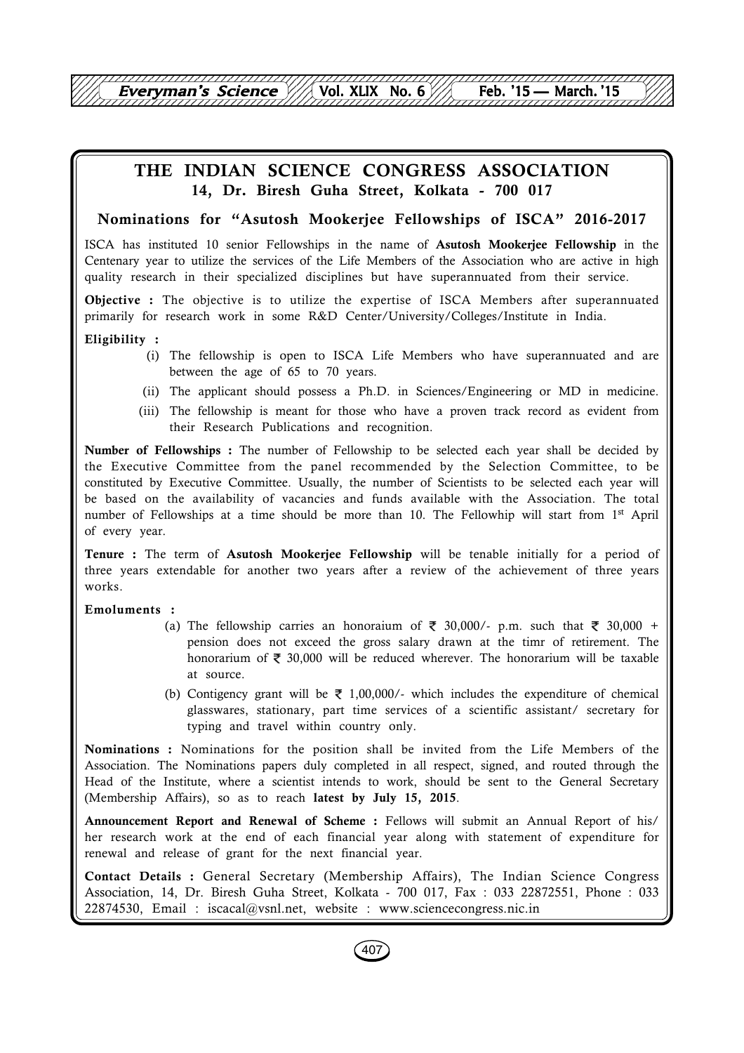# THE INDIAN SCIENCE CONGRESS ASSOCIATION

### 14, Dr. Biresh Guha Street, Kolkata - 700 017

## Nominations for "Asutosh Mookerjee Fellowships of ISCA" 2016-2017

ISCA has instituted 10 senior Fellowships in the name of **Asutosh Mookerjee Fellowship** in the Centenary year to utilize the services of the Life Members of the Association who are active in high quality research in their specialized disciplines but have superannuated from their service.

**Objective :** The objective is to utilize the expertise of ISCA Members after superannuated primarily for research work in some R&D Center/University/Colleges/Institute in India.

**Eligibility :**

(i) The fellowship is open to ISCA Life Members who have superannuated and are between the age of 65 to 70 years.

(ii) The applicant should possess a Ph.D. in Sciences/Engineering or MD in medicine.

(iii) The fellowship is meant for those who have a proven track record as evident from their Research Publications and recognition.

**Number of Fellowships :** The number of Fellowship to be selected each year shall be decided by the Executive Committee from the panel recommended by the Selection Committee, to be constituted by Executive Committee. Usually, the number of Scientists to be selected each year will be based on the availability of vacancies and funds available with the Association. The total number of Fellowships at a time should be more than 10. The Fellowhip will start from 1st April of every year.

**Tenure :** The term of **Asutosh Mookerjee Fellowship** will be tenable initially for a period of three years extendable for another two years after a review of the achievement of three years works.

**Emoluments :**

(a) The fellowship carries an honoraium of ₹ 30,000/- p.m. such that ₹ 30,000 + pension does not exceed the gross salary drawn at the timr of retirement. The honorarium of ₹ 30,000 will be reduced wherever. The honorarium will be taxable at source.

(b) Contigency grant will be ₹ 1,00,000/- which includes the expenditure of chemical glasswares, stationary, part time services of a scientific assistant/ secretary for typing and travel within country only.

**Nominations :** Nominations for the position shall be invited from the Life Members of the Association. The Nominations papers duly completed in all respect, signed, and routed through the Head of the Institute, where a scientist intends to work, should be sent to the General Secretary (Membership Affairs), so as to reach **latest by July 15, 2015**.

**Announcement Report and Renewal of Scheme :** Fellows will submit an Annual Report of his/ her research work at the end of each financial year along with statement of expenditure for renewal and release of grant for the next financial year.

**Contact Details :** General Secretary (Membership Affairs), The Indian Science Congress Association, 14, Dr. Biresh Guha Street, Kolkata - 700 017, Fax : 033 22872551, Phone : 033 22874530, Email : iscacal@vsnl.net, website : www.sciencecongress.nic.in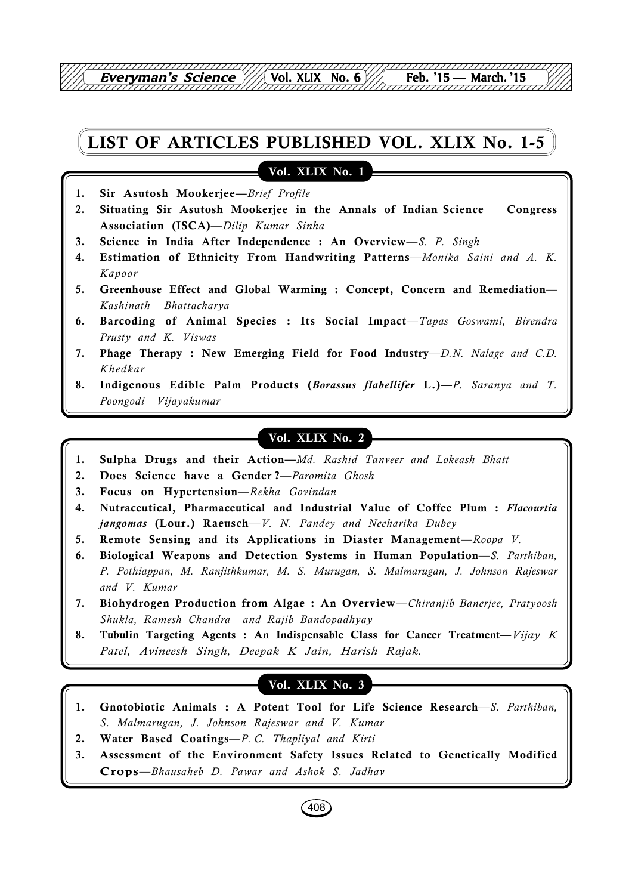# LIST OF ARTICLES PUBLISHED VOL. XLIX No. 1-5

## Vol. XLIX No. 1

1. **Sir Asutosh Mookerjee**—*Brief Profile*
2. **Situating Sir Asutosh Mookerjee in the Annals of Indian Science Congress Association (ISCA)**—*Dilip Kumar Sinha*
3. **Science in India After Independence : An Overview**—*S. P. Singh*
4. **Estimation of Ethnicity From Handwriting Patterns**—*Monika Saini and A. K. Kapoor*
5. **Greenhouse Effect and Global Warming : Concept, Concern and Remediation**—*Kashinath Bhattacharya*
6. **Barcoding of Animal Species : Its Social Impact**—*Tapas Goswami, Birendra Prusty and K. Viswas*
7. **Phage Therapy : New Emerging Field for Food Industry**—*D.N. Nalage and C.D. Khedkar*
8. **Indigenous Edible Palm Products (*Borassus flabellifer* L.)**—*P. Saranya and T. Poongodi Vijayakumar*

## Vol. XLIX No. 2

1. **Sulpha Drugs and their Action**—*Md. Rashid Tanveer and Lokeash Bhatt*
2. **Does Science have a Gender ?**—*Paromita Ghosh*
3. **Focus on Hypertension**—*Rekha Govindan*
4. **Nutraceutical, Pharmaceutical and Industrial Value of Coffee Plum : *Flacourtia jangomas* (Lour.) Raeusch**—*V. N. Pandey and Neeharika Dubey*
5. **Remote Sensing and its Applications in Diaster Management**—*Roopa V.*
6. **Biological Weapons and Detection Systems in Human Population**—*S. Parthiban, P. Pothiappan, M. Ranjithkumar, M. S. Murugan, S. Malmarugan, J. Johnson Rajeswar and V. Kumar*
7. **Biohydrogen Production from Algae : An Overview**—*Chiranjib Banerjee, Pratyoosh Shukla, Ramesh Chandra and Rajib Bandopadhyay*
8. **Tubulin Targeting Agents : An Indispensable Class for Cancer Treatment**—*Vijay K Patel, Avineesh Singh, Deepak K Jain, Harish Rajak.*

## Vol. XLIX No. 3

1. **Gnotobiotic Animals : A Potent Tool for Life Science Research**—*S. Parthiban, S. Malmarugan, J. Johnson Rajeswar and V. Kumar*
2. **Water Based Coatings**—*P. C. Thapliyal and Kirti*
3. **Assessment of the Environment Safety Issues Related to Genetically Modified Crops**—*Bhausaheb D. Pawar and Ashok S. Jadhav*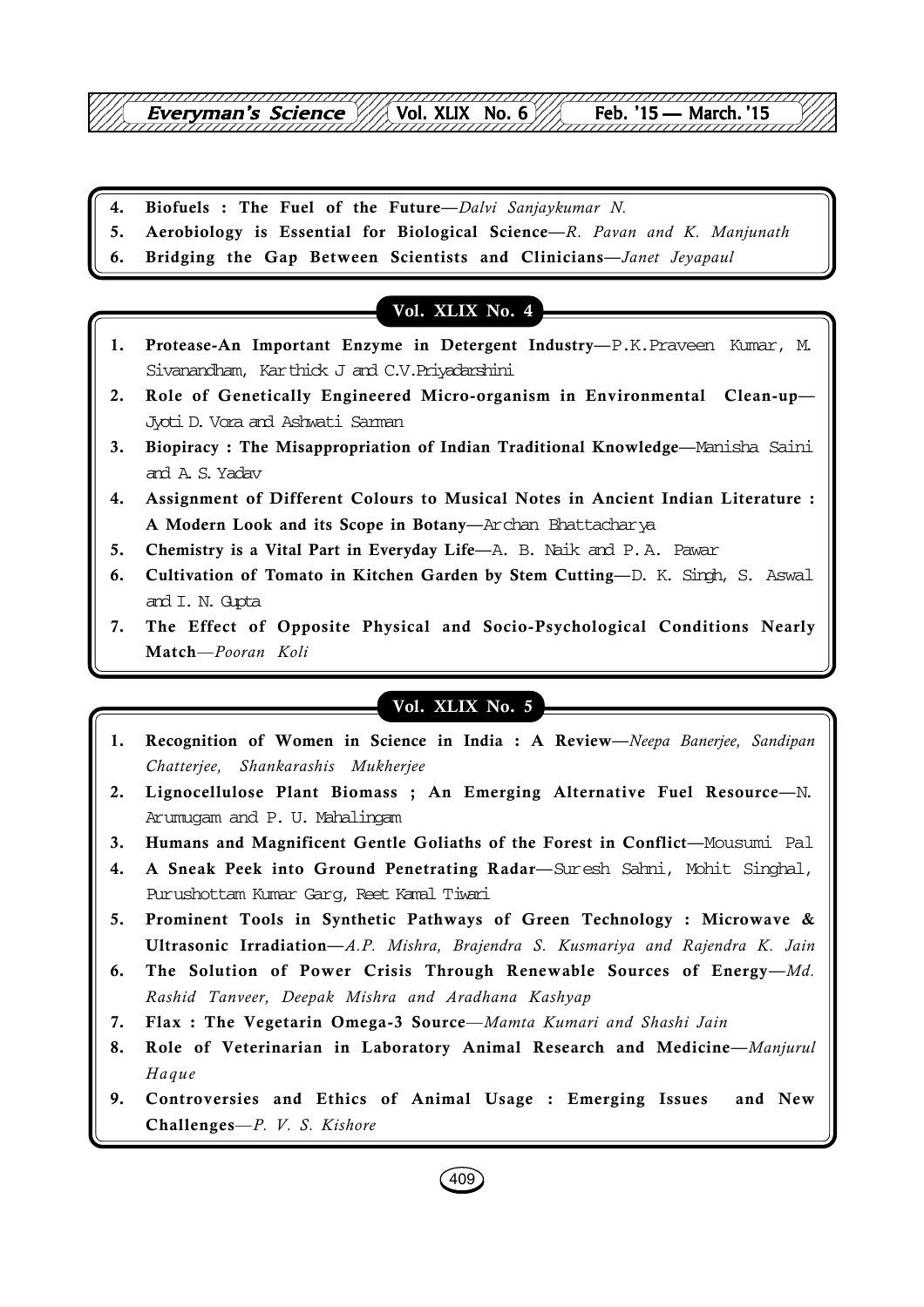4. **Biofuels : The Fuel of the Future**—*Dalvi Sanjaykumar N.*
5. **Aerobiology is Essential for Biological Science**—*R. Pavan and K. Manjunath*
6. **Bridging the Gap Between Scientists and Clinicians**—*Janet Jeyapaul*

## Vol. XLIX No. 4

1. **Protease-An Important Enzyme in Detergent Industry**—P.K.Praveen Kumar, M. Sivanandham, Karthick J and C.V.Priyadarshini
2. **Role of Genetically Engineered Micro-organism in Environmental Clean-up**—Jyoti D. Vora and Ashwati Sarman
3. **Biopiracy : The Misappropriation of Indian Traditional Knowledge**—Manisha Saini and A. S. Yadav
4. **Assignment of Different Colours to Musical Notes in Ancient Indian Literature : A Modern Look and its Scope in Botany**—Archan Bhattacharya
5. **Chemistry is a Vital Part in Everyday Life**—A. B. Naik and P. A. Pawar
6. **Cultivation of Tomato in Kitchen Garden by Stem Cutting**—D. K. Singh, S. Aswal and I. N. Gupta
7. **The Effect of Opposite Physical and Socio-Psychological Conditions Nearly Match**—*Pooran Koli*

## Vol. XLIX No. 5

1. **Recognition of Women in Science in India : A Review**—*Neepa Banerjee, Sandipan Chatterjee, Shankarashis Mukherjee*
2. **Lignocellulose Plant Biomass ; An Emerging Alternative Fuel Resource**—N. Arumugam and P. U. Mahalingam
3. **Humans and Magnificent Gentle Goliaths of the Forest in Conflict**—Mousumi Pal
4. **A Sneak Peek into Ground Penetrating Radar**—Suresh Sahni, Mohit Singhal, Purushottam Kumar Garg, Reet Kamal Tiwari
5. **Prominent Tools in Synthetic Pathways of Green Technology : Microwave & Ultrasonic Irradiation**—*A.P. Mishra, Brajendra S. Kusmariya and Rajendra K. Jain*
6. **The Solution of Power Crisis Through Renewable Sources of Energy**—*Md. Rashid Tanveer, Deepak Mishra and Aradhana Kashyap*
7. **Flax : The Vegetarin Omega-3 Source**—*Mamta Kumari and Shashi Jain*
8. **Role of Veterinarian in Laboratory Animal Research and Medicine**—*Manjurul Haque*
9. **Controversies and Ethics of Animal Usage : Emerging Issues and New Challenges**—*P. V. S. Kishore*